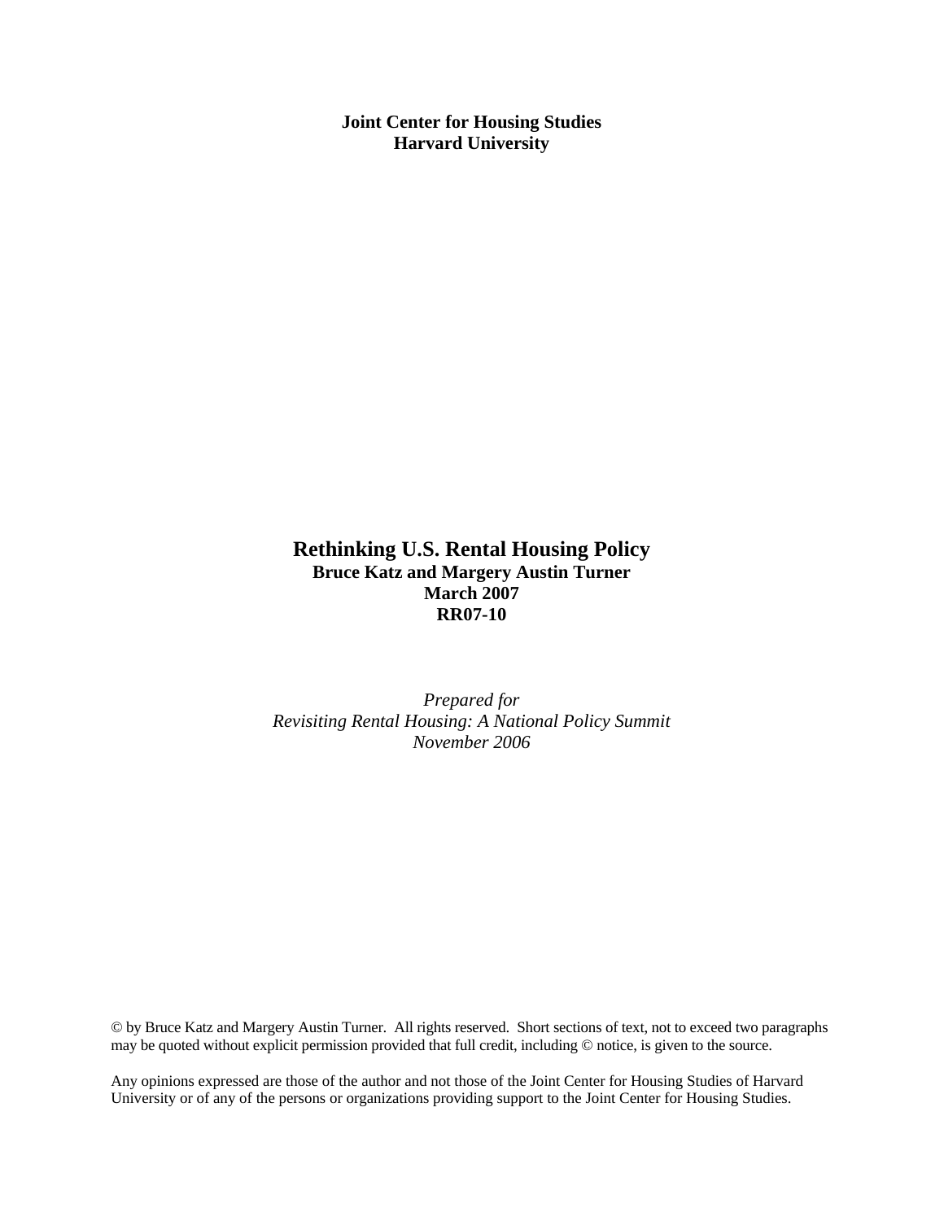**Joint Center for Housing Studies**
**Harvard University**

# Rethinking U.S. Rental Housing Policy

**Bruce Katz and Margery Austin Turner**
**March 2007**
**RR07-10**

*Prepared for*
*Revisiting Rental Housing: A National Policy Summit*
*November 2006*

© by Bruce Katz and Margery Austin Turner. All rights reserved. Short sections of text, not to exceed two paragraphs may be quoted without explicit permission provided that full credit, including © notice, is given to the source.

Any opinions expressed are those of the author and not those of the Joint Center for Housing Studies of Harvard University or of any of the persons or organizations providing support to the Joint Center for Housing Studies.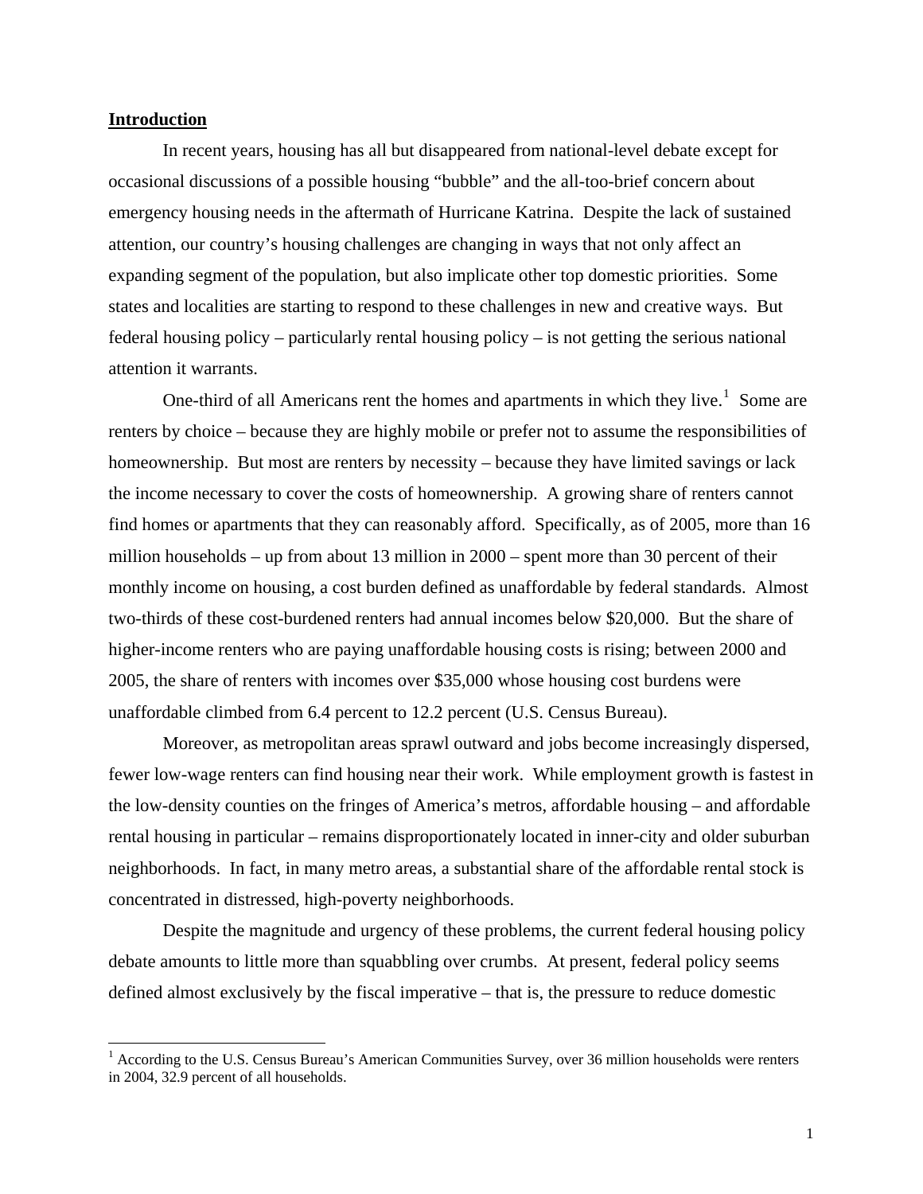## **Introduction**

In recent years, housing has all but disappeared from national-level debate except for occasional discussions of a possible housing "bubble" and the all-too-brief concern about emergency housing needs in the aftermath of Hurricane Katrina. Despite the lack of sustained attention, our country's housing challenges are changing in ways that not only affect an expanding segment of the population, but also implicate other top domestic priorities. Some states and localities are starting to respond to these challenges in new and creative ways. But federal housing policy – particularly rental housing policy – is not getting the serious national attention it warrants.

One-third of all Americans rent the homes and apartments in which they live.[1] Some are renters by choice – because they are highly mobile or prefer not to assume the responsibilities of homeownership. But most are renters by necessity – because they have limited savings or lack the income necessary to cover the costs of homeownership. A growing share of renters cannot find homes or apartments that they can reasonably afford. Specifically, as of 2005, more than 16 million households – up from about 13 million in 2000 – spent more than 30 percent of their monthly income on housing, a cost burden defined as unaffordable by federal standards. Almost two-thirds of these cost-burdened renters had annual incomes below $20,000. But the share of higher-income renters who are paying unaffordable housing costs is rising; between 2000 and 2005, the share of renters with incomes over $35,000 whose housing cost burdens were unaffordable climbed from 6.4 percent to 12.2 percent (U.S. Census Bureau).

Moreover, as metropolitan areas sprawl outward and jobs become increasingly dispersed, fewer low-wage renters can find housing near their work. While employment growth is fastest in the low-density counties on the fringes of America's metros, affordable housing – and affordable rental housing in particular – remains disproportionately located in inner-city and older suburban neighborhoods. In fact, in many metro areas, a substantial share of the affordable rental stock is concentrated in distressed, high-poverty neighborhoods.

Despite the magnitude and urgency of these problems, the current federal housing policy debate amounts to little more than squabbling over crumbs. At present, federal policy seems defined almost exclusively by the fiscal imperative – that is, the pressure to reduce domestic

[1] According to the U.S. Census Bureau's American Communities Survey, over 36 million households were renters in 2004, 32.9 percent of all households.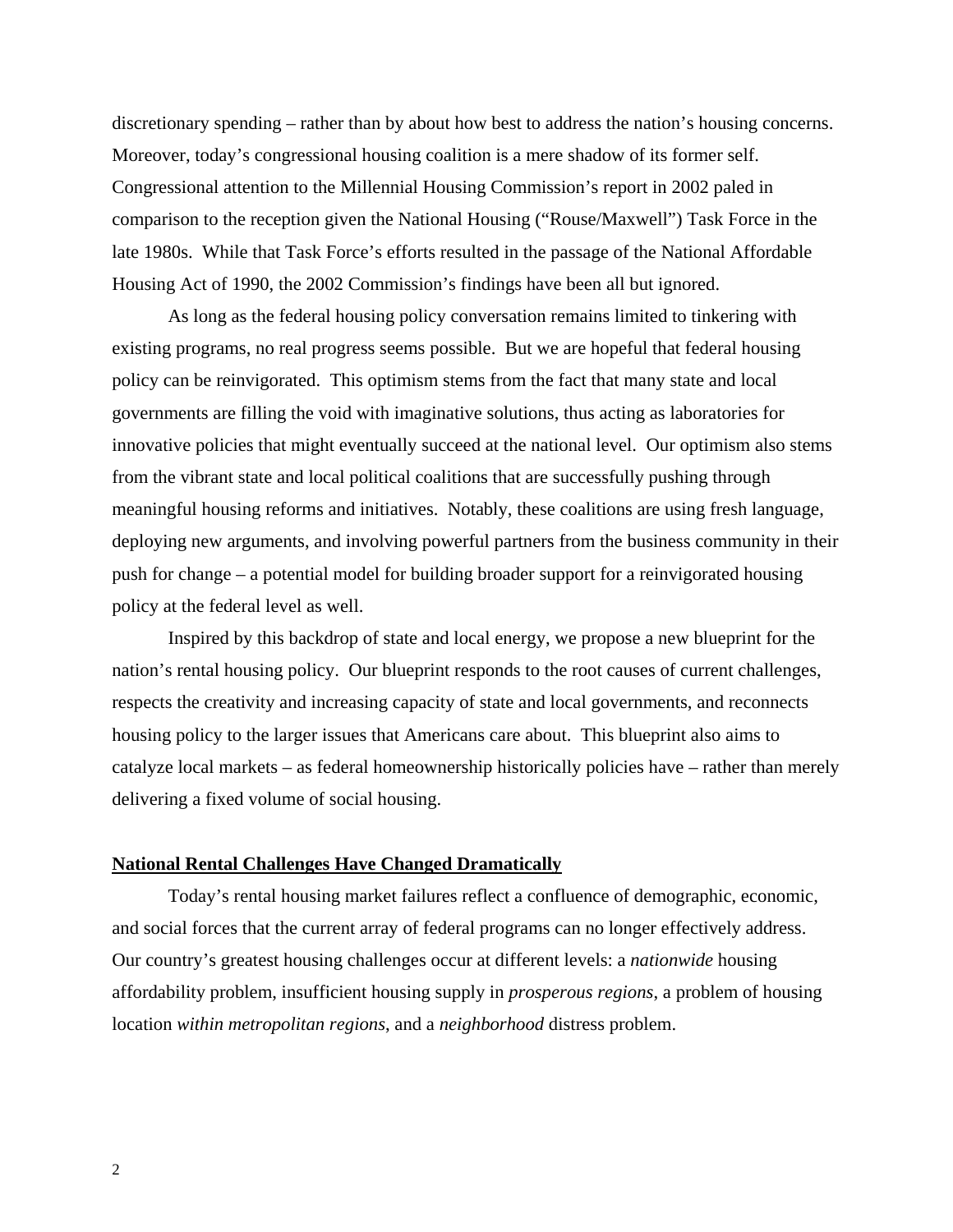discretionary spending – rather than by about how best to address the nation's housing concerns. Moreover, today's congressional housing coalition is a mere shadow of its former self. Congressional attention to the Millennial Housing Commission's report in 2002 paled in comparison to the reception given the National Housing ("Rouse/Maxwell") Task Force in the late 1980s. While that Task Force's efforts resulted in the passage of the National Affordable Housing Act of 1990, the 2002 Commission's findings have been all but ignored.

As long as the federal housing policy conversation remains limited to tinkering with existing programs, no real progress seems possible. But we are hopeful that federal housing policy can be reinvigorated. This optimism stems from the fact that many state and local governments are filling the void with imaginative solutions, thus acting as laboratories for innovative policies that might eventually succeed at the national level. Our optimism also stems from the vibrant state and local political coalitions that are successfully pushing through meaningful housing reforms and initiatives. Notably, these coalitions are using fresh language, deploying new arguments, and involving powerful partners from the business community in their push for change – a potential model for building broader support for a reinvigorated housing policy at the federal level as well.

Inspired by this backdrop of state and local energy, we propose a new blueprint for the nation's rental housing policy. Our blueprint responds to the root causes of current challenges, respects the creativity and increasing capacity of state and local governments, and reconnects housing policy to the larger issues that Americans care about. This blueprint also aims to catalyze local markets – as federal homeownership historically policies have – rather than merely delivering a fixed volume of social housing.

**<u>National Rental Challenges Have Changed Dramatically</u>**

Today's rental housing market failures reflect a confluence of demographic, economic, and social forces that the current array of federal programs can no longer effectively address. Our country's greatest housing challenges occur at different levels: a *nationwide* housing affordability problem, insufficient housing supply in *prosperous regions*, a problem of housing location *within metropolitan regions*, and a *neighborhood* distress problem.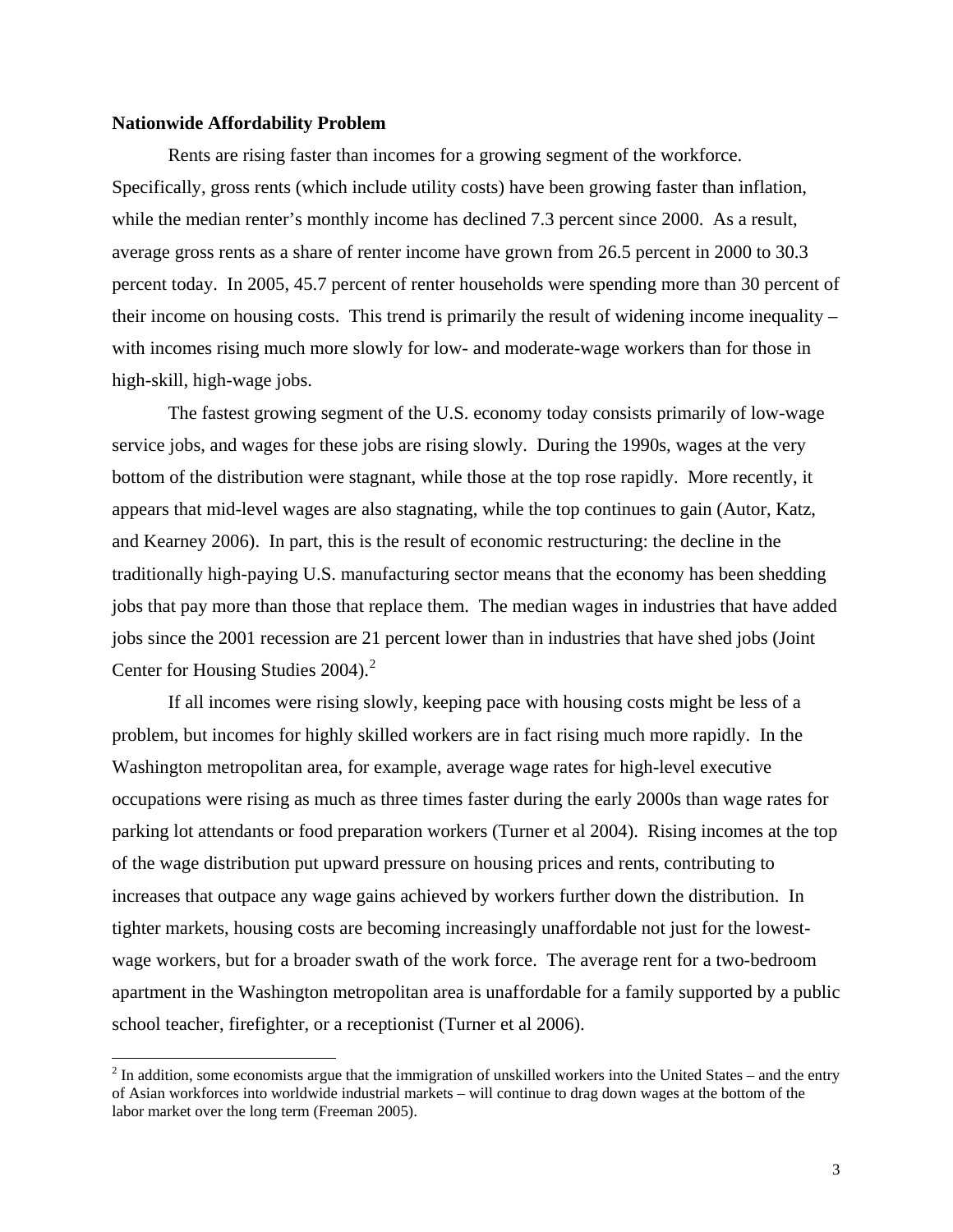**Nationwide Affordability Problem**

Rents are rising faster than incomes for a growing segment of the workforce. Specifically, gross rents (which include utility costs) have been growing faster than inflation, while the median renter's monthly income has declined 7.3 percent since 2000. As a result, average gross rents as a share of renter income have grown from 26.5 percent in 2000 to 30.3 percent today. In 2005, 45.7 percent of renter households were spending more than 30 percent of their income on housing costs. This trend is primarily the result of widening income inequality – with incomes rising much more slowly for low- and moderate-wage workers than for those in high-skill, high-wage jobs.

The fastest growing segment of the U.S. economy today consists primarily of low-wage service jobs, and wages for these jobs are rising slowly. During the 1990s, wages at the very bottom of the distribution were stagnant, while those at the top rose rapidly. More recently, it appears that mid-level wages are also stagnating, while the top continues to gain (Autor, Katz, and Kearney 2006). In part, this is the result of economic restructuring: the decline in the traditionally high-paying U.S. manufacturing sector means that the economy has been shedding jobs that pay more than those that replace them. The median wages in industries that have added jobs since the 2001 recession are 21 percent lower than in industries that have shed jobs (Joint Center for Housing Studies 2004).[2]

If all incomes were rising slowly, keeping pace with housing costs might be less of a problem, but incomes for highly skilled workers are in fact rising much more rapidly. In the Washington metropolitan area, for example, average wage rates for high-level executive occupations were rising as much as three times faster during the early 2000s than wage rates for parking lot attendants or food preparation workers (Turner et al 2004). Rising incomes at the top of the wage distribution put upward pressure on housing prices and rents, contributing to increases that outpace any wage gains achieved by workers further down the distribution. In tighter markets, housing costs are becoming increasingly unaffordable not just for the lowest-wage workers, but for a broader swath of the work force. The average rent for a two-bedroom apartment in the Washington metropolitan area is unaffordable for a family supported by a public school teacher, firefighter, or a receptionist (Turner et al 2006).

[2] In addition, some economists argue that the immigration of unskilled workers into the United States – and the entry of Asian workforces into worldwide industrial markets – will continue to drag down wages at the bottom of the labor market over the long term (Freeman 2005).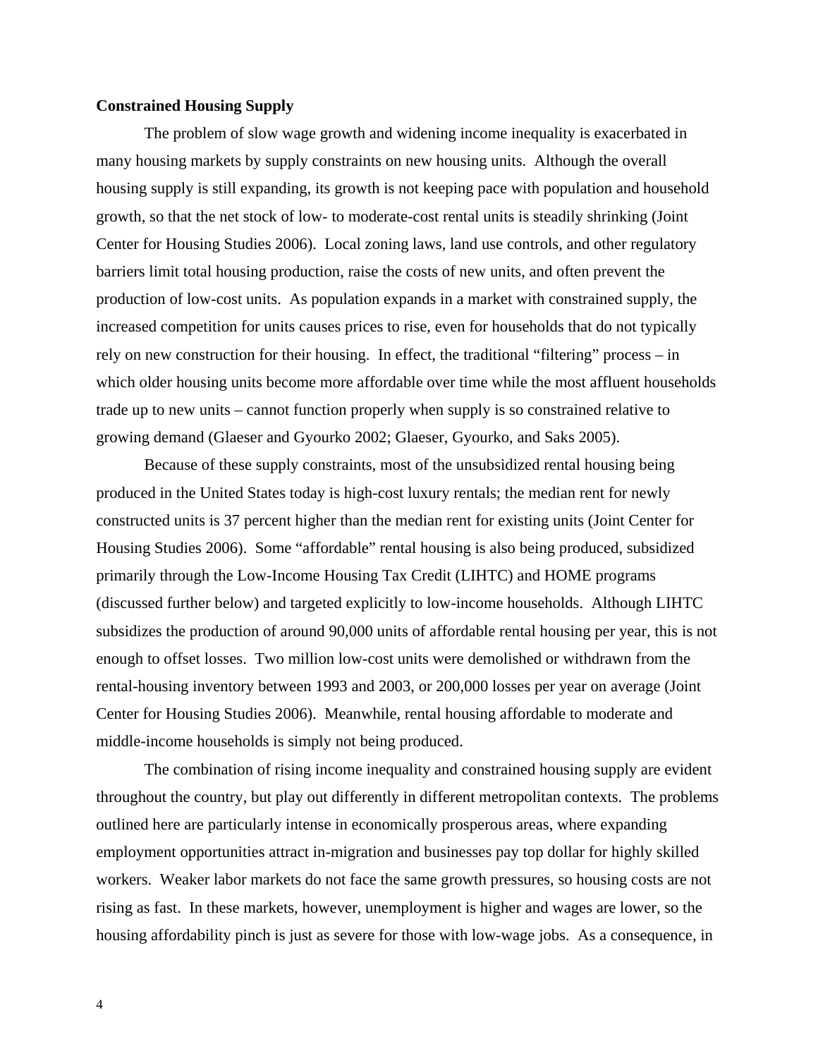**Constrained Housing Supply**

The problem of slow wage growth and widening income inequality is exacerbated in many housing markets by supply constraints on new housing units. Although the overall housing supply is still expanding, its growth is not keeping pace with population and household growth, so that the net stock of low- to moderate-cost rental units is steadily shrinking (Joint Center for Housing Studies 2006). Local zoning laws, land use controls, and other regulatory barriers limit total housing production, raise the costs of new units, and often prevent the production of low-cost units. As population expands in a market with constrained supply, the increased competition for units causes prices to rise, even for households that do not typically rely on new construction for their housing. In effect, the traditional "filtering" process – in which older housing units become more affordable over time while the most affluent households trade up to new units – cannot function properly when supply is so constrained relative to growing demand (Glaeser and Gyourko 2002; Glaeser, Gyourko, and Saks 2005).

Because of these supply constraints, most of the unsubsidized rental housing being produced in the United States today is high-cost luxury rentals; the median rent for newly constructed units is 37 percent higher than the median rent for existing units (Joint Center for Housing Studies 2006). Some "affordable" rental housing is also being produced, subsidized primarily through the Low-Income Housing Tax Credit (LIHTC) and HOME programs (discussed further below) and targeted explicitly to low-income households. Although LIHTC subsidizes the production of around 90,000 units of affordable rental housing per year, this is not enough to offset losses. Two million low-cost units were demolished or withdrawn from the rental-housing inventory between 1993 and 2003, or 200,000 losses per year on average (Joint Center for Housing Studies 2006). Meanwhile, rental housing affordable to moderate and middle-income households is simply not being produced.

The combination of rising income inequality and constrained housing supply are evident throughout the country, but play out differently in different metropolitan contexts. The problems outlined here are particularly intense in economically prosperous areas, where expanding employment opportunities attract in-migration and businesses pay top dollar for highly skilled workers. Weaker labor markets do not face the same growth pressures, so housing costs are not rising as fast. In these markets, however, unemployment is higher and wages are lower, so the housing affordability pinch is just as severe for those with low-wage jobs. As a consequence, in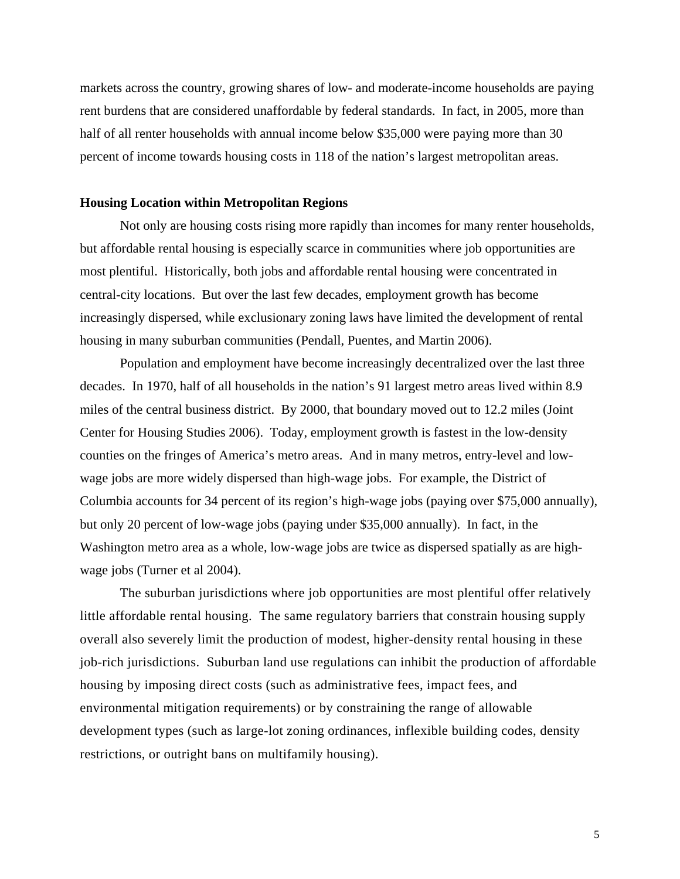markets across the country, growing shares of low- and moderate-income households are paying rent burdens that are considered unaffordable by federal standards. In fact, in 2005, more than half of all renter households with annual income below $35,000 were paying more than 30 percent of income towards housing costs in 118 of the nation's largest metropolitan areas.

**Housing Location within Metropolitan Regions**

Not only are housing costs rising more rapidly than incomes for many renter households, but affordable rental housing is especially scarce in communities where job opportunities are most plentiful. Historically, both jobs and affordable rental housing were concentrated in central-city locations. But over the last few decades, employment growth has become increasingly dispersed, while exclusionary zoning laws have limited the development of rental housing in many suburban communities (Pendall, Puentes, and Martin 2006).

Population and employment have become increasingly decentralized over the last three decades. In 1970, half of all households in the nation's 91 largest metro areas lived within 8.9 miles of the central business district. By 2000, that boundary moved out to 12.2 miles (Joint Center for Housing Studies 2006). Today, employment growth is fastest in the low-density counties on the fringes of America's metro areas. And in many metros, entry-level and low-wage jobs are more widely dispersed than high-wage jobs. For example, the District of Columbia accounts for 34 percent of its region's high-wage jobs (paying over $75,000 annually), but only 20 percent of low-wage jobs (paying under $35,000 annually). In fact, in the Washington metro area as a whole, low-wage jobs are twice as dispersed spatially as are high-wage jobs (Turner et al 2004).

The suburban jurisdictions where job opportunities are most plentiful offer relatively little affordable rental housing. The same regulatory barriers that constrain housing supply overall also severely limit the production of modest, higher-density rental housing in these job-rich jurisdictions. Suburban land use regulations can inhibit the production of affordable housing by imposing direct costs (such as administrative fees, impact fees, and environmental mitigation requirements) or by constraining the range of allowable development types (such as large-lot zoning ordinances, inflexible building codes, density restrictions, or outright bans on multifamily housing).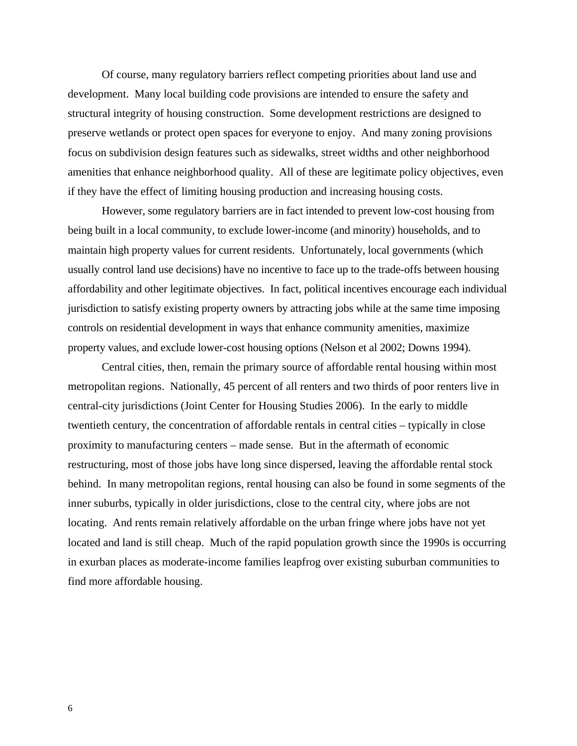Of course, many regulatory barriers reflect competing priorities about land use and development. Many local building code provisions are intended to ensure the safety and structural integrity of housing construction. Some development restrictions are designed to preserve wetlands or protect open spaces for everyone to enjoy. And many zoning provisions focus on subdivision design features such as sidewalks, street widths and other neighborhood amenities that enhance neighborhood quality. All of these are legitimate policy objectives, even if they have the effect of limiting housing production and increasing housing costs.

However, some regulatory barriers are in fact intended to prevent low-cost housing from being built in a local community, to exclude lower-income (and minority) households, and to maintain high property values for current residents. Unfortunately, local governments (which usually control land use decisions) have no incentive to face up to the trade-offs between housing affordability and other legitimate objectives. In fact, political incentives encourage each individual jurisdiction to satisfy existing property owners by attracting jobs while at the same time imposing controls on residential development in ways that enhance community amenities, maximize property values, and exclude lower-cost housing options (Nelson et al 2002; Downs 1994).

Central cities, then, remain the primary source of affordable rental housing within most metropolitan regions. Nationally, 45 percent of all renters and two thirds of poor renters live in central-city jurisdictions (Joint Center for Housing Studies 2006). In the early to middle twentieth century, the concentration of affordable rentals in central cities – typically in close proximity to manufacturing centers – made sense. But in the aftermath of economic restructuring, most of those jobs have long since dispersed, leaving the affordable rental stock behind. In many metropolitan regions, rental housing can also be found in some segments of the inner suburbs, typically in older jurisdictions, close to the central city, where jobs are not locating. And rents remain relatively affordable on the urban fringe where jobs have not yet located and land is still cheap. Much of the rapid population growth since the 1990s is occurring in exurban places as moderate-income families leapfrog over existing suburban communities to find more affordable housing.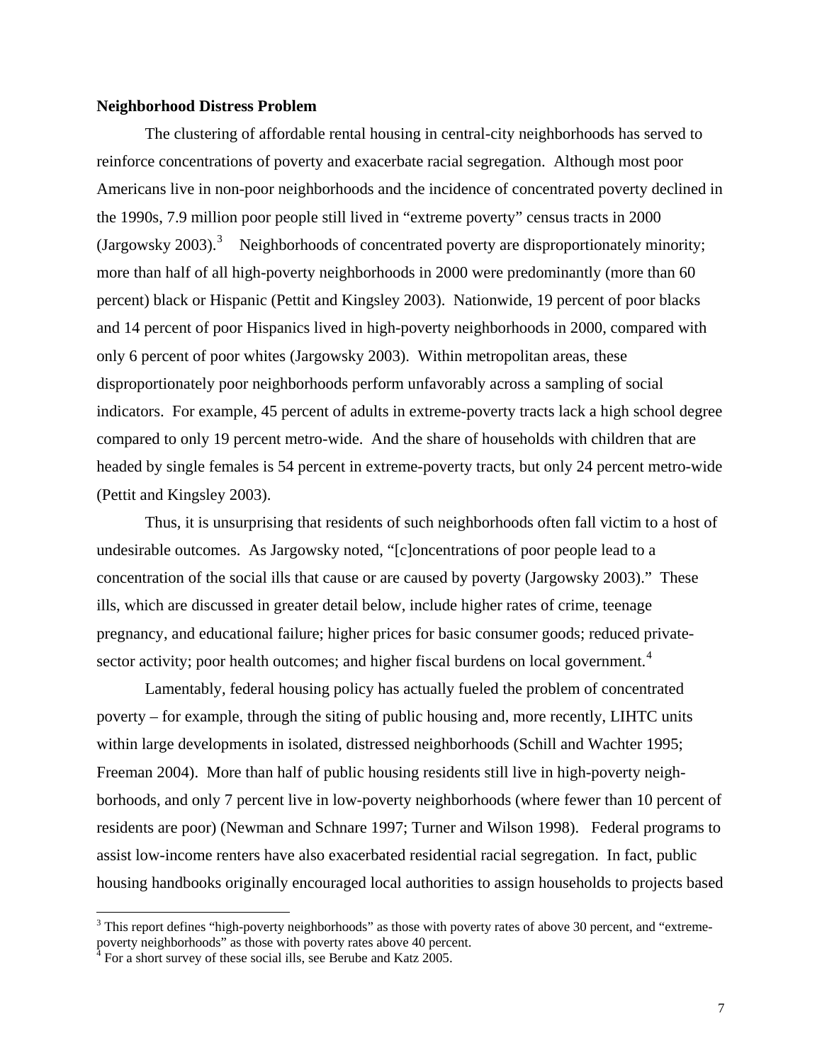**Neighborhood Distress Problem**

The clustering of affordable rental housing in central-city neighborhoods has served to reinforce concentrations of poverty and exacerbate racial segregation. Although most poor Americans live in non-poor neighborhoods and the incidence of concentrated poverty declined in the 1990s, 7.9 million poor people still lived in "extreme poverty" census tracts in 2000 (Jargowsky 2003).[3] Neighborhoods of concentrated poverty are disproportionately minority; more than half of all high-poverty neighborhoods in 2000 were predominantly (more than 60 percent) black or Hispanic (Pettit and Kingsley 2003). Nationwide, 19 percent of poor blacks and 14 percent of poor Hispanics lived in high-poverty neighborhoods in 2000, compared with only 6 percent of poor whites (Jargowsky 2003). Within metropolitan areas, these disproportionately poor neighborhoods perform unfavorably across a sampling of social indicators. For example, 45 percent of adults in extreme-poverty tracts lack a high school degree compared to only 19 percent metro-wide. And the share of households with children that are headed by single females is 54 percent in extreme-poverty tracts, but only 24 percent metro-wide (Pettit and Kingsley 2003).

Thus, it is unsurprising that residents of such neighborhoods often fall victim to a host of undesirable outcomes. As Jargowsky noted, "[c]oncentrations of poor people lead to a concentration of the social ills that cause or are caused by poverty (Jargowsky 2003)." These ills, which are discussed in greater detail below, include higher rates of crime, teenage pregnancy, and educational failure; higher prices for basic consumer goods; reduced private-sector activity; poor health outcomes; and higher fiscal burdens on local government.[4]

Lamentably, federal housing policy has actually fueled the problem of concentrated poverty – for example, through the siting of public housing and, more recently, LIHTC units within large developments in isolated, distressed neighborhoods (Schill and Wachter 1995; Freeman 2004). More than half of public housing residents still live in high-poverty neighborhoods, and only 7 percent live in low-poverty neighborhoods (where fewer than 10 percent of residents are poor) (Newman and Schnare 1997; Turner and Wilson 1998). Federal programs to assist low-income renters have also exacerbated residential racial segregation. In fact, public housing handbooks originally encouraged local authorities to assign households to projects based

[3] This report defines "high-poverty neighborhoods" as those with poverty rates of above 30 percent, and "extreme-poverty neighborhoods" as those with poverty rates above 40 percent.

[4] For a short survey of these social ills, see Berube and Katz 2005.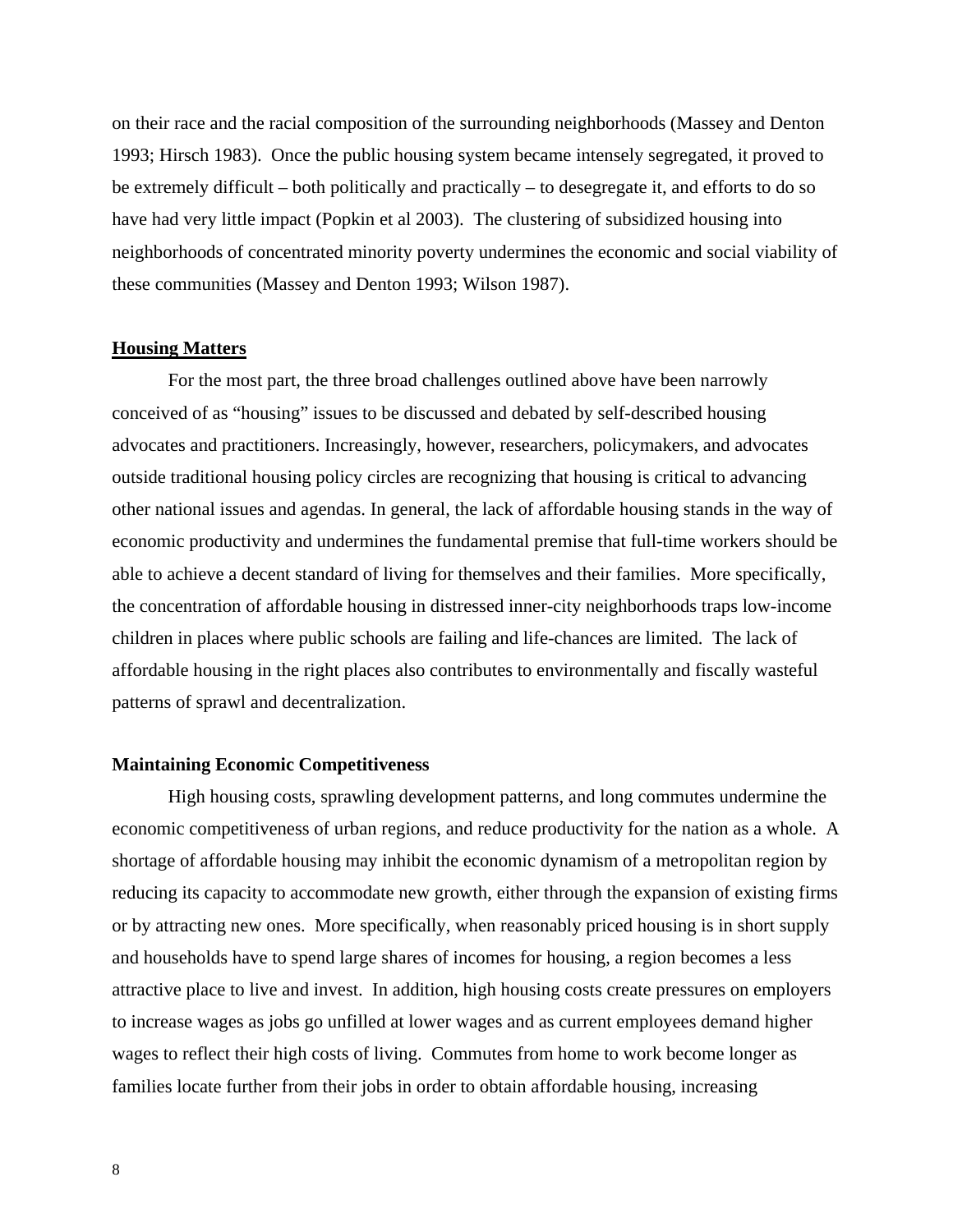on their race and the racial composition of the surrounding neighborhoods (Massey and Denton 1993; Hirsch 1983). Once the public housing system became intensely segregated, it proved to be extremely difficult – both politically and practically – to desegregate it, and efforts to do so have had very little impact (Popkin et al 2003). The clustering of subsidized housing into neighborhoods of concentrated minority poverty undermines the economic and social viability of these communities (Massey and Denton 1993; Wilson 1987).

## Housing Matters

For the most part, the three broad challenges outlined above have been narrowly conceived of as "housing" issues to be discussed and debated by self-described housing advocates and practitioners. Increasingly, however, researchers, policymakers, and advocates outside traditional housing policy circles are recognizing that housing is critical to advancing other national issues and agendas. In general, the lack of affordable housing stands in the way of economic productivity and undermines the fundamental premise that full-time workers should be able to achieve a decent standard of living for themselves and their families. More specifically, the concentration of affordable housing in distressed inner-city neighborhoods traps low-income children in places where public schools are failing and life-chances are limited. The lack of affordable housing in the right places also contributes to environmentally and fiscally wasteful patterns of sprawl and decentralization.

### Maintaining Economic Competitiveness

High housing costs, sprawling development patterns, and long commutes undermine the economic competitiveness of urban regions, and reduce productivity for the nation as a whole. A shortage of affordable housing may inhibit the economic dynamism of a metropolitan region by reducing its capacity to accommodate new growth, either through the expansion of existing firms or by attracting new ones. More specifically, when reasonably priced housing is in short supply and households have to spend large shares of incomes for housing, a region becomes a less attractive place to live and invest. In addition, high housing costs create pressures on employers to increase wages as jobs go unfilled at lower wages and as current employees demand higher wages to reflect their high costs of living. Commutes from home to work become longer as families locate further from their jobs in order to obtain affordable housing, increasing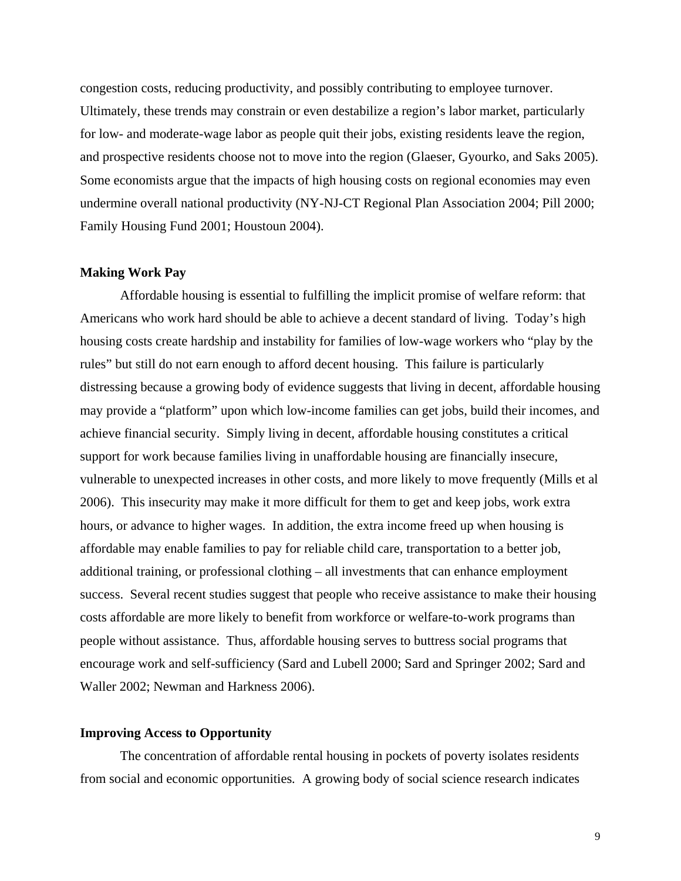congestion costs, reducing productivity, and possibly contributing to employee turnover. Ultimately, these trends may constrain or even destabilize a region's labor market, particularly for low- and moderate-wage labor as people quit their jobs, existing residents leave the region, and prospective residents choose not to move into the region (Glaeser, Gyourko, and Saks 2005). Some economists argue that the impacts of high housing costs on regional economies may even undermine overall national productivity (NY-NJ-CT Regional Plan Association 2004; Pill 2000; Family Housing Fund 2001; Houstoun 2004).

**Making Work Pay**

Affordable housing is essential to fulfilling the implicit promise of welfare reform: that Americans who work hard should be able to achieve a decent standard of living. Today's high housing costs create hardship and instability for families of low-wage workers who "play by the rules" but still do not earn enough to afford decent housing. This failure is particularly distressing because a growing body of evidence suggests that living in decent, affordable housing may provide a "platform" upon which low-income families can get jobs, build their incomes, and achieve financial security. Simply living in decent, affordable housing constitutes a critical support for work because families living in unaffordable housing are financially insecure, vulnerable to unexpected increases in other costs, and more likely to move frequently (Mills et al 2006). This insecurity may make it more difficult for them to get and keep jobs, work extra hours, or advance to higher wages. In addition, the extra income freed up when housing is affordable may enable families to pay for reliable child care, transportation to a better job, additional training, or professional clothing – all investments that can enhance employment success. Several recent studies suggest that people who receive assistance to make their housing costs affordable are more likely to benefit from workforce or welfare-to-work programs than people without assistance. Thus, affordable housing serves to buttress social programs that encourage work and self-sufficiency (Sard and Lubell 2000; Sard and Springer 2002; Sard and Waller 2002; Newman and Harkness 2006).

**Improving Access to Opportunity**

The concentration of affordable rental housing in pockets of poverty isolates residents from social and economic opportunities. A growing body of social science research indicates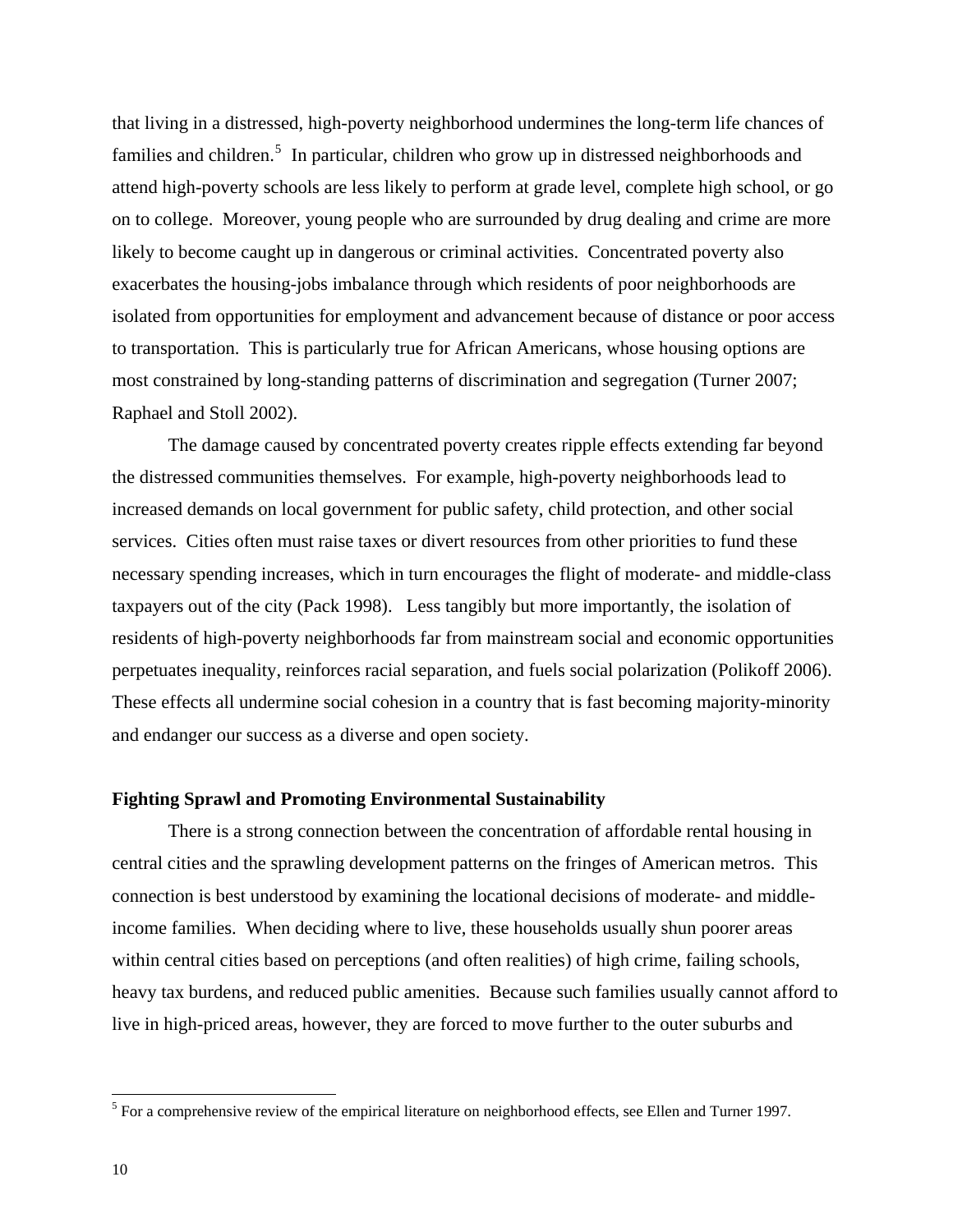that living in a distressed, high-poverty neighborhood undermines the long-term life chances of families and children.[5] In particular, children who grow up in distressed neighborhoods and attend high-poverty schools are less likely to perform at grade level, complete high school, or go on to college. Moreover, young people who are surrounded by drug dealing and crime are more likely to become caught up in dangerous or criminal activities. Concentrated poverty also exacerbates the housing-jobs imbalance through which residents of poor neighborhoods are isolated from opportunities for employment and advancement because of distance or poor access to transportation. This is particularly true for African Americans, whose housing options are most constrained by long-standing patterns of discrimination and segregation (Turner 2007; Raphael and Stoll 2002).

The damage caused by concentrated poverty creates ripple effects extending far beyond the distressed communities themselves. For example, high-poverty neighborhoods lead to increased demands on local government for public safety, child protection, and other social services. Cities often must raise taxes or divert resources from other priorities to fund these necessary spending increases, which in turn encourages the flight of moderate- and middle-class taxpayers out of the city (Pack 1998). Less tangibly but more importantly, the isolation of residents of high-poverty neighborhoods far from mainstream social and economic opportunities perpetuates inequality, reinforces racial separation, and fuels social polarization (Polikoff 2006). These effects all undermine social cohesion in a country that is fast becoming majority-minority and endanger our success as a diverse and open society.

**Fighting Sprawl and Promoting Environmental Sustainability**

There is a strong connection between the concentration of affordable rental housing in central cities and the sprawling development patterns on the fringes of American metros. This connection is best understood by examining the locational decisions of moderate- and middle-income families. When deciding where to live, these households usually shun poorer areas within central cities based on perceptions (and often realities) of high crime, failing schools, heavy tax burdens, and reduced public amenities. Because such families usually cannot afford to live in high-priced areas, however, they are forced to move further to the outer suburbs and

[5] For a comprehensive review of the empirical literature on neighborhood effects, see Ellen and Turner 1997.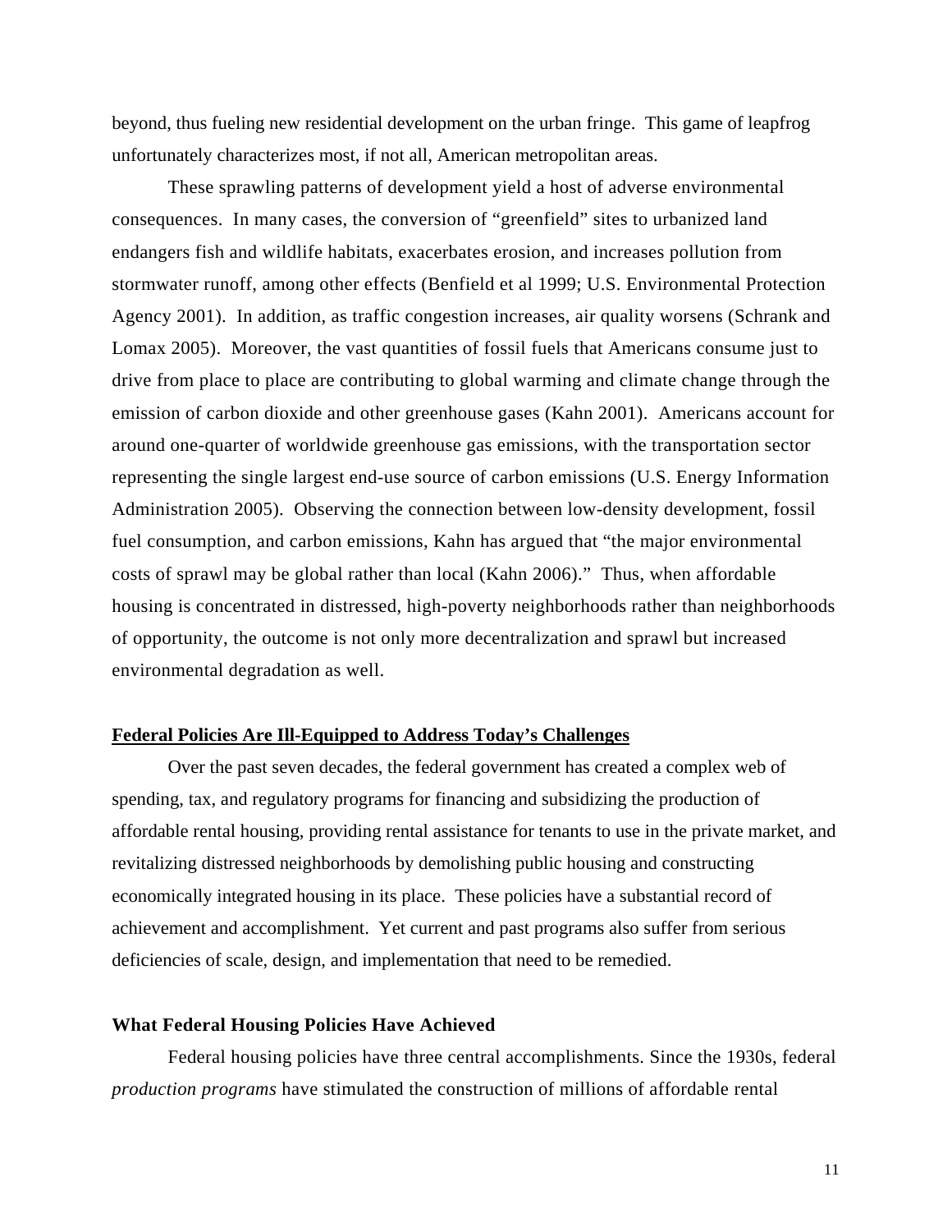beyond, thus fueling new residential development on the urban fringe. This game of leapfrog unfortunately characterizes most, if not all, American metropolitan areas.

These sprawling patterns of development yield a host of adverse environmental consequences. In many cases, the conversion of "greenfield" sites to urbanized land endangers fish and wildlife habitats, exacerbates erosion, and increases pollution from stormwater runoff, among other effects (Benfield et al 1999; U.S. Environmental Protection Agency 2001). In addition, as traffic congestion increases, air quality worsens (Schrank and Lomax 2005). Moreover, the vast quantities of fossil fuels that Americans consume just to drive from place to place are contributing to global warming and climate change through the emission of carbon dioxide and other greenhouse gases (Kahn 2001). Americans account for around one-quarter of worldwide greenhouse gas emissions, with the transportation sector representing the single largest end-use source of carbon emissions (U.S. Energy Information Administration 2005). Observing the connection between low-density development, fossil fuel consumption, and carbon emissions, Kahn has argued that "the major environmental costs of sprawl may be global rather than local (Kahn 2006)." Thus, when affordable housing is concentrated in distressed, high-poverty neighborhoods rather than neighborhoods of opportunity, the outcome is not only more decentralization and sprawl but increased environmental degradation as well.

## Federal Policies Are Ill-Equipped to Address Today's Challenges

Over the past seven decades, the federal government has created a complex web of spending, tax, and regulatory programs for financing and subsidizing the production of affordable rental housing, providing rental assistance for tenants to use in the private market, and revitalizing distressed neighborhoods by demolishing public housing and constructing economically integrated housing in its place. These policies have a substantial record of achievement and accomplishment. Yet current and past programs also suffer from serious deficiencies of scale, design, and implementation that need to be remedied.

### What Federal Housing Policies Have Achieved

Federal housing policies have three central accomplishments. Since the 1930s, federal *production programs* have stimulated the construction of millions of affordable rental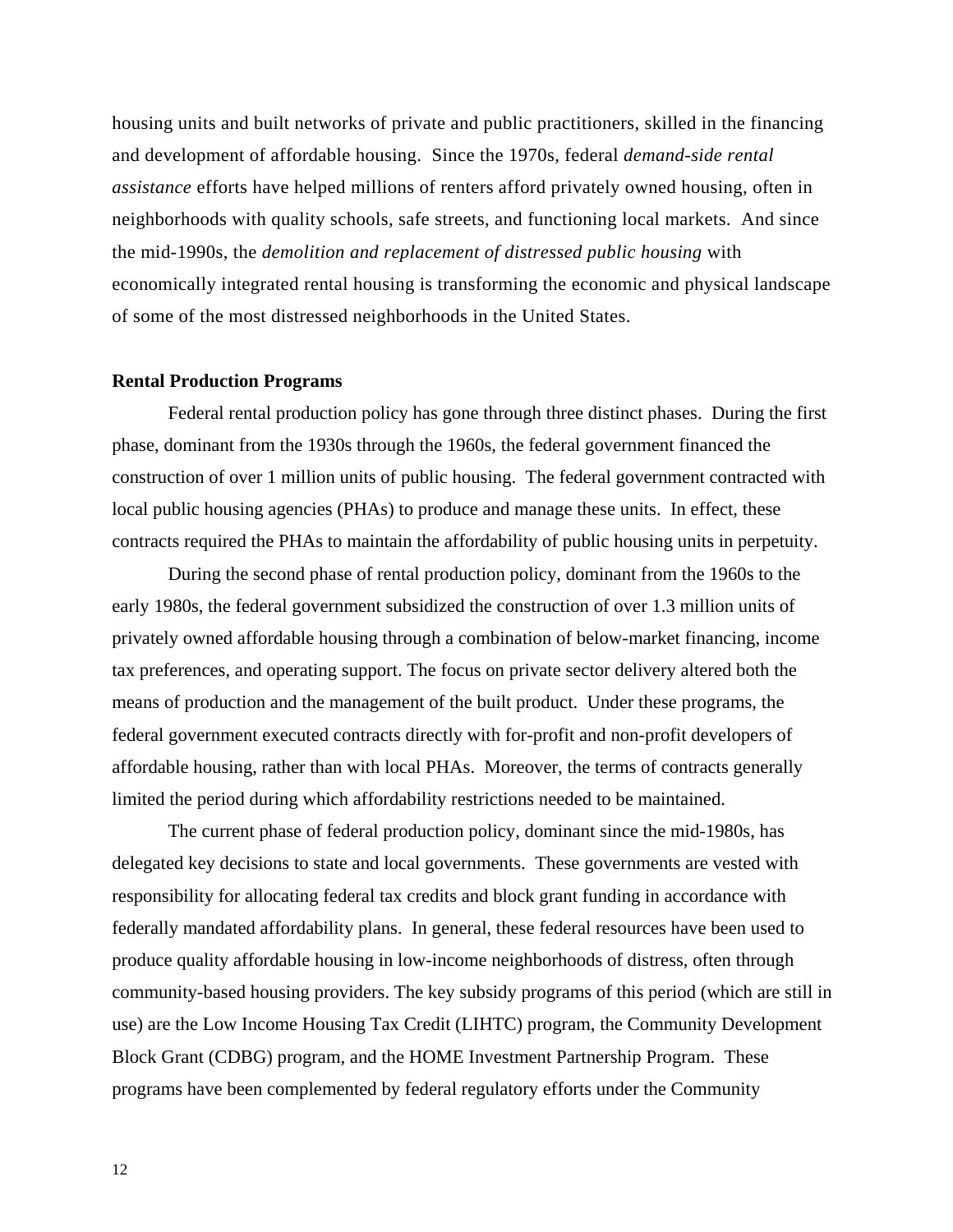housing units and built networks of private and public practitioners, skilled in the financing and development of affordable housing. Since the 1970s, federal *demand-side rental assistance* efforts have helped millions of renters afford privately owned housing, often in neighborhoods with quality schools, safe streets, and functioning local markets. And since the mid-1990s, the *demolition and replacement of distressed public housing* with economically integrated rental housing is transforming the economic and physical landscape of some of the most distressed neighborhoods in the United States.

**Rental Production Programs**

Federal rental production policy has gone through three distinct phases. During the first phase, dominant from the 1930s through the 1960s, the federal government financed the construction of over 1 million units of public housing. The federal government contracted with local public housing agencies (PHAs) to produce and manage these units. In effect, these contracts required the PHAs to maintain the affordability of public housing units in perpetuity.

During the second phase of rental production policy, dominant from the 1960s to the early 1980s, the federal government subsidized the construction of over 1.3 million units of privately owned affordable housing through a combination of below-market financing, income tax preferences, and operating support. The focus on private sector delivery altered both the means of production and the management of the built product. Under these programs, the federal government executed contracts directly with for-profit and non-profit developers of affordable housing, rather than with local PHAs. Moreover, the terms of contracts generally limited the period during which affordability restrictions needed to be maintained.

The current phase of federal production policy, dominant since the mid-1980s, has delegated key decisions to state and local governments. These governments are vested with responsibility for allocating federal tax credits and block grant funding in accordance with federally mandated affordability plans. In general, these federal resources have been used to produce quality affordable housing in low-income neighborhoods of distress, often through community-based housing providers. The key subsidy programs of this period (which are still in use) are the Low Income Housing Tax Credit (LIHTC) program, the Community Development Block Grant (CDBG) program, and the HOME Investment Partnership Program. These programs have been complemented by federal regulatory efforts under the Community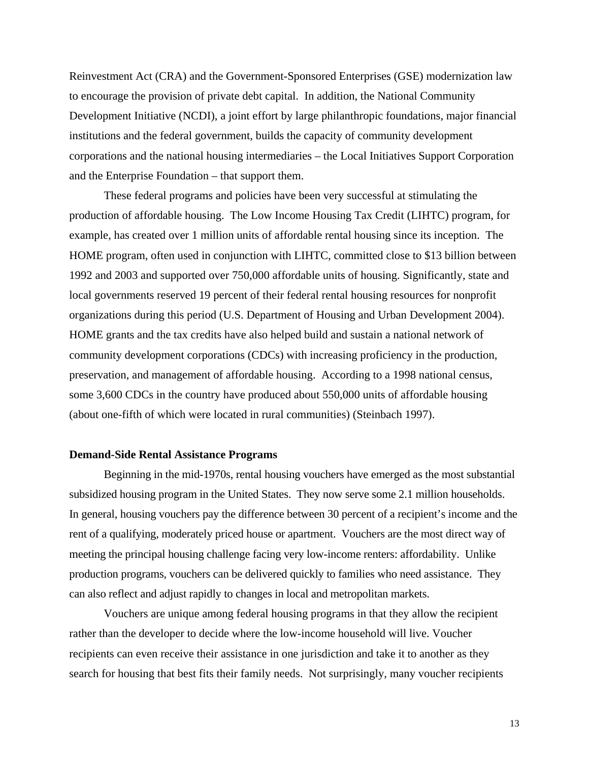Reinvestment Act (CRA) and the Government-Sponsored Enterprises (GSE) modernization law to encourage the provision of private debt capital. In addition, the National Community Development Initiative (NCDI), a joint effort by large philanthropic foundations, major financial institutions and the federal government, builds the capacity of community development corporations and the national housing intermediaries – the Local Initiatives Support Corporation and the Enterprise Foundation – that support them.

These federal programs and policies have been very successful at stimulating the production of affordable housing. The Low Income Housing Tax Credit (LIHTC) program, for example, has created over 1 million units of affordable rental housing since its inception. The HOME program, often used in conjunction with LIHTC, committed close to $13 billion between 1992 and 2003 and supported over 750,000 affordable units of housing. Significantly, state and local governments reserved 19 percent of their federal rental housing resources for nonprofit organizations during this period (U.S. Department of Housing and Urban Development 2004). HOME grants and the tax credits have also helped build and sustain a national network of community development corporations (CDCs) with increasing proficiency in the production, preservation, and management of affordable housing. According to a 1998 national census, some 3,600 CDCs in the country have produced about 550,000 units of affordable housing (about one-fifth of which were located in rural communities) (Steinbach 1997).

**Demand-Side Rental Assistance Programs**

Beginning in the mid-1970s, rental housing vouchers have emerged as the most substantial subsidized housing program in the United States. They now serve some 2.1 million households. In general, housing vouchers pay the difference between 30 percent of a recipient's income and the rent of a qualifying, moderately priced house or apartment. Vouchers are the most direct way of meeting the principal housing challenge facing very low-income renters: affordability. Unlike production programs, vouchers can be delivered quickly to families who need assistance. They can also reflect and adjust rapidly to changes in local and metropolitan markets.

Vouchers are unique among federal housing programs in that they allow the recipient rather than the developer to decide where the low-income household will live. Voucher recipients can even receive their assistance in one jurisdiction and take it to another as they search for housing that best fits their family needs. Not surprisingly, many voucher recipients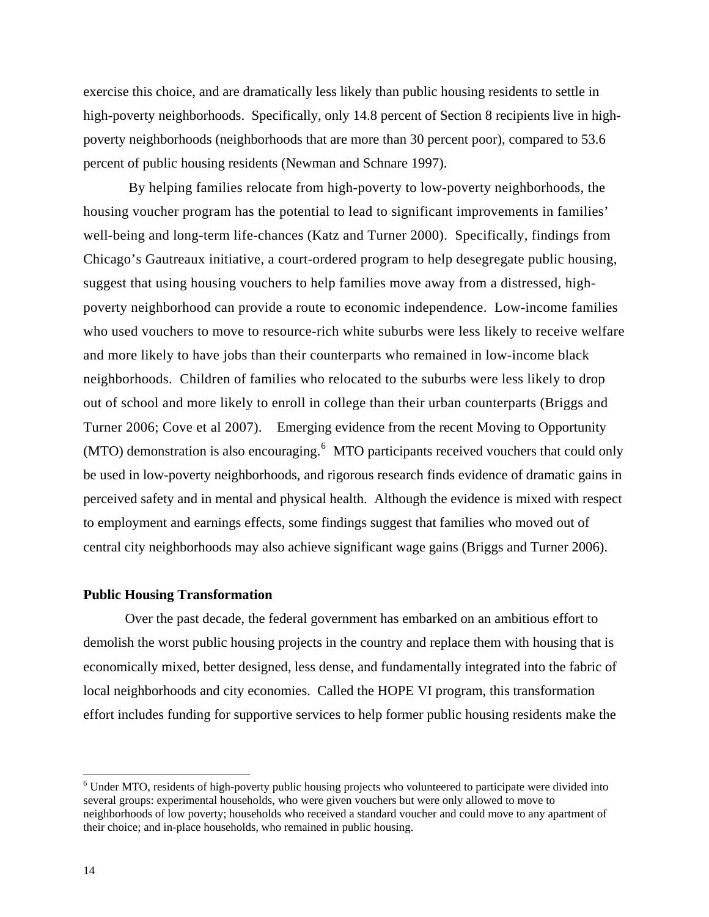exercise this choice, and are dramatically less likely than public housing residents to settle in high-poverty neighborhoods. Specifically, only 14.8 percent of Section 8 recipients live in high-poverty neighborhoods (neighborhoods that are more than 30 percent poor), compared to 53.6 percent of public housing residents (Newman and Schnare 1997).

By helping families relocate from high-poverty to low-poverty neighborhoods, the housing voucher program has the potential to lead to significant improvements in families' well-being and long-term life-chances (Katz and Turner 2000). Specifically, findings from Chicago's Gautreaux initiative, a court-ordered program to help desegregate public housing, suggest that using housing vouchers to help families move away from a distressed, high-poverty neighborhood can provide a route to economic independence. Low-income families who used vouchers to move to resource-rich white suburbs were less likely to receive welfare and more likely to have jobs than their counterparts who remained in low-income black neighborhoods. Children of families who relocated to the suburbs were less likely to drop out of school and more likely to enroll in college than their urban counterparts (Briggs and Turner 2006; Cove et al 2007). Emerging evidence from the recent Moving to Opportunity (MTO) demonstration is also encouraging.[6] MTO participants received vouchers that could only be used in low-poverty neighborhoods, and rigorous research finds evidence of dramatic gains in perceived safety and in mental and physical health. Although the evidence is mixed with respect to employment and earnings effects, some findings suggest that families who moved out of central city neighborhoods may also achieve significant wage gains (Briggs and Turner 2006).

**Public Housing Transformation**

Over the past decade, the federal government has embarked on an ambitious effort to demolish the worst public housing projects in the country and replace them with housing that is economically mixed, better designed, less dense, and fundamentally integrated into the fabric of local neighborhoods and city economies. Called the HOPE VI program, this transformation effort includes funding for supportive services to help former public housing residents make the

[6] Under MTO, residents of high-poverty public housing projects who volunteered to participate were divided into several groups: experimental households, who were given vouchers but were only allowed to move to neighborhoods of low poverty; households who received a standard voucher and could move to any apartment of their choice; and in-place households, who remained in public housing.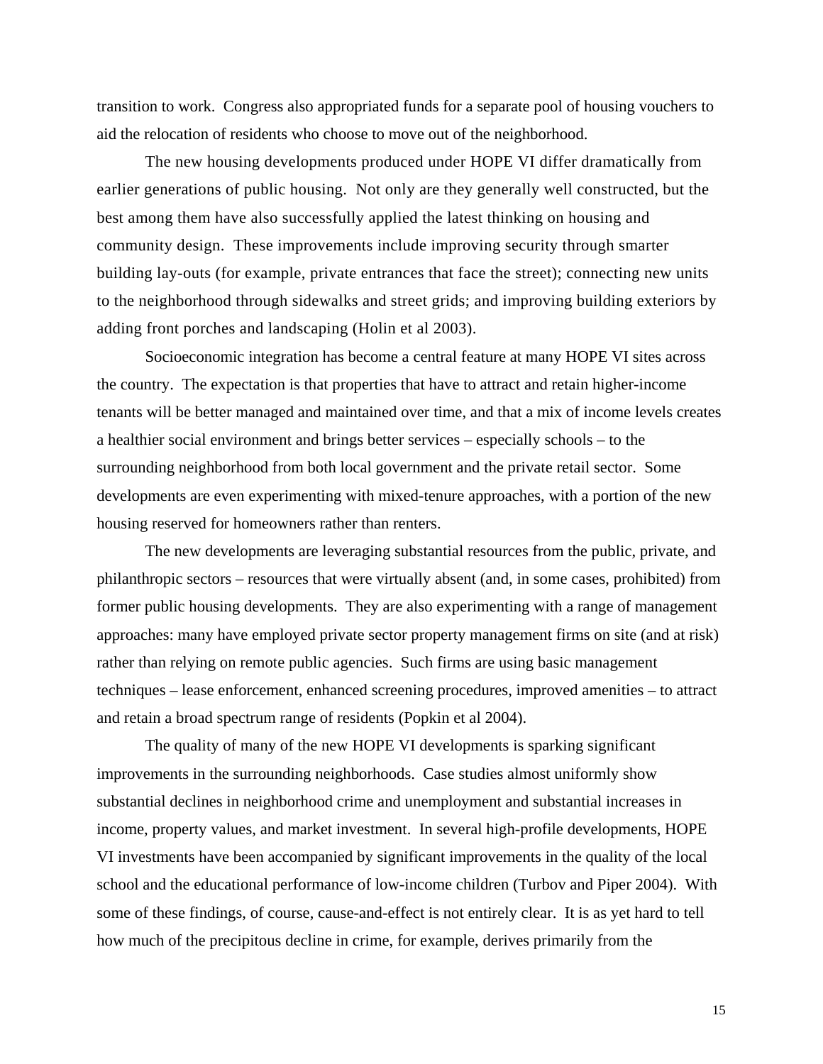transition to work. Congress also appropriated funds for a separate pool of housing vouchers to aid the relocation of residents who choose to move out of the neighborhood.

The new housing developments produced under HOPE VI differ dramatically from earlier generations of public housing. Not only are they generally well constructed, but the best among them have also successfully applied the latest thinking on housing and community design. These improvements include improving security through smarter building lay-outs (for example, private entrances that face the street); connecting new units to the neighborhood through sidewalks and street grids; and improving building exteriors by adding front porches and landscaping (Holin et al 2003).

Socioeconomic integration has become a central feature at many HOPE VI sites across the country. The expectation is that properties that have to attract and retain higher-income tenants will be better managed and maintained over time, and that a mix of income levels creates a healthier social environment and brings better services – especially schools – to the surrounding neighborhood from both local government and the private retail sector. Some developments are even experimenting with mixed-tenure approaches, with a portion of the new housing reserved for homeowners rather than renters.

The new developments are leveraging substantial resources from the public, private, and philanthropic sectors – resources that were virtually absent (and, in some cases, prohibited) from former public housing developments. They are also experimenting with a range of management approaches: many have employed private sector property management firms on site (and at risk) rather than relying on remote public agencies. Such firms are using basic management techniques – lease enforcement, enhanced screening procedures, improved amenities – to attract and retain a broad spectrum range of residents (Popkin et al 2004).

The quality of many of the new HOPE VI developments is sparking significant improvements in the surrounding neighborhoods. Case studies almost uniformly show substantial declines in neighborhood crime and unemployment and substantial increases in income, property values, and market investment. In several high-profile developments, HOPE VI investments have been accompanied by significant improvements in the quality of the local school and the educational performance of low-income children (Turbov and Piper 2004). With some of these findings, of course, cause-and-effect is not entirely clear. It is as yet hard to tell how much of the precipitous decline in crime, for example, derives primarily from the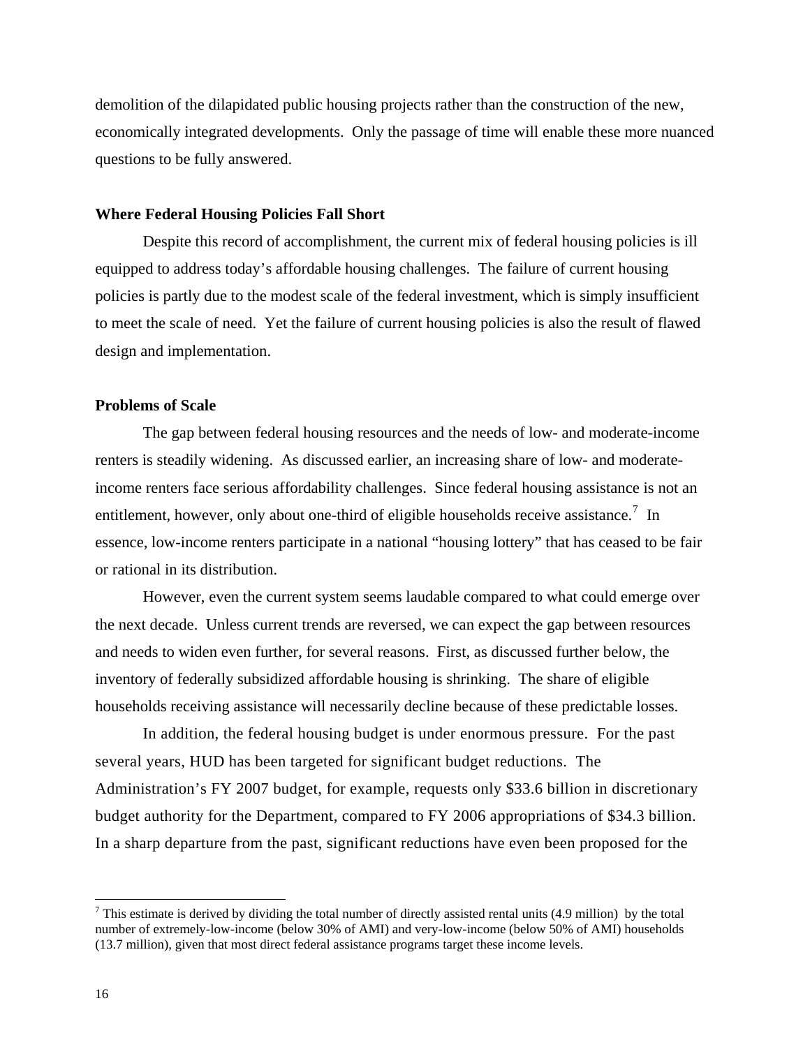demolition of the dilapidated public housing projects rather than the construction of the new, economically integrated developments. Only the passage of time will enable these more nuanced questions to be fully answered.

### Where Federal Housing Policies Fall Short

Despite this record of accomplishment, the current mix of federal housing policies is ill equipped to address today's affordable housing challenges. The failure of current housing policies is partly due to the modest scale of the federal investment, which is simply insufficient to meet the scale of need. Yet the failure of current housing policies is also the result of flawed design and implementation.

### Problems of Scale

The gap between federal housing resources and the needs of low- and moderate-income renters is steadily widening. As discussed earlier, an increasing share of low- and moderate-income renters face serious affordability challenges. Since federal housing assistance is not an entitlement, however, only about one-third of eligible households receive assistance.[7] In essence, low-income renters participate in a national "housing lottery" that has ceased to be fair or rational in its distribution.

However, even the current system seems laudable compared to what could emerge over the next decade. Unless current trends are reversed, we can expect the gap between resources and needs to widen even further, for several reasons. First, as discussed further below, the inventory of federally subsidized affordable housing is shrinking. The share of eligible households receiving assistance will necessarily decline because of these predictable losses.

In addition, the federal housing budget is under enormous pressure. For the past several years, HUD has been targeted for significant budget reductions. The Administration's FY 2007 budget, for example, requests only \$33.6 billion in discretionary budget authority for the Department, compared to FY 2006 appropriations of \$34.3 billion. In a sharp departure from the past, significant reductions have even been proposed for the

[7] This estimate is derived by dividing the total number of directly assisted rental units (4.9 million) by the total number of extremely-low-income (below 30% of AMI) and very-low-income (below 50% of AMI) households (13.7 million), given that most direct federal assistance programs target these income levels.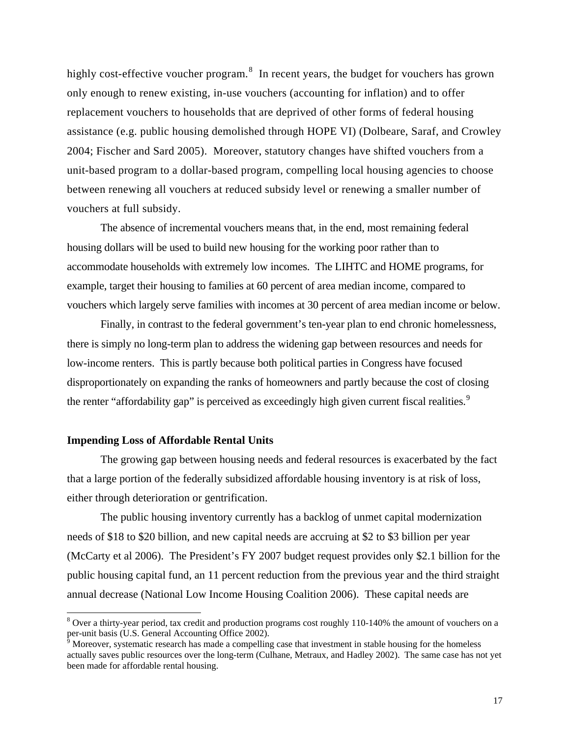highly cost-effective voucher program.[8] In recent years, the budget for vouchers has grown only enough to renew existing, in-use vouchers (accounting for inflation) and to offer replacement vouchers to households that are deprived of other forms of federal housing assistance (e.g. public housing demolished through HOPE VI) (Dolbeare, Saraf, and Crowley 2004; Fischer and Sard 2005). Moreover, statutory changes have shifted vouchers from a unit-based program to a dollar-based program, compelling local housing agencies to choose between renewing all vouchers at reduced subsidy level or renewing a smaller number of vouchers at full subsidy.

The absence of incremental vouchers means that, in the end, most remaining federal housing dollars will be used to build new housing for the working poor rather than to accommodate households with extremely low incomes. The LIHTC and HOME programs, for example, target their housing to families at 60 percent of area median income, compared to vouchers which largely serve families with incomes at 30 percent of area median income or below.

Finally, in contrast to the federal government's ten-year plan to end chronic homelessness, there is simply no long-term plan to address the widening gap between resources and needs for low-income renters. This is partly because both political parties in Congress have focused disproportionately on expanding the ranks of homeowners and partly because the cost of closing the renter "affordability gap" is perceived as exceedingly high given current fiscal realities.[9]

**Impending Loss of Affordable Rental Units**

The growing gap between housing needs and federal resources is exacerbated by the fact that a large portion of the federally subsidized affordable housing inventory is at risk of loss, either through deterioration or gentrification.

The public housing inventory currently has a backlog of unmet capital modernization needs of \$18 to \$20 billion, and new capital needs are accruing at \$2 to \$3 billion per year (McCarty et al 2006). The President's FY 2007 budget request provides only \$2.1 billion for the public housing capital fund, an 11 percent reduction from the previous year and the third straight annual decrease (National Low Income Housing Coalition 2006). These capital needs are

---

[8] Over a thirty-year period, tax credit and production programs cost roughly 110-140% the amount of vouchers on a per-unit basis (U.S. General Accounting Office 2002).

[9] Moreover, systematic research has made a compelling case that investment in stable housing for the homeless actually saves public resources over the long-term (Culhane, Metraux, and Hadley 2002). The same case has not yet been made for affordable rental housing.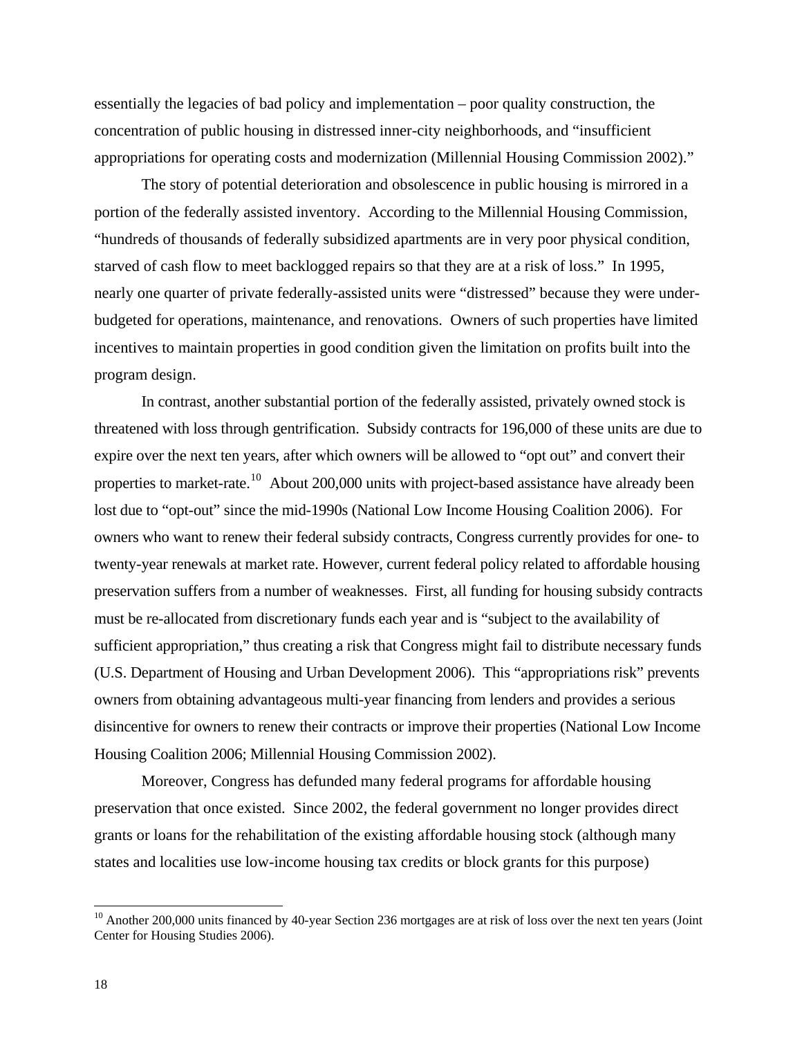essentially the legacies of bad policy and implementation – poor quality construction, the concentration of public housing in distressed inner-city neighborhoods, and "insufficient appropriations for operating costs and modernization (Millennial Housing Commission 2002)."

The story of potential deterioration and obsolescence in public housing is mirrored in a portion of the federally assisted inventory. According to the Millennial Housing Commission, "hundreds of thousands of federally subsidized apartments are in very poor physical condition, starved of cash flow to meet backlogged repairs so that they are at a risk of loss." In 1995, nearly one quarter of private federally-assisted units were "distressed" because they were under-budgeted for operations, maintenance, and renovations. Owners of such properties have limited incentives to maintain properties in good condition given the limitation on profits built into the program design.

In contrast, another substantial portion of the federally assisted, privately owned stock is threatened with loss through gentrification. Subsidy contracts for 196,000 of these units are due to expire over the next ten years, after which owners will be allowed to "opt out" and convert their properties to market-rate.[10] About 200,000 units with project-based assistance have already been lost due to "opt-out" since the mid-1990s (National Low Income Housing Coalition 2006). For owners who want to renew their federal subsidy contracts, Congress currently provides for one- to twenty-year renewals at market rate. However, current federal policy related to affordable housing preservation suffers from a number of weaknesses. First, all funding for housing subsidy contracts must be re-allocated from discretionary funds each year and is "subject to the availability of sufficient appropriation," thus creating a risk that Congress might fail to distribute necessary funds (U.S. Department of Housing and Urban Development 2006). This "appropriations risk" prevents owners from obtaining advantageous multi-year financing from lenders and provides a serious disincentive for owners to renew their contracts or improve their properties (National Low Income Housing Coalition 2006; Millennial Housing Commission 2002).

Moreover, Congress has defunded many federal programs for affordable housing preservation that once existed. Since 2002, the federal government no longer provides direct grants or loans for the rehabilitation of the existing affordable housing stock (although many states and localities use low-income housing tax credits or block grants for this purpose)

---

[10] Another 200,000 units financed by 40-year Section 236 mortgages are at risk of loss over the next ten years (Joint Center for Housing Studies 2006).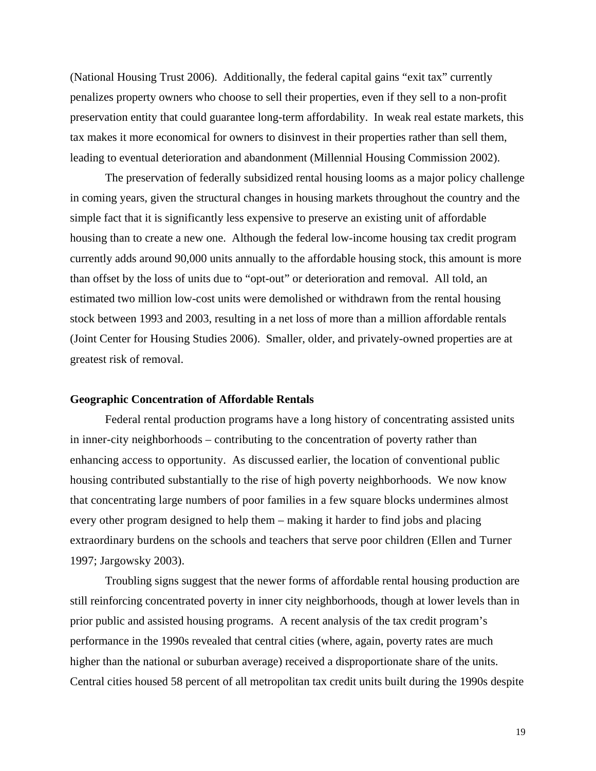(National Housing Trust 2006). Additionally, the federal capital gains "exit tax" currently penalizes property owners who choose to sell their properties, even if they sell to a non-profit preservation entity that could guarantee long-term affordability. In weak real estate markets, this tax makes it more economical for owners to disinvest in their properties rather than sell them, leading to eventual deterioration and abandonment (Millennial Housing Commission 2002).

The preservation of federally subsidized rental housing looms as a major policy challenge in coming years, given the structural changes in housing markets throughout the country and the simple fact that it is significantly less expensive to preserve an existing unit of affordable housing than to create a new one. Although the federal low-income housing tax credit program currently adds around 90,000 units annually to the affordable housing stock, this amount is more than offset by the loss of units due to "opt-out" or deterioration and removal. All told, an estimated two million low-cost units were demolished or withdrawn from the rental housing stock between 1993 and 2003, resulting in a net loss of more than a million affordable rentals (Joint Center for Housing Studies 2006). Smaller, older, and privately-owned properties are at greatest risk of removal.

**Geographic Concentration of Affordable Rentals**

Federal rental production programs have a long history of concentrating assisted units in inner-city neighborhoods – contributing to the concentration of poverty rather than enhancing access to opportunity. As discussed earlier, the location of conventional public housing contributed substantially to the rise of high poverty neighborhoods. We now know that concentrating large numbers of poor families in a few square blocks undermines almost every other program designed to help them – making it harder to find jobs and placing extraordinary burdens on the schools and teachers that serve poor children (Ellen and Turner 1997; Jargowsky 2003).

Troubling signs suggest that the newer forms of affordable rental housing production are still reinforcing concentrated poverty in inner city neighborhoods, though at lower levels than in prior public and assisted housing programs. A recent analysis of the tax credit program's performance in the 1990s revealed that central cities (where, again, poverty rates are much higher than the national or suburban average) received a disproportionate share of the units. Central cities housed 58 percent of all metropolitan tax credit units built during the 1990s despite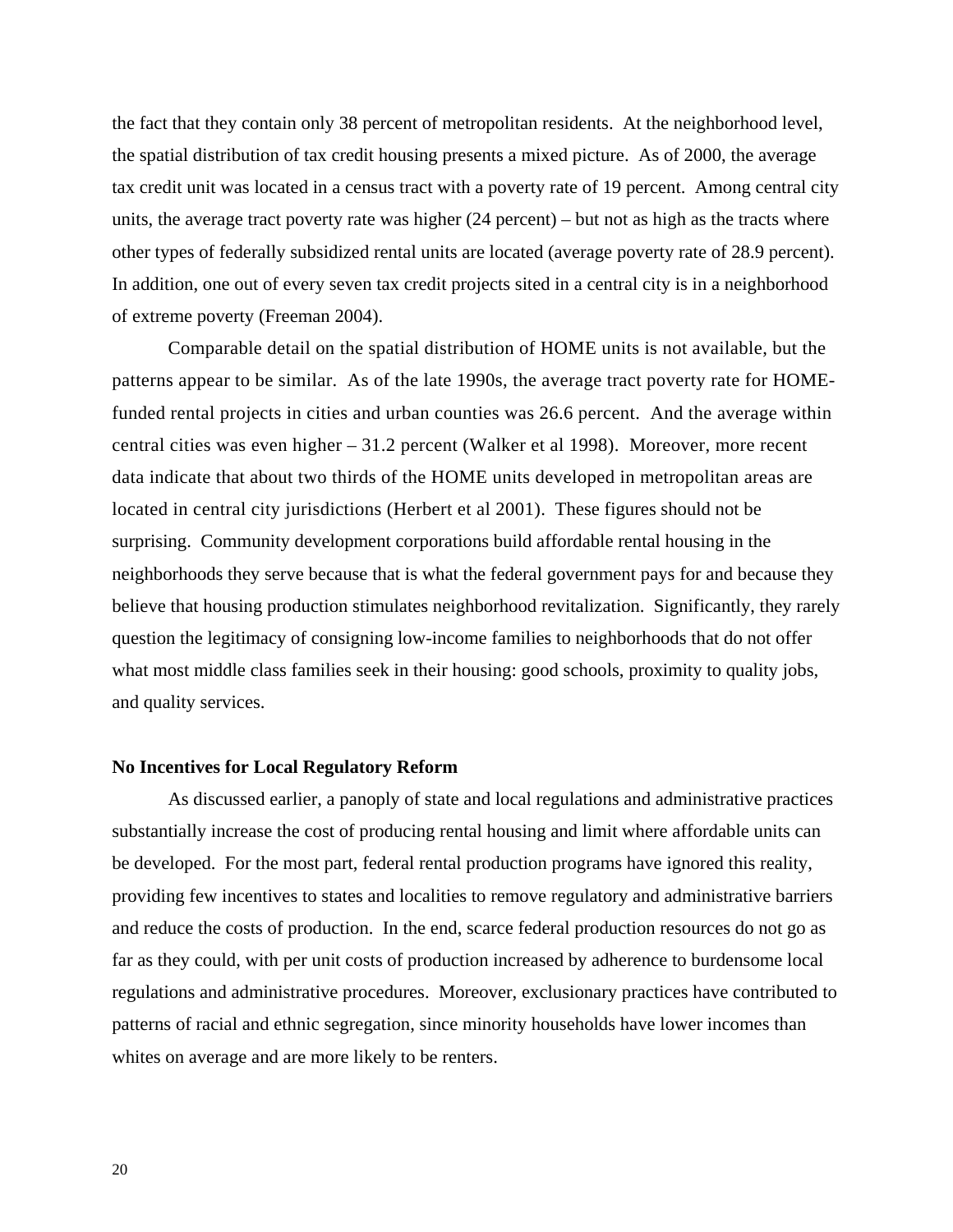the fact that they contain only 38 percent of metropolitan residents. At the neighborhood level, the spatial distribution of tax credit housing presents a mixed picture. As of 2000, the average tax credit unit was located in a census tract with a poverty rate of 19 percent. Among central city units, the average tract poverty rate was higher (24 percent) – but not as high as the tracts where other types of federally subsidized rental units are located (average poverty rate of 28.9 percent). In addition, one out of every seven tax credit projects sited in a central city is in a neighborhood of extreme poverty (Freeman 2004).

Comparable detail on the spatial distribution of HOME units is not available, but the patterns appear to be similar. As of the late 1990s, the average tract poverty rate for HOME-funded rental projects in cities and urban counties was 26.6 percent. And the average within central cities was even higher – 31.2 percent (Walker et al 1998). Moreover, more recent data indicate that about two thirds of the HOME units developed in metropolitan areas are located in central city jurisdictions (Herbert et al 2001). These figures should not be surprising. Community development corporations build affordable rental housing in the neighborhoods they serve because that is what the federal government pays for and because they believe that housing production stimulates neighborhood revitalization. Significantly, they rarely question the legitimacy of consigning low-income families to neighborhoods that do not offer what most middle class families seek in their housing: good schools, proximity to quality jobs, and quality services.

**No Incentives for Local Regulatory Reform**

As discussed earlier, a panoply of state and local regulations and administrative practices substantially increase the cost of producing rental housing and limit where affordable units can be developed. For the most part, federal rental production programs have ignored this reality, providing few incentives to states and localities to remove regulatory and administrative barriers and reduce the costs of production. In the end, scarce federal production resources do not go as far as they could, with per unit costs of production increased by adherence to burdensome local regulations and administrative procedures. Moreover, exclusionary practices have contributed to patterns of racial and ethnic segregation, since minority households have lower incomes than whites on average and are more likely to be renters.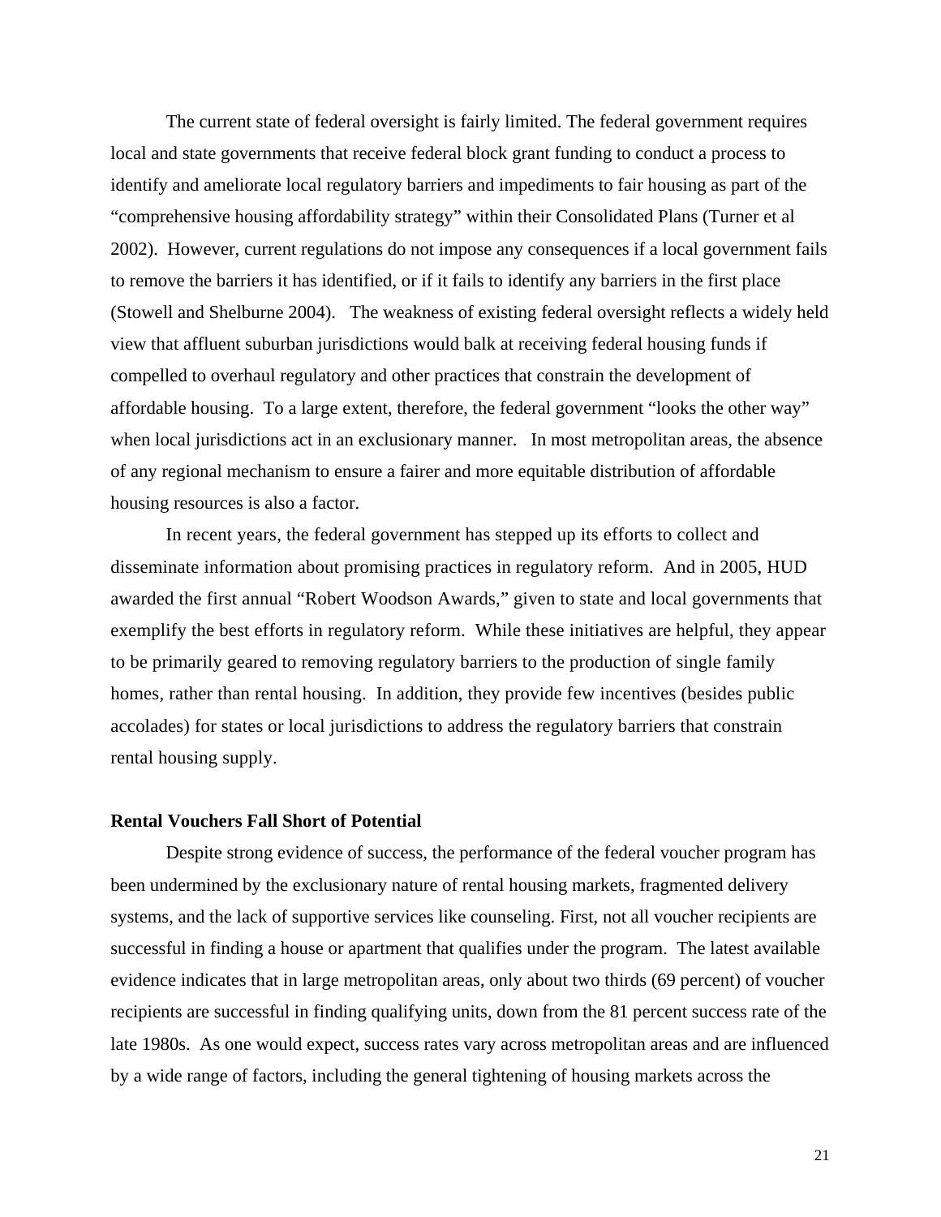The current state of federal oversight is fairly limited. The federal government requires local and state governments that receive federal block grant funding to conduct a process to identify and ameliorate local regulatory barriers and impediments to fair housing as part of the "comprehensive housing affordability strategy" within their Consolidated Plans (Turner et al 2002). However, current regulations do not impose any consequences if a local government fails to remove the barriers it has identified, or if it fails to identify any barriers in the first place (Stowell and Shelburne 2004). The weakness of existing federal oversight reflects a widely held view that affluent suburban jurisdictions would balk at receiving federal housing funds if compelled to overhaul regulatory and other practices that constrain the development of affordable housing. To a large extent, therefore, the federal government "looks the other way" when local jurisdictions act in an exclusionary manner. In most metropolitan areas, the absence of any regional mechanism to ensure a fairer and more equitable distribution of affordable housing resources is also a factor.

In recent years, the federal government has stepped up its efforts to collect and disseminate information about promising practices in regulatory reform. And in 2005, HUD awarded the first annual "Robert Woodson Awards," given to state and local governments that exemplify the best efforts in regulatory reform. While these initiatives are helpful, they appear to be primarily geared to removing regulatory barriers to the production of single family homes, rather than rental housing. In addition, they provide few incentives (besides public accolades) for states or local jurisdictions to address the regulatory barriers that constrain rental housing supply.

**Rental Vouchers Fall Short of Potential**

Despite strong evidence of success, the performance of the federal voucher program has been undermined by the exclusionary nature of rental housing markets, fragmented delivery systems, and the lack of supportive services like counseling. First, not all voucher recipients are successful in finding a house or apartment that qualifies under the program. The latest available evidence indicates that in large metropolitan areas, only about two thirds (69 percent) of voucher recipients are successful in finding qualifying units, down from the 81 percent success rate of the late 1980s. As one would expect, success rates vary across metropolitan areas and are influenced by a wide range of factors, including the general tightening of housing markets across the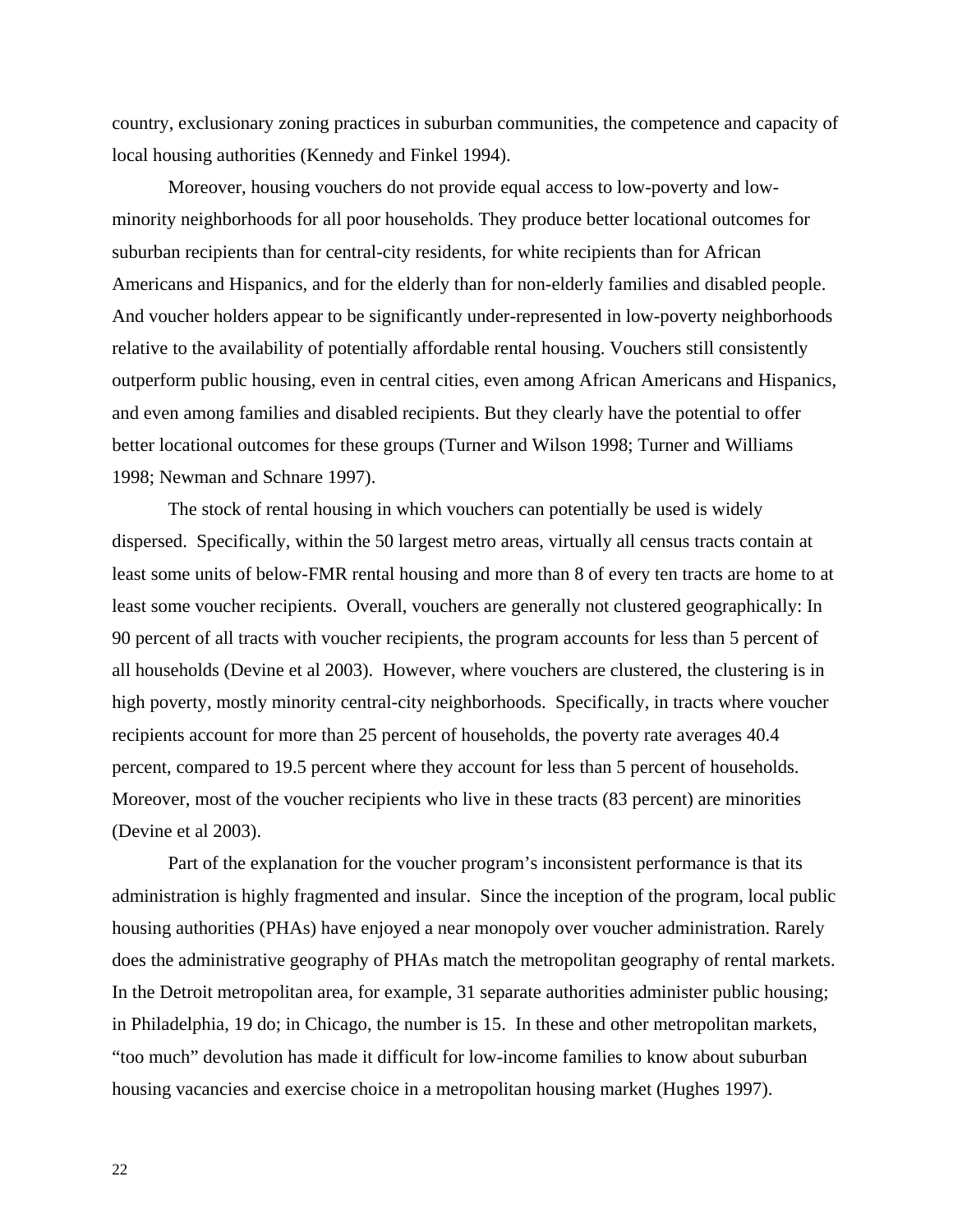country, exclusionary zoning practices in suburban communities, the competence and capacity of local housing authorities (Kennedy and Finkel 1994).

Moreover, housing vouchers do not provide equal access to low-poverty and low-minority neighborhoods for all poor households. They produce better locational outcomes for suburban recipients than for central-city residents, for white recipients than for African Americans and Hispanics, and for the elderly than for non-elderly families and disabled people. And voucher holders appear to be significantly under-represented in low-poverty neighborhoods relative to the availability of potentially affordable rental housing. Vouchers still consistently outperform public housing, even in central cities, even among African Americans and Hispanics, and even among families and disabled recipients. But they clearly have the potential to offer better locational outcomes for these groups (Turner and Wilson 1998; Turner and Williams 1998; Newman and Schnare 1997).

The stock of rental housing in which vouchers can potentially be used is widely dispersed. Specifically, within the 50 largest metro areas, virtually all census tracts contain at least some units of below-FMR rental housing and more than 8 of every ten tracts are home to at least some voucher recipients. Overall, vouchers are generally not clustered geographically: In 90 percent of all tracts with voucher recipients, the program accounts for less than 5 percent of all households (Devine et al 2003). However, where vouchers are clustered, the clustering is in high poverty, mostly minority central-city neighborhoods. Specifically, in tracts where voucher recipients account for more than 25 percent of households, the poverty rate averages 40.4 percent, compared to 19.5 percent where they account for less than 5 percent of households. Moreover, most of the voucher recipients who live in these tracts (83 percent) are minorities (Devine et al 2003).

Part of the explanation for the voucher program's inconsistent performance is that its administration is highly fragmented and insular. Since the inception of the program, local public housing authorities (PHAs) have enjoyed a near monopoly over voucher administration. Rarely does the administrative geography of PHAs match the metropolitan geography of rental markets. In the Detroit metropolitan area, for example, 31 separate authorities administer public housing; in Philadelphia, 19 do; in Chicago, the number is 15. In these and other metropolitan markets, "too much" devolution has made it difficult for low-income families to know about suburban housing vacancies and exercise choice in a metropolitan housing market (Hughes 1997).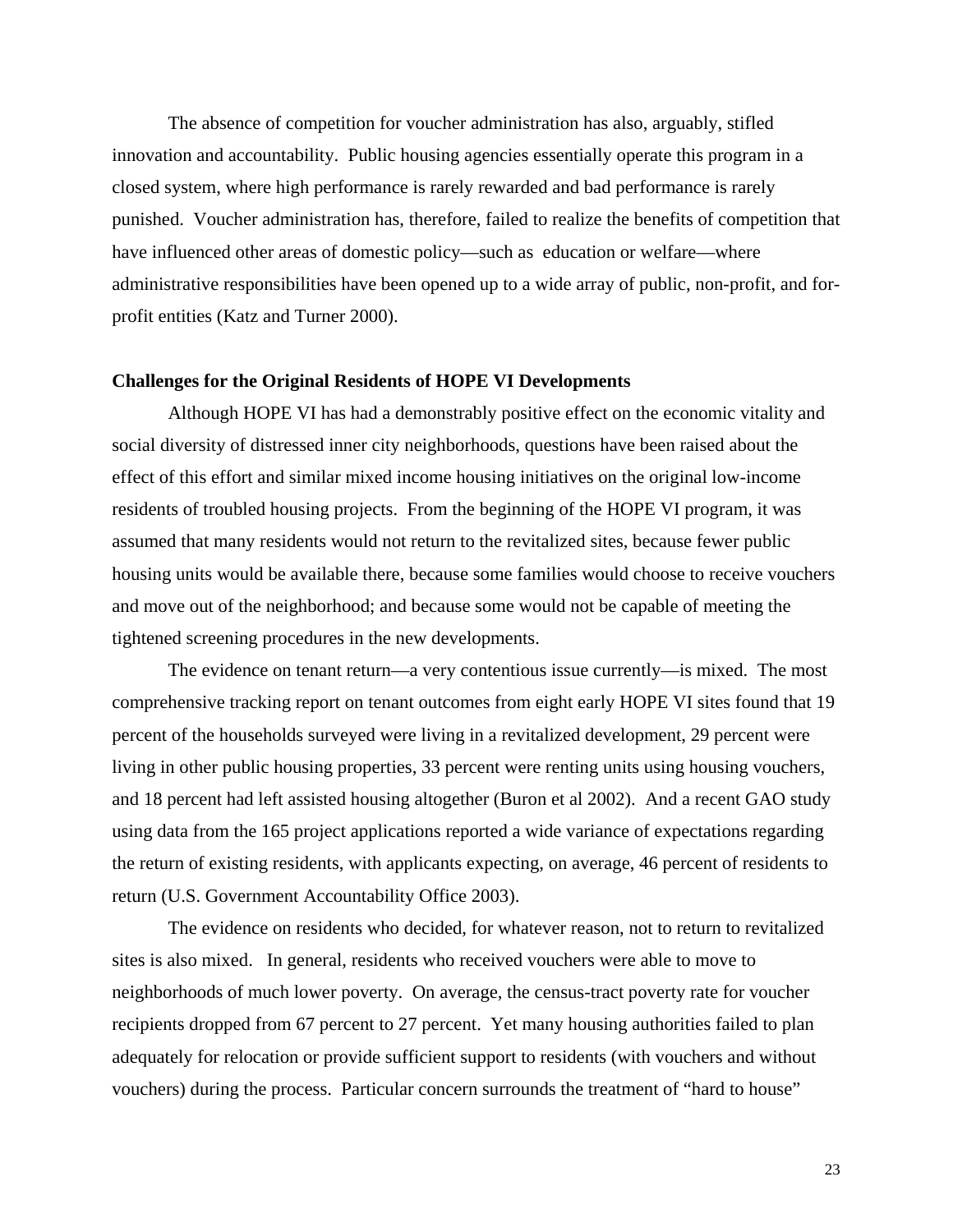The absence of competition for voucher administration has also, arguably, stifled innovation and accountability. Public housing agencies essentially operate this program in a closed system, where high performance is rarely rewarded and bad performance is rarely punished. Voucher administration has, therefore, failed to realize the benefits of competition that have influenced other areas of domestic policy—such as education or welfare—where administrative responsibilities have been opened up to a wide array of public, non-profit, and for-profit entities (Katz and Turner 2000).

**Challenges for the Original Residents of HOPE VI Developments**

Although HOPE VI has had a demonstrably positive effect on the economic vitality and social diversity of distressed inner city neighborhoods, questions have been raised about the effect of this effort and similar mixed income housing initiatives on the original low-income residents of troubled housing projects. From the beginning of the HOPE VI program, it was assumed that many residents would not return to the revitalized sites, because fewer public housing units would be available there, because some families would choose to receive vouchers and move out of the neighborhood; and because some would not be capable of meeting the tightened screening procedures in the new developments.

The evidence on tenant return—a very contentious issue currently—is mixed. The most comprehensive tracking report on tenant outcomes from eight early HOPE VI sites found that 19 percent of the households surveyed were living in a revitalized development, 29 percent were living in other public housing properties, 33 percent were renting units using housing vouchers, and 18 percent had left assisted housing altogether (Buron et al 2002). And a recent GAO study using data from the 165 project applications reported a wide variance of expectations regarding the return of existing residents, with applicants expecting, on average, 46 percent of residents to return (U.S. Government Accountability Office 2003).

The evidence on residents who decided, for whatever reason, not to return to revitalized sites is also mixed. In general, residents who received vouchers were able to move to neighborhoods of much lower poverty. On average, the census-tract poverty rate for voucher recipients dropped from 67 percent to 27 percent. Yet many housing authorities failed to plan adequately for relocation or provide sufficient support to residents (with vouchers and without vouchers) during the process. Particular concern surrounds the treatment of "hard to house"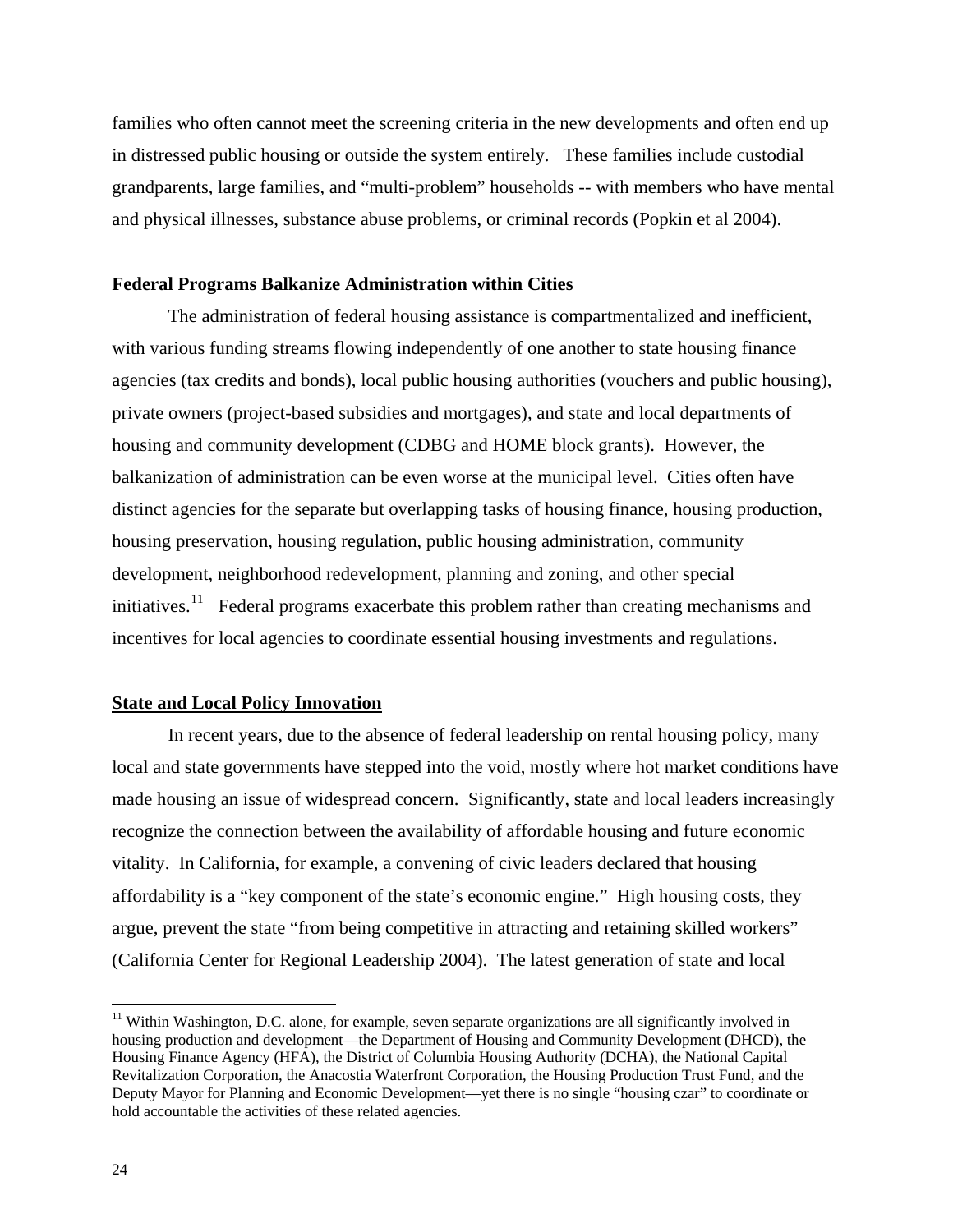families who often cannot meet the screening criteria in the new developments and often end up in distressed public housing or outside the system entirely. These families include custodial grandparents, large families, and "multi-problem" households -- with members who have mental and physical illnesses, substance abuse problems, or criminal records (Popkin et al 2004).

**Federal Programs Balkanize Administration within Cities**

The administration of federal housing assistance is compartmentalized and inefficient, with various funding streams flowing independently of one another to state housing finance agencies (tax credits and bonds), local public housing authorities (vouchers and public housing), private owners (project-based subsidies and mortgages), and state and local departments of housing and community development (CDBG and HOME block grants). However, the balkanization of administration can be even worse at the municipal level. Cities often have distinct agencies for the separate but overlapping tasks of housing finance, housing production, housing preservation, housing regulation, public housing administration, community development, neighborhood redevelopment, planning and zoning, and other special initiatives.[11] Federal programs exacerbate this problem rather than creating mechanisms and incentives for local agencies to coordinate essential housing investments and regulations.

**State and Local Policy Innovation**

In recent years, due to the absence of federal leadership on rental housing policy, many local and state governments have stepped into the void, mostly where hot market conditions have made housing an issue of widespread concern. Significantly, state and local leaders increasingly recognize the connection between the availability of affordable housing and future economic vitality. In California, for example, a convening of civic leaders declared that housing affordability is a "key component of the state's economic engine." High housing costs, they argue, prevent the state "from being competitive in attracting and retaining skilled workers" (California Center for Regional Leadership 2004). The latest generation of state and local

[11] Within Washington, D.C. alone, for example, seven separate organizations are all significantly involved in housing production and development—the Department of Housing and Community Development (DHCD), the Housing Finance Agency (HFA), the District of Columbia Housing Authority (DCHA), the National Capital Revitalization Corporation, the Anacostia Waterfront Corporation, the Housing Production Trust Fund, and the Deputy Mayor for Planning and Economic Development—yet there is no single "housing czar" to coordinate or hold accountable the activities of these related agencies.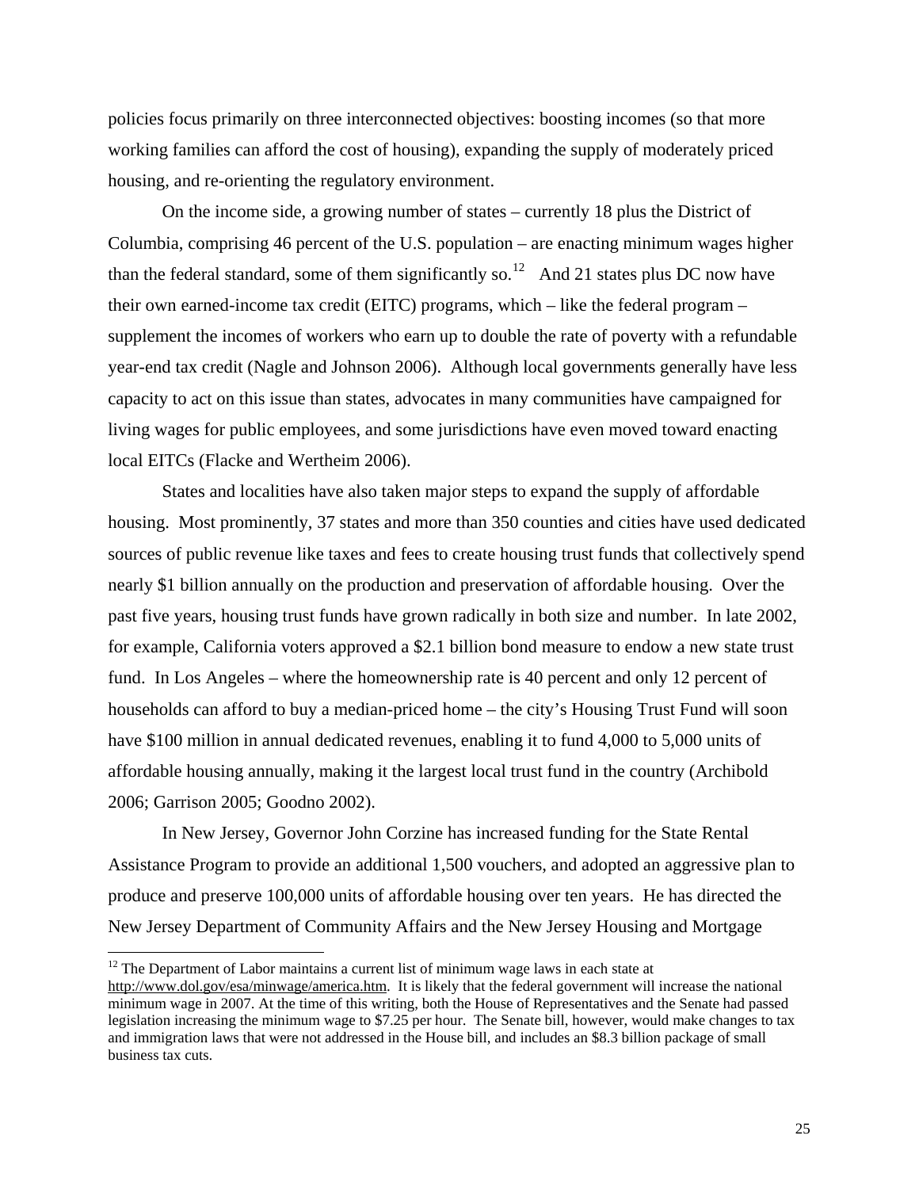policies focus primarily on three interconnected objectives: boosting incomes (so that more working families can afford the cost of housing), expanding the supply of moderately priced housing, and re-orienting the regulatory environment.

On the income side, a growing number of states – currently 18 plus the District of Columbia, comprising 46 percent of the U.S. population – are enacting minimum wages higher than the federal standard, some of them significantly so.[12] And 21 states plus DC now have their own earned-income tax credit (EITC) programs, which – like the federal program – supplement the incomes of workers who earn up to double the rate of poverty with a refundable year-end tax credit (Nagle and Johnson 2006). Although local governments generally have less capacity to act on this issue than states, advocates in many communities have campaigned for living wages for public employees, and some jurisdictions have even moved toward enacting local EITCs (Flacke and Wertheim 2006).

States and localities have also taken major steps to expand the supply of affordable housing. Most prominently, 37 states and more than 350 counties and cities have used dedicated sources of public revenue like taxes and fees to create housing trust funds that collectively spend nearly $1 billion annually on the production and preservation of affordable housing. Over the past five years, housing trust funds have grown radically in both size and number. In late 2002, for example, California voters approved a $2.1 billion bond measure to endow a new state trust fund. In Los Angeles – where the homeownership rate is 40 percent and only 12 percent of households can afford to buy a median-priced home – the city's Housing Trust Fund will soon have $100 million in annual dedicated revenues, enabling it to fund 4,000 to 5,000 units of affordable housing annually, making it the largest local trust fund in the country (Archibold 2006; Garrison 2005; Goodno 2002).

In New Jersey, Governor John Corzine has increased funding for the State Rental Assistance Program to provide an additional 1,500 vouchers, and adopted an aggressive plan to produce and preserve 100,000 units of affordable housing over ten years. He has directed the New Jersey Department of Community Affairs and the New Jersey Housing and Mortgage

---

[12] The Department of Labor maintains a current list of minimum wage laws in each state at http://www.dol.gov/esa/minwage/america.htm. It is likely that the federal government will increase the national minimum wage in 2007. At the time of this writing, both the House of Representatives and the Senate had passed legislation increasing the minimum wage to $7.25 per hour. The Senate bill, however, would make changes to tax and immigration laws that were not addressed in the House bill, and includes an $8.3 billion package of small business tax cuts.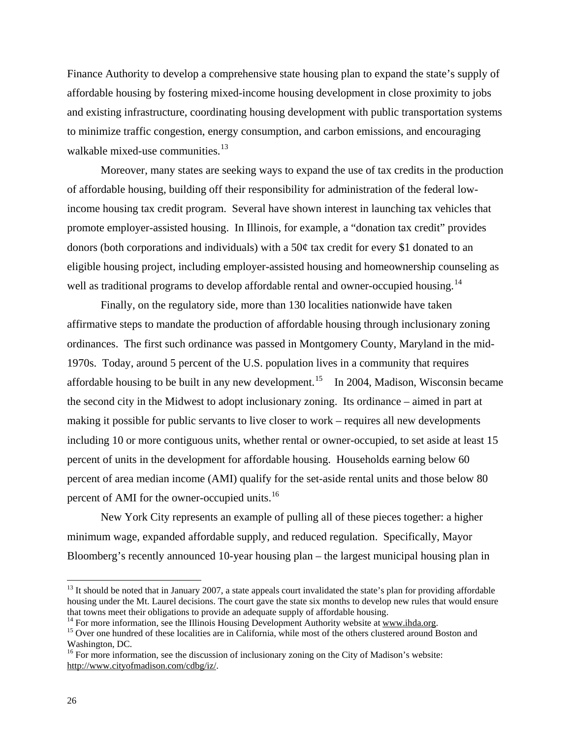Finance Authority to develop a comprehensive state housing plan to expand the state's supply of affordable housing by fostering mixed-income housing development in close proximity to jobs and existing infrastructure, coordinating housing development with public transportation systems to minimize traffic congestion, energy consumption, and carbon emissions, and encouraging walkable mixed-use communities.[13]

Moreover, many states are seeking ways to expand the use of tax credits in the production of affordable housing, building off their responsibility for administration of the federal low-income housing tax credit program. Several have shown interest in launching tax vehicles that promote employer-assisted housing. In Illinois, for example, a "donation tax credit" provides donors (both corporations and individuals) with a 50¢ tax credit for every $1 donated to an eligible housing project, including employer-assisted housing and homeownership counseling as well as traditional programs to develop affordable rental and owner-occupied housing.[14]

Finally, on the regulatory side, more than 130 localities nationwide have taken affirmative steps to mandate the production of affordable housing through inclusionary zoning ordinances. The first such ordinance was passed in Montgomery County, Maryland in the mid-1970s. Today, around 5 percent of the U.S. population lives in a community that requires affordable housing to be built in any new development.[15] In 2004, Madison, Wisconsin became the second city in the Midwest to adopt inclusionary zoning. Its ordinance – aimed in part at making it possible for public servants to live closer to work – requires all new developments including 10 or more contiguous units, whether rental or owner-occupied, to set aside at least 15 percent of units in the development for affordable housing. Households earning below 60 percent of area median income (AMI) qualify for the set-aside rental units and those below 80 percent of AMI for the owner-occupied units.[16]

New York City represents an example of pulling all of these pieces together: a higher minimum wage, expanded affordable supply, and reduced regulation. Specifically, Mayor Bloomberg's recently announced 10-year housing plan – the largest municipal housing plan in

---

[13] It should be noted that in January 2007, a state appeals court invalidated the state's plan for providing affordable housing under the Mt. Laurel decisions. The court gave the state six months to develop new rules that would ensure that towns meet their obligations to provide an adequate supply of affordable housing.

[14] For more information, see the Illinois Housing Development Authority website at www.ihda.org.

[15] Over one hundred of these localities are in California, while most of the others clustered around Boston and Washington, DC.

[16] For more information, see the discussion of inclusionary zoning on the City of Madison's website: http://www.cityofmadison.com/cdbg/iz/.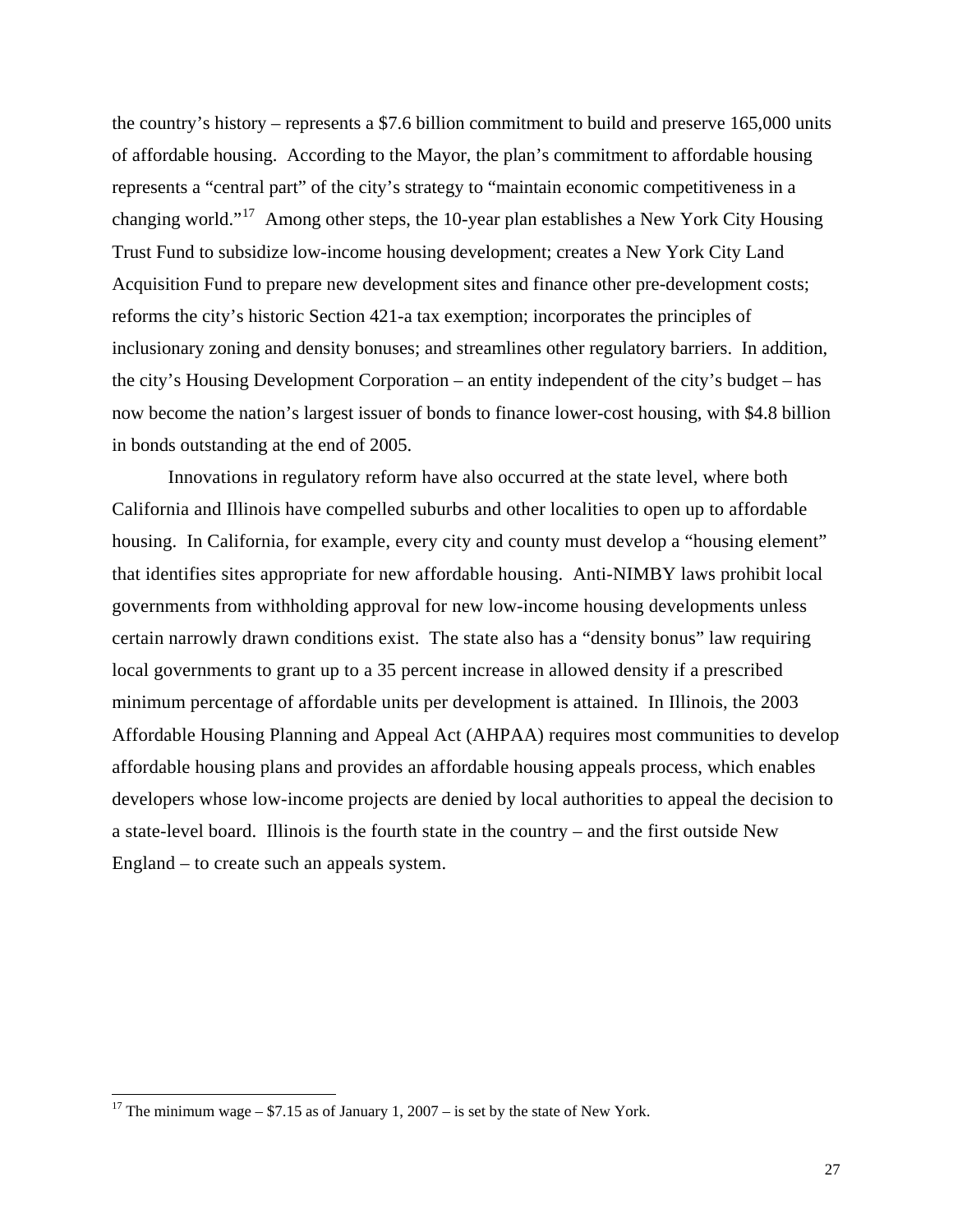the country's history – represents a $7.6 billion commitment to build and preserve 165,000 units of affordable housing. According to the Mayor, the plan's commitment to affordable housing represents a "central part" of the city's strategy to "maintain economic competitiveness in a changing world."[17] Among other steps, the 10-year plan establishes a New York City Housing Trust Fund to subsidize low-income housing development; creates a New York City Land Acquisition Fund to prepare new development sites and finance other pre-development costs; reforms the city's historic Section 421-a tax exemption; incorporates the principles of inclusionary zoning and density bonuses; and streamlines other regulatory barriers. In addition, the city's Housing Development Corporation – an entity independent of the city's budget – has now become the nation's largest issuer of bonds to finance lower-cost housing, with $4.8 billion in bonds outstanding at the end of 2005.

Innovations in regulatory reform have also occurred at the state level, where both California and Illinois have compelled suburbs and other localities to open up to affordable housing. In California, for example, every city and county must develop a "housing element" that identifies sites appropriate for new affordable housing. Anti-NIMBY laws prohibit local governments from withholding approval for new low-income housing developments unless certain narrowly drawn conditions exist. The state also has a "density bonus" law requiring local governments to grant up to a 35 percent increase in allowed density if a prescribed minimum percentage of affordable units per development is attained. In Illinois, the 2003 Affordable Housing Planning and Appeal Act (AHPAA) requires most communities to develop affordable housing plans and provides an affordable housing appeals process, which enables developers whose low-income projects are denied by local authorities to appeal the decision to a state-level board. Illinois is the fourth state in the country – and the first outside New England – to create such an appeals system.

[17] The minimum wage – $7.15 as of January 1, 2007 – is set by the state of New York.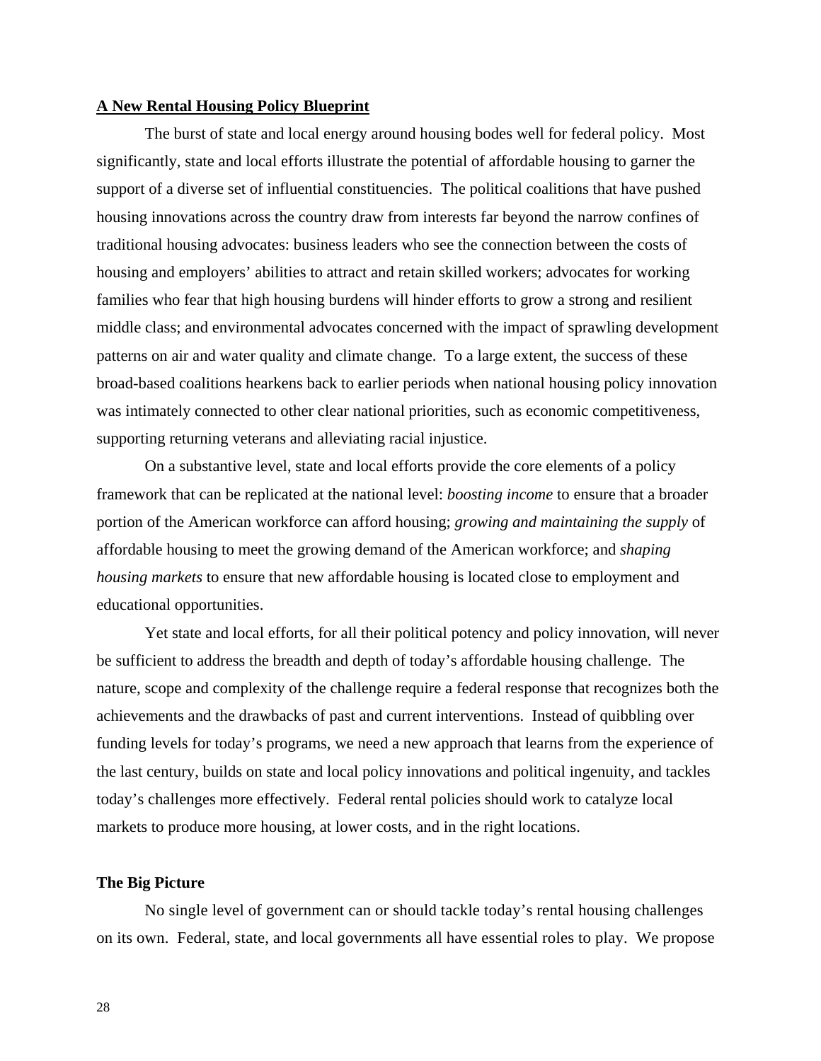## A New Rental Housing Policy Blueprint

The burst of state and local energy around housing bodes well for federal policy. Most significantly, state and local efforts illustrate the potential of affordable housing to garner the support of a diverse set of influential constituencies. The political coalitions that have pushed housing innovations across the country draw from interests far beyond the narrow confines of traditional housing advocates: business leaders who see the connection between the costs of housing and employers' abilities to attract and retain skilled workers; advocates for working families who fear that high housing burdens will hinder efforts to grow a strong and resilient middle class; and environmental advocates concerned with the impact of sprawling development patterns on air and water quality and climate change. To a large extent, the success of these broad-based coalitions hearkens back to earlier periods when national housing policy innovation was intimately connected to other clear national priorities, such as economic competitiveness, supporting returning veterans and alleviating racial injustice.

On a substantive level, state and local efforts provide the core elements of a policy framework that can be replicated at the national level: *boosting income* to ensure that a broader portion of the American workforce can afford housing; *growing and maintaining the supply* of affordable housing to meet the growing demand of the American workforce; and *shaping housing markets* to ensure that new affordable housing is located close to employment and educational opportunities.

Yet state and local efforts, for all their political potency and policy innovation, will never be sufficient to address the breadth and depth of today's affordable housing challenge. The nature, scope and complexity of the challenge require a federal response that recognizes both the achievements and the drawbacks of past and current interventions. Instead of quibbling over funding levels for today's programs, we need a new approach that learns from the experience of the last century, builds on state and local policy innovations and political ingenuity, and tackles today's challenges more effectively. Federal rental policies should work to catalyze local markets to produce more housing, at lower costs, and in the right locations.

### The Big Picture

No single level of government can or should tackle today's rental housing challenges on its own. Federal, state, and local governments all have essential roles to play. We propose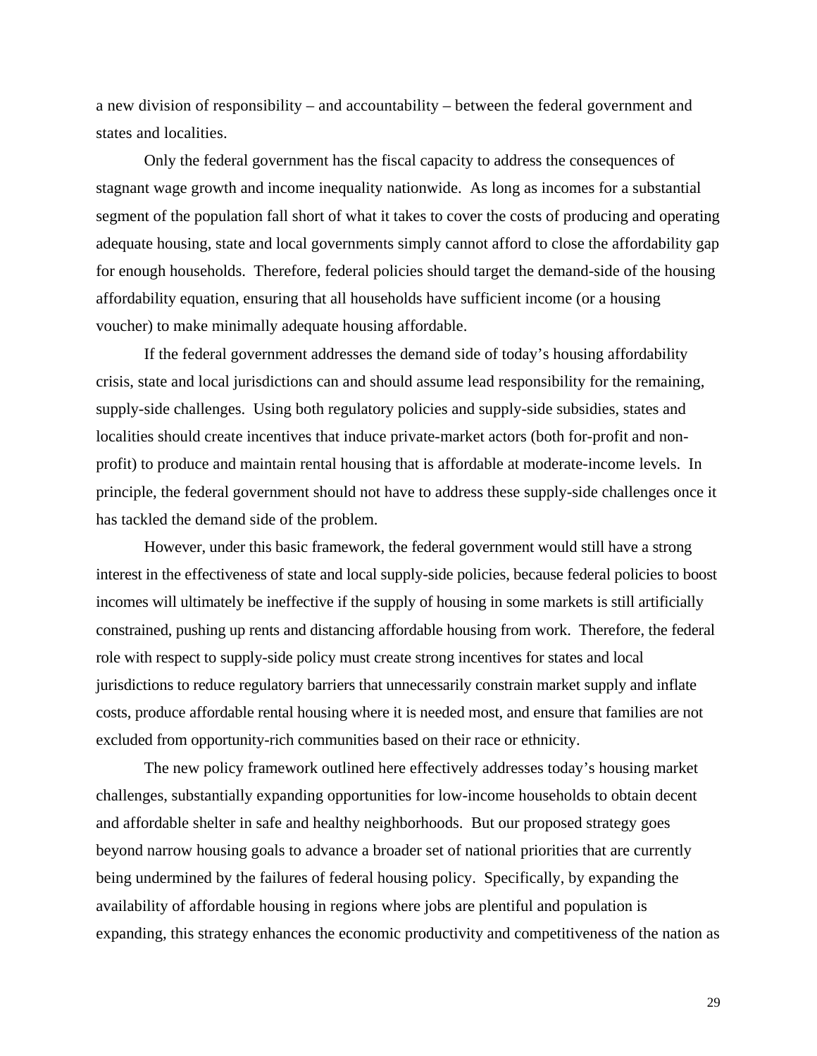a new division of responsibility – and accountability – between the federal government and states and localities.

Only the federal government has the fiscal capacity to address the consequences of stagnant wage growth and income inequality nationwide. As long as incomes for a substantial segment of the population fall short of what it takes to cover the costs of producing and operating adequate housing, state and local governments simply cannot afford to close the affordability gap for enough households. Therefore, federal policies should target the demand-side of the housing affordability equation, ensuring that all households have sufficient income (or a housing voucher) to make minimally adequate housing affordable.

If the federal government addresses the demand side of today's housing affordability crisis, state and local jurisdictions can and should assume lead responsibility for the remaining, supply-side challenges. Using both regulatory policies and supply-side subsidies, states and localities should create incentives that induce private-market actors (both for-profit and non-profit) to produce and maintain rental housing that is affordable at moderate-income levels. In principle, the federal government should not have to address these supply-side challenges once it has tackled the demand side of the problem.

However, under this basic framework, the federal government would still have a strong interest in the effectiveness of state and local supply-side policies, because federal policies to boost incomes will ultimately be ineffective if the supply of housing in some markets is still artificially constrained, pushing up rents and distancing affordable housing from work. Therefore, the federal role with respect to supply-side policy must create strong incentives for states and local jurisdictions to reduce regulatory barriers that unnecessarily constrain market supply and inflate costs, produce affordable rental housing where it is needed most, and ensure that families are not excluded from opportunity-rich communities based on their race or ethnicity.

The new policy framework outlined here effectively addresses today's housing market challenges, substantially expanding opportunities for low-income households to obtain decent and affordable shelter in safe and healthy neighborhoods. But our proposed strategy goes beyond narrow housing goals to advance a broader set of national priorities that are currently being undermined by the failures of federal housing policy. Specifically, by expanding the availability of affordable housing in regions where jobs are plentiful and population is expanding, this strategy enhances the economic productivity and competitiveness of the nation as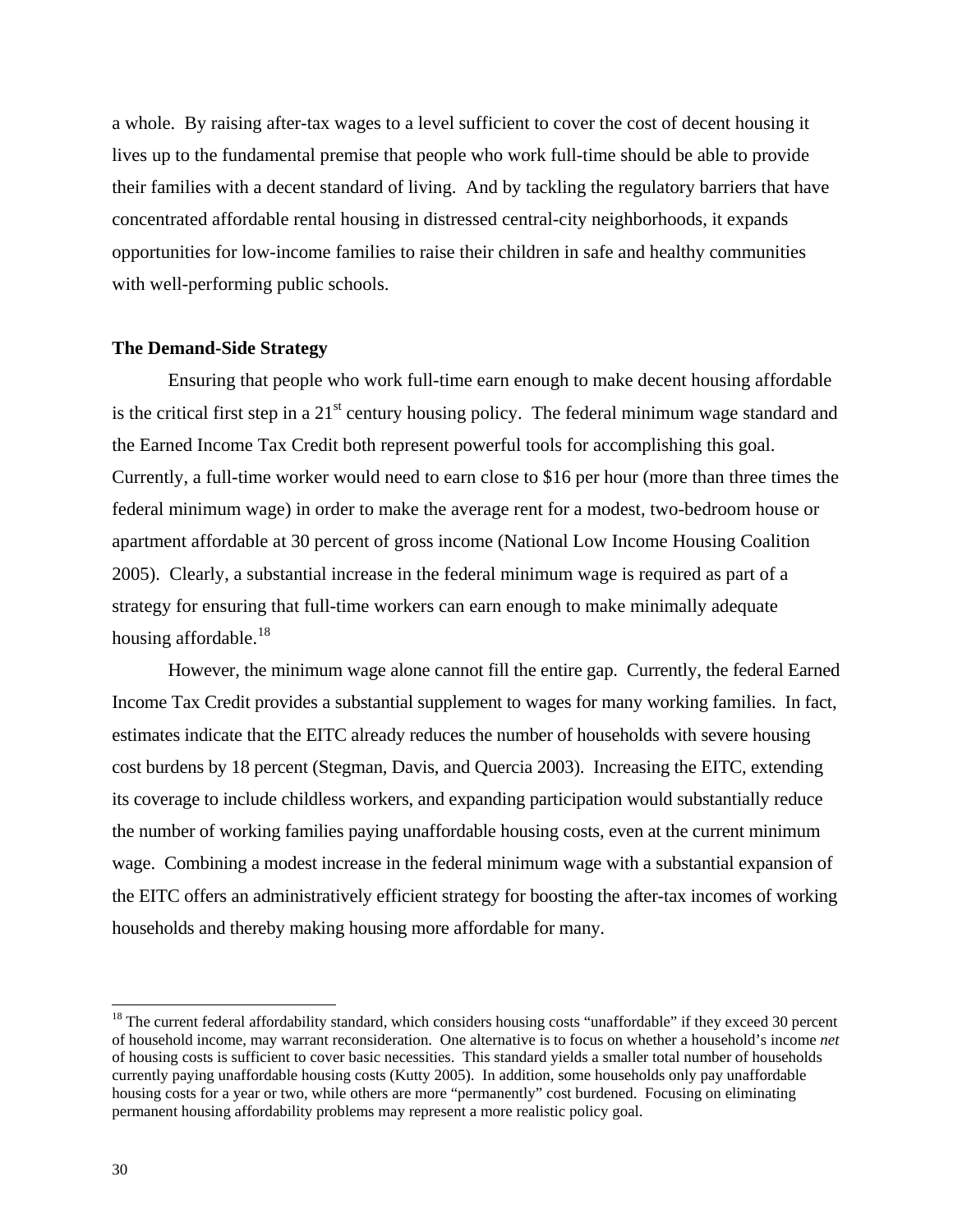a whole. By raising after-tax wages to a level sufficient to cover the cost of decent housing it lives up to the fundamental premise that people who work full-time should be able to provide their families with a decent standard of living. And by tackling the regulatory barriers that have concentrated affordable rental housing in distressed central-city neighborhoods, it expands opportunities for low-income families to raise their children in safe and healthy communities with well-performing public schools.

**The Demand-Side Strategy**

Ensuring that people who work full-time earn enough to make decent housing affordable is the critical first step in a 21st century housing policy. The federal minimum wage standard and the Earned Income Tax Credit both represent powerful tools for accomplishing this goal. Currently, a full-time worker would need to earn close to $16 per hour (more than three times the federal minimum wage) in order to make the average rent for a modest, two-bedroom house or apartment affordable at 30 percent of gross income (National Low Income Housing Coalition 2005). Clearly, a substantial increase in the federal minimum wage is required as part of a strategy for ensuring that full-time workers can earn enough to make minimally adequate housing affordable.[18]

However, the minimum wage alone cannot fill the entire gap. Currently, the federal Earned Income Tax Credit provides a substantial supplement to wages for many working families. In fact, estimates indicate that the EITC already reduces the number of households with severe housing cost burdens by 18 percent (Stegman, Davis, and Quercia 2003). Increasing the EITC, extending its coverage to include childless workers, and expanding participation would substantially reduce the number of working families paying unaffordable housing costs, even at the current minimum wage. Combining a modest increase in the federal minimum wage with a substantial expansion of the EITC offers an administratively efficient strategy for boosting the after-tax incomes of working households and thereby making housing more affordable for many.

[18] The current federal affordability standard, which considers housing costs "unaffordable" if they exceed 30 percent of household income, may warrant reconsideration. One alternative is to focus on whether a household's income *net* of housing costs is sufficient to cover basic necessities. This standard yields a smaller total number of households currently paying unaffordable housing costs (Kutty 2005). In addition, some households only pay unaffordable housing costs for a year or two, while others are more "permanently" cost burdened. Focusing on eliminating permanent housing affordability problems may represent a more realistic policy goal.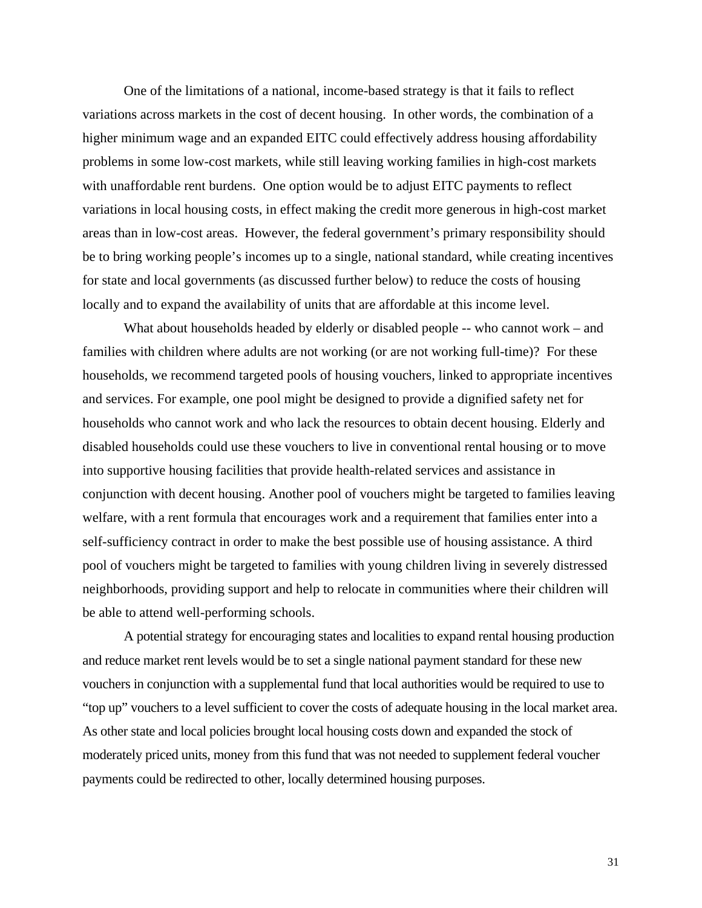One of the limitations of a national, income-based strategy is that it fails to reflect variations across markets in the cost of decent housing. In other words, the combination of a higher minimum wage and an expanded EITC could effectively address housing affordability problems in some low-cost markets, while still leaving working families in high-cost markets with unaffordable rent burdens. One option would be to adjust EITC payments to reflect variations in local housing costs, in effect making the credit more generous in high-cost market areas than in low-cost areas. However, the federal government's primary responsibility should be to bring working people's incomes up to a single, national standard, while creating incentives for state and local governments (as discussed further below) to reduce the costs of housing locally and to expand the availability of units that are affordable at this income level.

What about households headed by elderly or disabled people -- who cannot work – and families with children where adults are not working (or are not working full-time)? For these households, we recommend targeted pools of housing vouchers, linked to appropriate incentives and services. For example, one pool might be designed to provide a dignified safety net for households who cannot work and who lack the resources to obtain decent housing. Elderly and disabled households could use these vouchers to live in conventional rental housing or to move into supportive housing facilities that provide health-related services and assistance in conjunction with decent housing. Another pool of vouchers might be targeted to families leaving welfare, with a rent formula that encourages work and a requirement that families enter into a self-sufficiency contract in order to make the best possible use of housing assistance. A third pool of vouchers might be targeted to families with young children living in severely distressed neighborhoods, providing support and help to relocate in communities where their children will be able to attend well-performing schools.

A potential strategy for encouraging states and localities to expand rental housing production and reduce market rent levels would be to set a single national payment standard for these new vouchers in conjunction with a supplemental fund that local authorities would be required to use to "top up" vouchers to a level sufficient to cover the costs of adequate housing in the local market area. As other state and local policies brought local housing costs down and expanded the stock of moderately priced units, money from this fund that was not needed to supplement federal voucher payments could be redirected to other, locally determined housing purposes.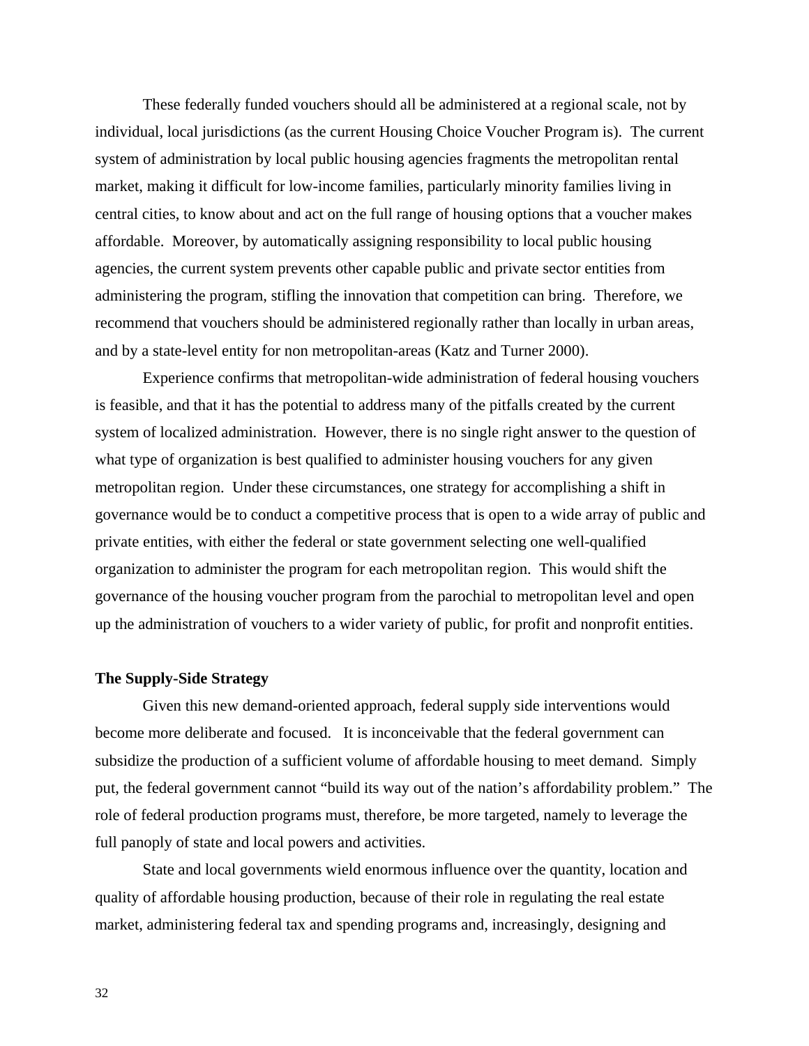These federally funded vouchers should all be administered at a regional scale, not by individual, local jurisdictions (as the current Housing Choice Voucher Program is). The current system of administration by local public housing agencies fragments the metropolitan rental market, making it difficult for low-income families, particularly minority families living in central cities, to know about and act on the full range of housing options that a voucher makes affordable. Moreover, by automatically assigning responsibility to local public housing agencies, the current system prevents other capable public and private sector entities from administering the program, stifling the innovation that competition can bring. Therefore, we recommend that vouchers should be administered regionally rather than locally in urban areas, and by a state-level entity for non metropolitan-areas (Katz and Turner 2000).

Experience confirms that metropolitan-wide administration of federal housing vouchers is feasible, and that it has the potential to address many of the pitfalls created by the current system of localized administration. However, there is no single right answer to the question of what type of organization is best qualified to administer housing vouchers for any given metropolitan region. Under these circumstances, one strategy for accomplishing a shift in governance would be to conduct a competitive process that is open to a wide array of public and private entities, with either the federal or state government selecting one well-qualified organization to administer the program for each metropolitan region. This would shift the governance of the housing voucher program from the parochial to metropolitan level and open up the administration of vouchers to a wider variety of public, for profit and nonprofit entities.

**The Supply-Side Strategy**

Given this new demand-oriented approach, federal supply side interventions would become more deliberate and focused. It is inconceivable that the federal government can subsidize the production of a sufficient volume of affordable housing to meet demand. Simply put, the federal government cannot "build its way out of the nation's affordability problem." The role of federal production programs must, therefore, be more targeted, namely to leverage the full panoply of state and local powers and activities.

State and local governments wield enormous influence over the quantity, location and quality of affordable housing production, because of their role in regulating the real estate market, administering federal tax and spending programs and, increasingly, designing and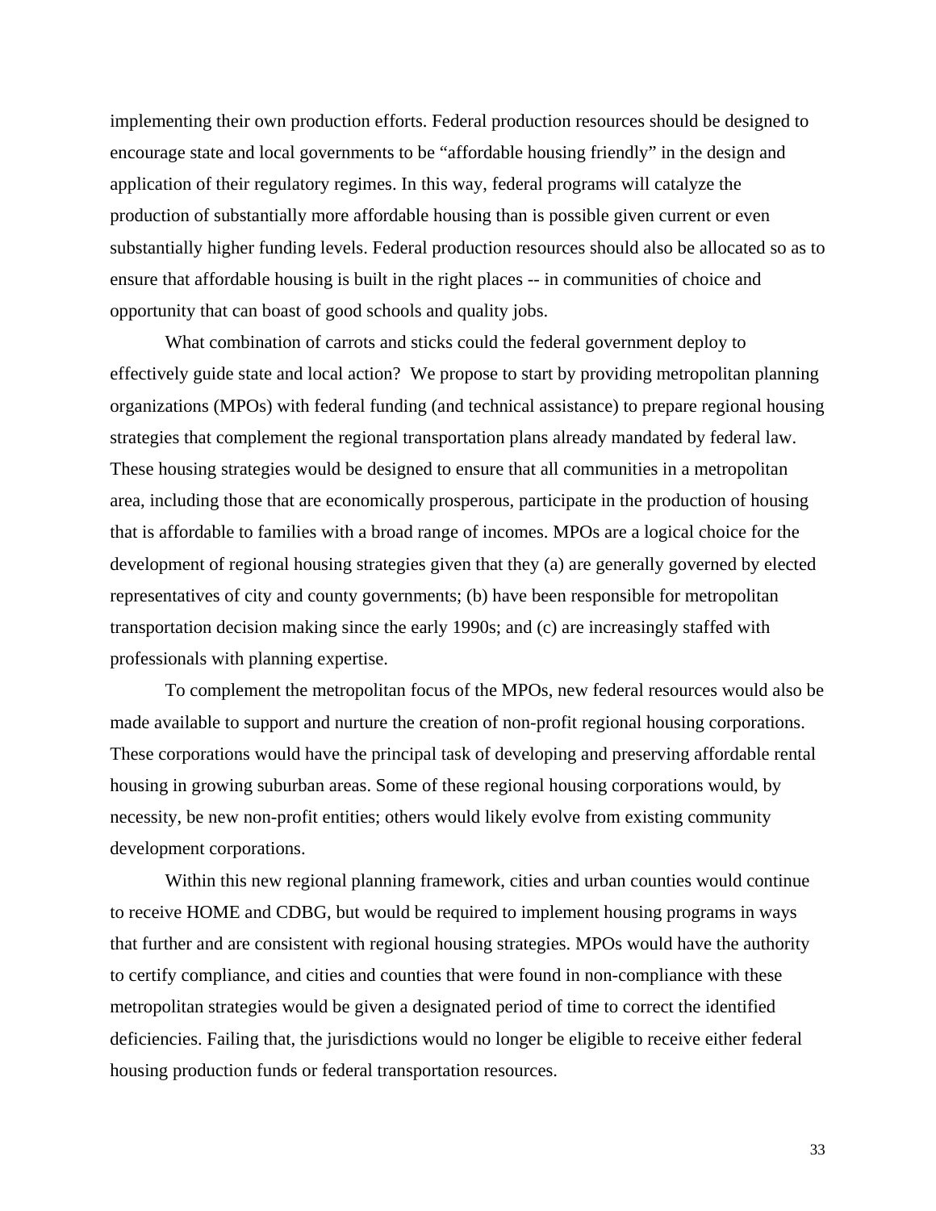implementing their own production efforts. Federal production resources should be designed to encourage state and local governments to be "affordable housing friendly" in the design and application of their regulatory regimes. In this way, federal programs will catalyze the production of substantially more affordable housing than is possible given current or even substantially higher funding levels. Federal production resources should also be allocated so as to ensure that affordable housing is built in the right places -- in communities of choice and opportunity that can boast of good schools and quality jobs.

What combination of carrots and sticks could the federal government deploy to effectively guide state and local action? We propose to start by providing metropolitan planning organizations (MPOs) with federal funding (and technical assistance) to prepare regional housing strategies that complement the regional transportation plans already mandated by federal law. These housing strategies would be designed to ensure that all communities in a metropolitan area, including those that are economically prosperous, participate in the production of housing that is affordable to families with a broad range of incomes. MPOs are a logical choice for the development of regional housing strategies given that they (a) are generally governed by elected representatives of city and county governments; (b) have been responsible for metropolitan transportation decision making since the early 1990s; and (c) are increasingly staffed with professionals with planning expertise.

To complement the metropolitan focus of the MPOs, new federal resources would also be made available to support and nurture the creation of non-profit regional housing corporations. These corporations would have the principal task of developing and preserving affordable rental housing in growing suburban areas. Some of these regional housing corporations would, by necessity, be new non-profit entities; others would likely evolve from existing community development corporations.

Within this new regional planning framework, cities and urban counties would continue to receive HOME and CDBG, but would be required to implement housing programs in ways that further and are consistent with regional housing strategies. MPOs would have the authority to certify compliance, and cities and counties that were found in non-compliance with these metropolitan strategies would be given a designated period of time to correct the identified deficiencies. Failing that, the jurisdictions would no longer be eligible to receive either federal housing production funds or federal transportation resources.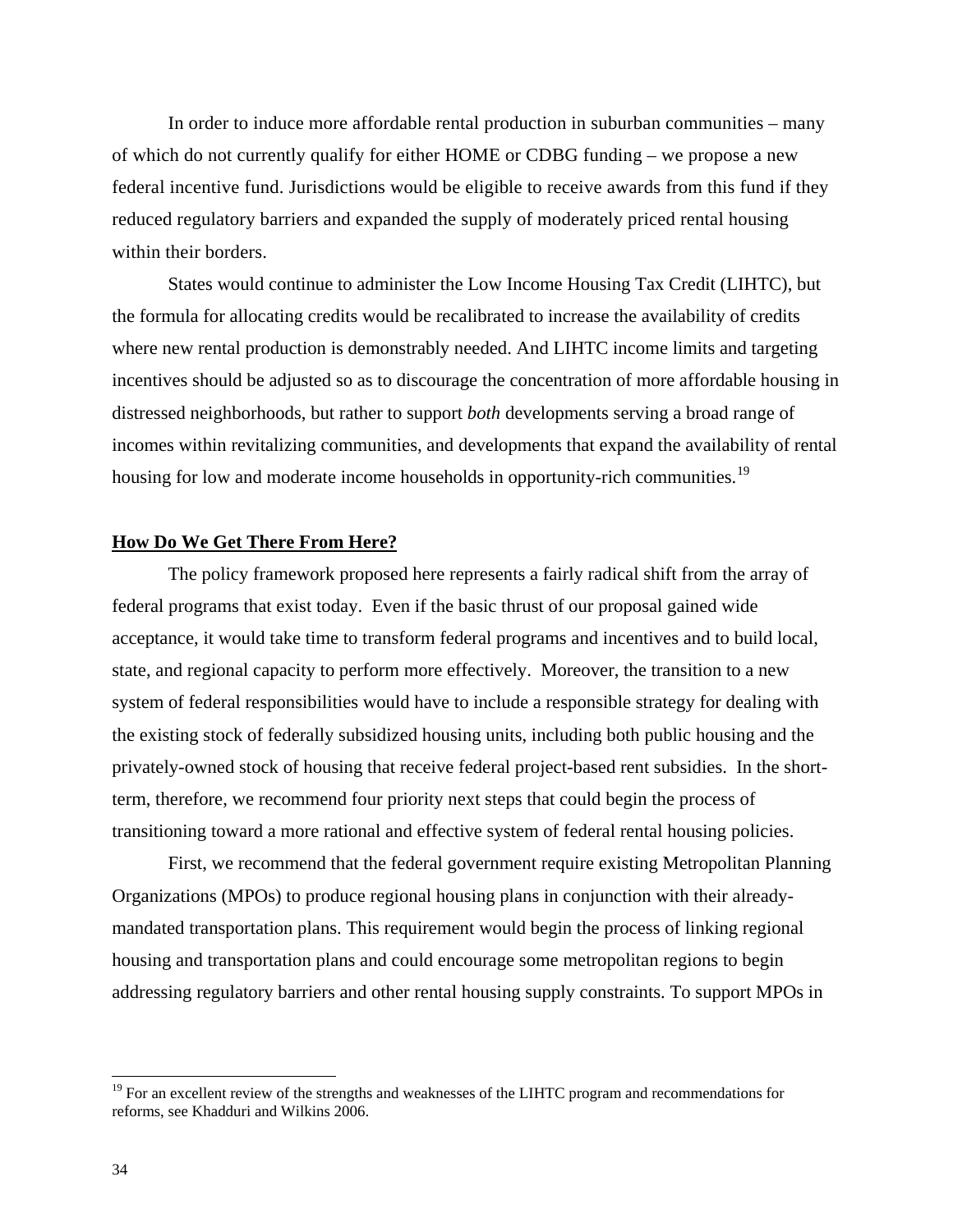In order to induce more affordable rental production in suburban communities – many of which do not currently qualify for either HOME or CDBG funding – we propose a new federal incentive fund. Jurisdictions would be eligible to receive awards from this fund if they reduced regulatory barriers and expanded the supply of moderately priced rental housing within their borders.

States would continue to administer the Low Income Housing Tax Credit (LIHTC), but the formula for allocating credits would be recalibrated to increase the availability of credits where new rental production is demonstrably needed. And LIHTC income limits and targeting incentives should be adjusted so as to discourage the concentration of more affordable housing in distressed neighborhoods, but rather to support *both* developments serving a broad range of incomes within revitalizing communities, and developments that expand the availability of rental housing for low and moderate income households in opportunity-rich communities.[19]

## How Do We Get There From Here?

The policy framework proposed here represents a fairly radical shift from the array of federal programs that exist today. Even if the basic thrust of our proposal gained wide acceptance, it would take time to transform federal programs and incentives and to build local, state, and regional capacity to perform more effectively. Moreover, the transition to a new system of federal responsibilities would have to include a responsible strategy for dealing with the existing stock of federally subsidized housing units, including both public housing and the privately-owned stock of housing that receive federal project-based rent subsidies. In the short-term, therefore, we recommend four priority next steps that could begin the process of transitioning toward a more rational and effective system of federal rental housing policies.

First, we recommend that the federal government require existing Metropolitan Planning Organizations (MPOs) to produce regional housing plans in conjunction with their already-mandated transportation plans. This requirement would begin the process of linking regional housing and transportation plans and could encourage some metropolitan regions to begin addressing regulatory barriers and other rental housing supply constraints. To support MPOs in

[19] For an excellent review of the strengths and weaknesses of the LIHTC program and recommendations for reforms, see Khadduri and Wilkins 2006.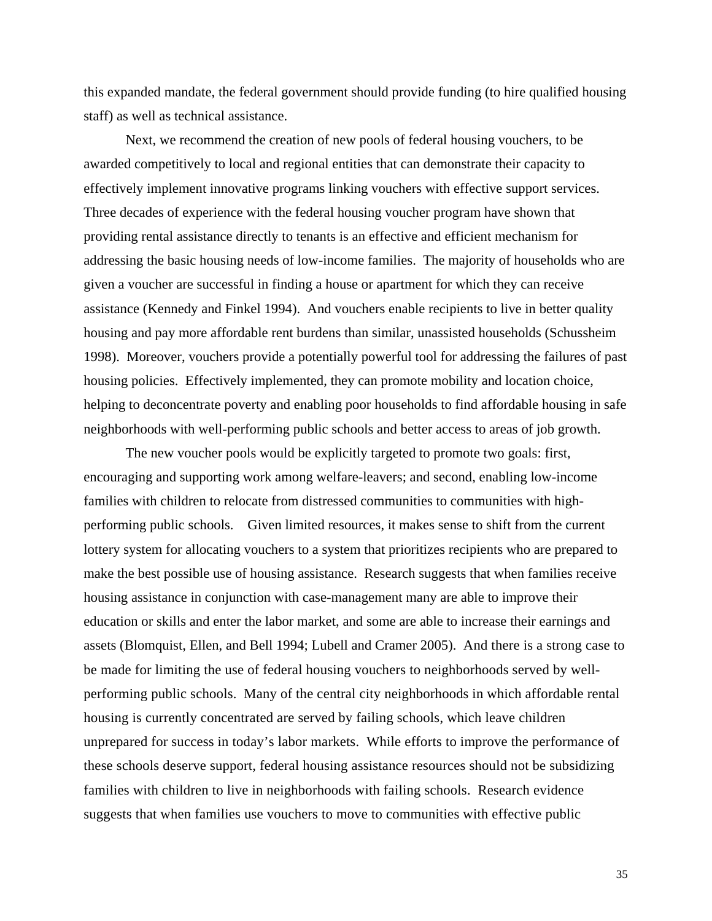this expanded mandate, the federal government should provide funding (to hire qualified housing staff) as well as technical assistance.

Next, we recommend the creation of new pools of federal housing vouchers, to be awarded competitively to local and regional entities that can demonstrate their capacity to effectively implement innovative programs linking vouchers with effective support services. Three decades of experience with the federal housing voucher program have shown that providing rental assistance directly to tenants is an effective and efficient mechanism for addressing the basic housing needs of low-income families. The majority of households who are given a voucher are successful in finding a house or apartment for which they can receive assistance (Kennedy and Finkel 1994). And vouchers enable recipients to live in better quality housing and pay more affordable rent burdens than similar, unassisted households (Schussheim 1998). Moreover, vouchers provide a potentially powerful tool for addressing the failures of past housing policies. Effectively implemented, they can promote mobility and location choice, helping to deconcentrate poverty and enabling poor households to find affordable housing in safe neighborhoods with well-performing public schools and better access to areas of job growth.

The new voucher pools would be explicitly targeted to promote two goals: first, encouraging and supporting work among welfare-leavers; and second, enabling low-income families with children to relocate from distressed communities to communities with high-performing public schools. Given limited resources, it makes sense to shift from the current lottery system for allocating vouchers to a system that prioritizes recipients who are prepared to make the best possible use of housing assistance. Research suggests that when families receive housing assistance in conjunction with case-management many are able to improve their education or skills and enter the labor market, and some are able to increase their earnings and assets (Blomquist, Ellen, and Bell 1994; Lubell and Cramer 2005). And there is a strong case to be made for limiting the use of federal housing vouchers to neighborhoods served by well-performing public schools. Many of the central city neighborhoods in which affordable rental housing is currently concentrated are served by failing schools, which leave children unprepared for success in today's labor markets. While efforts to improve the performance of these schools deserve support, federal housing assistance resources should not be subsidizing families with children to live in neighborhoods with failing schools. Research evidence suggests that when families use vouchers to move to communities with effective public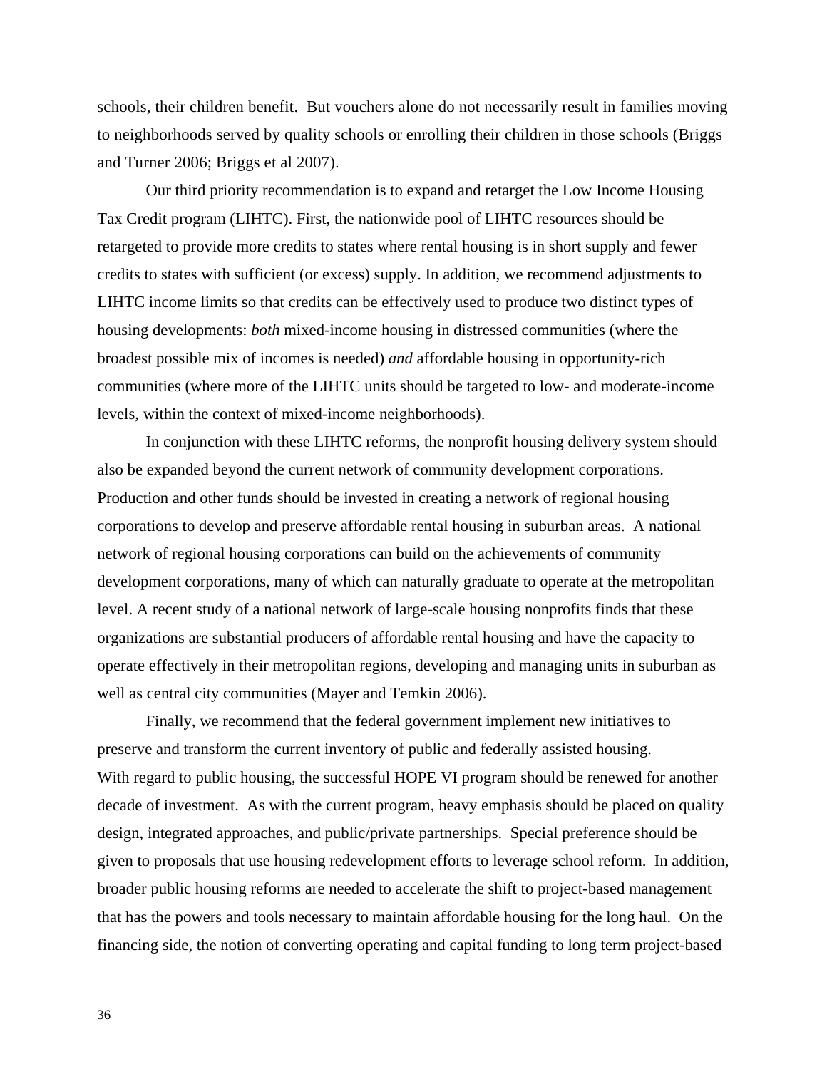schools, their children benefit. But vouchers alone do not necessarily result in families moving to neighborhoods served by quality schools or enrolling their children in those schools (Briggs and Turner 2006; Briggs et al 2007).

Our third priority recommendation is to expand and retarget the Low Income Housing Tax Credit program (LIHTC). First, the nationwide pool of LIHTC resources should be retargeted to provide more credits to states where rental housing is in short supply and fewer credits to states with sufficient (or excess) supply. In addition, we recommend adjustments to LIHTC income limits so that credits can be effectively used to produce two distinct types of housing developments: *both* mixed-income housing in distressed communities (where the broadest possible mix of incomes is needed) *and* affordable housing in opportunity-rich communities (where more of the LIHTC units should be targeted to low- and moderate-income levels, within the context of mixed-income neighborhoods).

In conjunction with these LIHTC reforms, the nonprofit housing delivery system should also be expanded beyond the current network of community development corporations. Production and other funds should be invested in creating a network of regional housing corporations to develop and preserve affordable rental housing in suburban areas. A national network of regional housing corporations can build on the achievements of community development corporations, many of which can naturally graduate to operate at the metropolitan level. A recent study of a national network of large-scale housing nonprofits finds that these organizations are substantial producers of affordable rental housing and have the capacity to operate effectively in their metropolitan regions, developing and managing units in suburban as well as central city communities (Mayer and Temkin 2006).

Finally, we recommend that the federal government implement new initiatives to preserve and transform the current inventory of public and federally assisted housing. With regard to public housing, the successful HOPE VI program should be renewed for another decade of investment. As with the current program, heavy emphasis should be placed on quality design, integrated approaches, and public/private partnerships. Special preference should be given to proposals that use housing redevelopment efforts to leverage school reform. In addition, broader public housing reforms are needed to accelerate the shift to project-based management that has the powers and tools necessary to maintain affordable housing for the long haul. On the financing side, the notion of converting operating and capital funding to long term project-based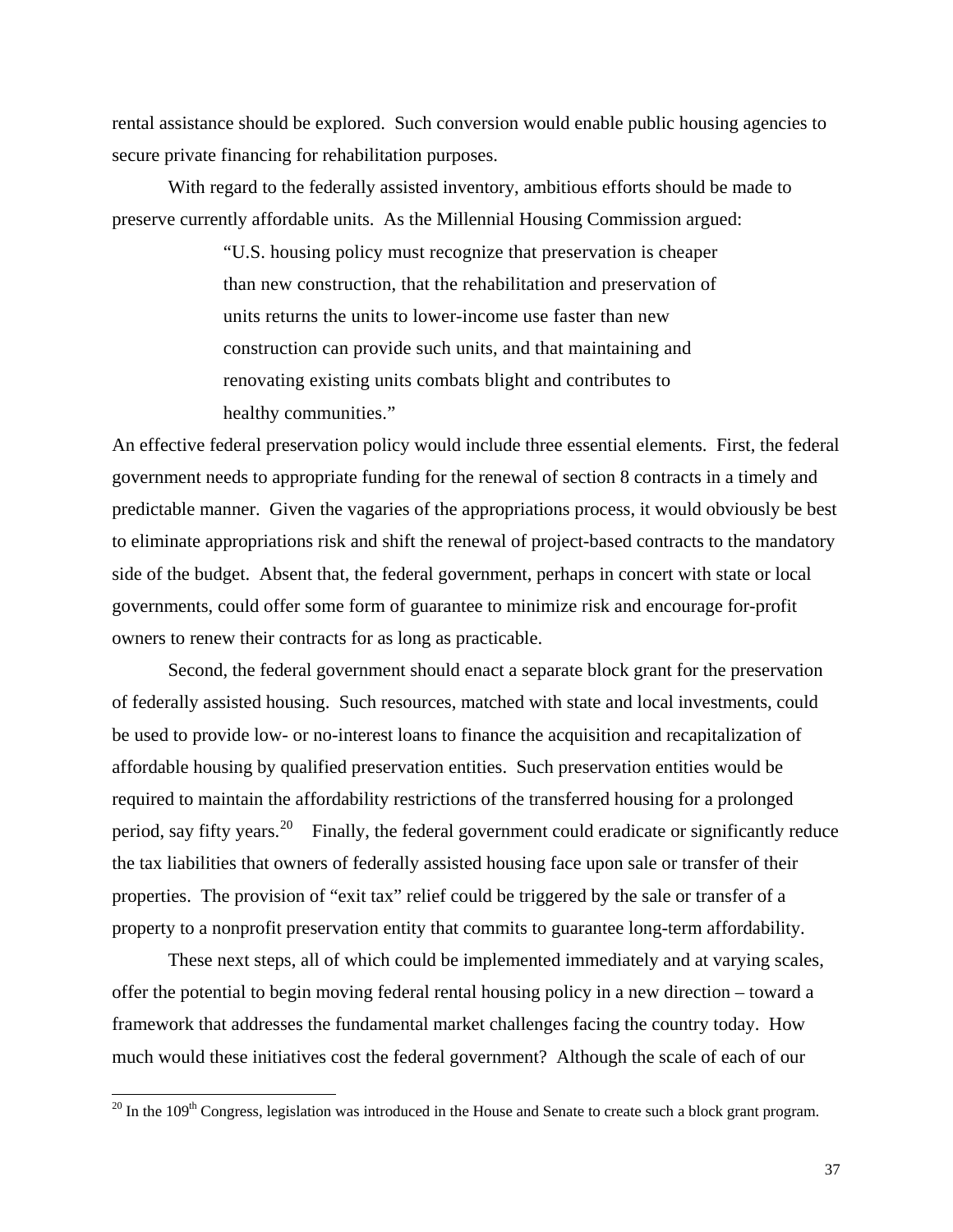rental assistance should be explored. Such conversion would enable public housing agencies to secure private financing for rehabilitation purposes.

With regard to the federally assisted inventory, ambitious efforts should be made to preserve currently affordable units. As the Millennial Housing Commission argued:

> "U.S. housing policy must recognize that preservation is cheaper than new construction, that the rehabilitation and preservation of units returns the units to lower-income use faster than new construction can provide such units, and that maintaining and renovating existing units combats blight and contributes to healthy communities."

An effective federal preservation policy would include three essential elements. First, the federal government needs to appropriate funding for the renewal of section 8 contracts in a timely and predictable manner. Given the vagaries of the appropriations process, it would obviously be best to eliminate appropriations risk and shift the renewal of project-based contracts to the mandatory side of the budget. Absent that, the federal government, perhaps in concert with state or local governments, could offer some form of guarantee to minimize risk and encourage for-profit owners to renew their contracts for as long as practicable.

Second, the federal government should enact a separate block grant for the preservation of federally assisted housing. Such resources, matched with state and local investments, could be used to provide low- or no-interest loans to finance the acquisition and recapitalization of affordable housing by qualified preservation entities. Such preservation entities would be required to maintain the affordability restrictions of the transferred housing for a prolonged period, say fifty years.[20] Finally, the federal government could eradicate or significantly reduce the tax liabilities that owners of federally assisted housing face upon sale or transfer of their properties. The provision of "exit tax" relief could be triggered by the sale or transfer of a property to a nonprofit preservation entity that commits to guarantee long-term affordability.

These next steps, all of which could be implemented immediately and at varying scales, offer the potential to begin moving federal rental housing policy in a new direction – toward a framework that addresses the fundamental market challenges facing the country today. How much would these initiatives cost the federal government? Although the scale of each of our

---

[20] In the 109th Congress, legislation was introduced in the House and Senate to create such a block grant program.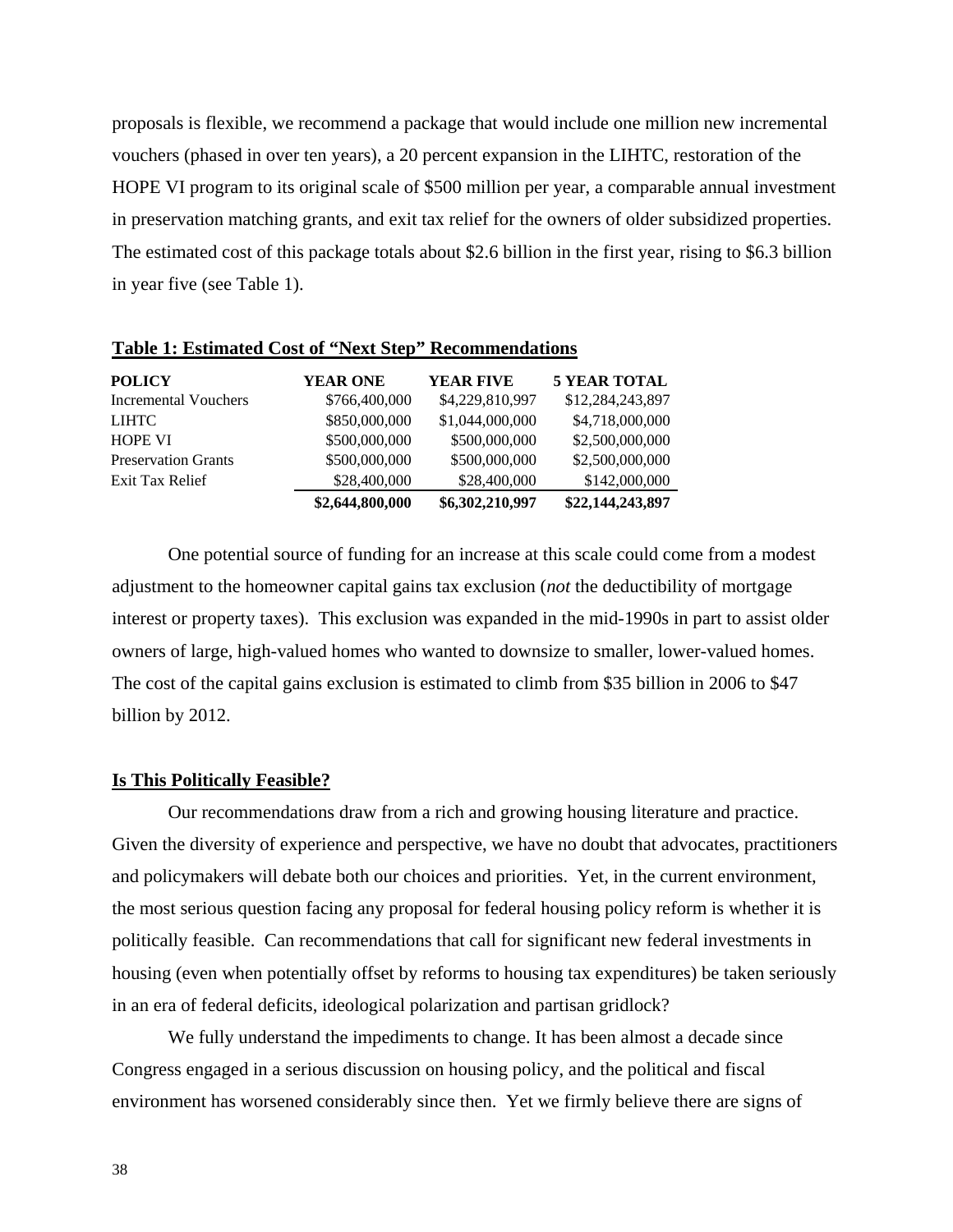proposals is flexible, we recommend a package that would include one million new incremental vouchers (phased in over ten years), a 20 percent expansion in the LIHTC, restoration of the HOPE VI program to its original scale of $500 million per year, a comparable annual investment in preservation matching grants, and exit tax relief for the owners of older subsidized properties. The estimated cost of this package totals about $2.6 billion in the first year, rising to $6.3 billion in year five (see Table 1).

**Table 1: Estimated Cost of "Next Step" Recommendations**

| POLICY | YEAR ONE | YEAR FIVE | 5 YEAR TOTAL |
|---|---|---|---|
| Incremental Vouchers | $766,400,000 | $4,229,810,997 | $12,284,243,897 |
| LIHTC | $850,000,000 | $1,044,000,000 | $4,718,000,000 |
| HOPE VI | $500,000,000 | $500,000,000 | $2,500,000,000 |
| Preservation Grants | $500,000,000 | $500,000,000 | $2,500,000,000 |
| Exit Tax Relief | $28,400,000 | $28,400,000 | $142,000,000 |
| | **$2,644,800,000** | **$6,302,210,997** | **$22,144,243,897** |

One potential source of funding for an increase at this scale could come from a modest adjustment to the homeowner capital gains tax exclusion (*not* the deductibility of mortgage interest or property taxes). This exclusion was expanded in the mid-1990s in part to assist older owners of large, high-valued homes who wanted to downsize to smaller, lower-valued homes. The cost of the capital gains exclusion is estimated to climb from $35 billion in 2006 to $47 billion by 2012.

## Is This Politically Feasible?

Our recommendations draw from a rich and growing housing literature and practice. Given the diversity of experience and perspective, we have no doubt that advocates, practitioners and policymakers will debate both our choices and priorities. Yet, in the current environment, the most serious question facing any proposal for federal housing policy reform is whether it is politically feasible. Can recommendations that call for significant new federal investments in housing (even when potentially offset by reforms to housing tax expenditures) be taken seriously in an era of federal deficits, ideological polarization and partisan gridlock?

We fully understand the impediments to change. It has been almost a decade since Congress engaged in a serious discussion on housing policy, and the political and fiscal environment has worsened considerably since then. Yet we firmly believe there are signs of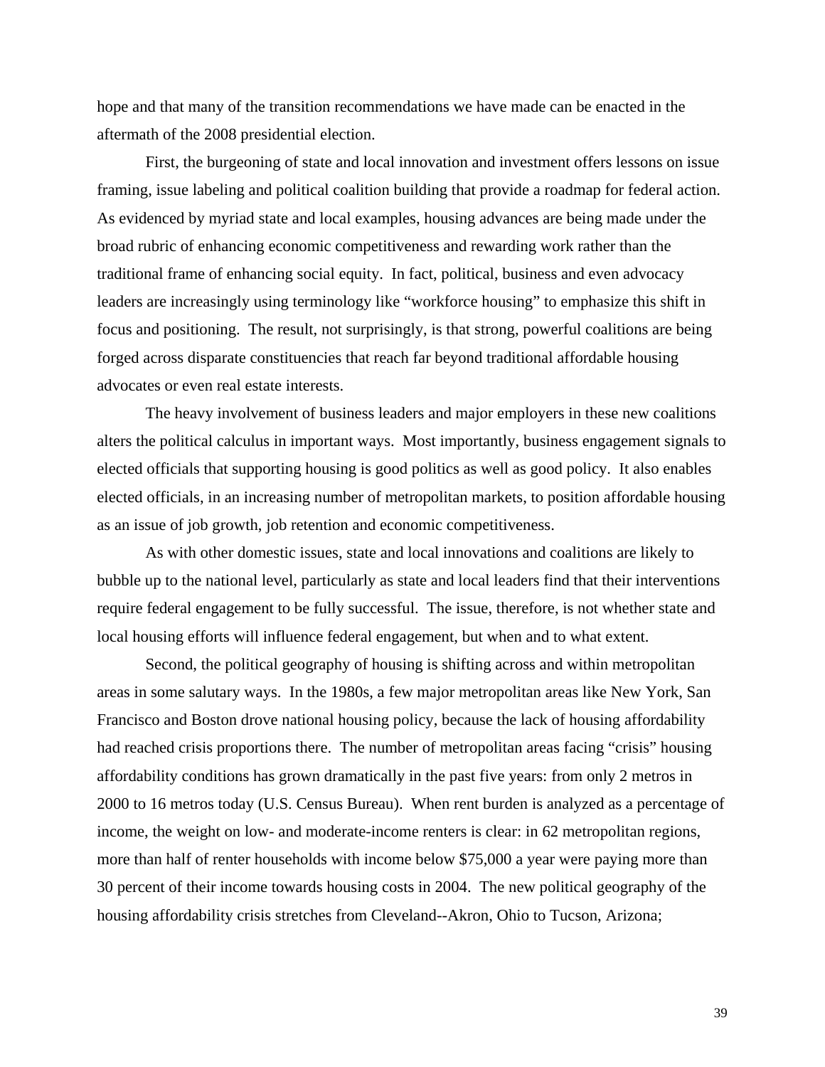hope and that many of the transition recommendations we have made can be enacted in the aftermath of the 2008 presidential election.

First, the burgeoning of state and local innovation and investment offers lessons on issue framing, issue labeling and political coalition building that provide a roadmap for federal action. As evidenced by myriad state and local examples, housing advances are being made under the broad rubric of enhancing economic competitiveness and rewarding work rather than the traditional frame of enhancing social equity. In fact, political, business and even advocacy leaders are increasingly using terminology like "workforce housing" to emphasize this shift in focus and positioning. The result, not surprisingly, is that strong, powerful coalitions are being forged across disparate constituencies that reach far beyond traditional affordable housing advocates or even real estate interests.

The heavy involvement of business leaders and major employers in these new coalitions alters the political calculus in important ways. Most importantly, business engagement signals to elected officials that supporting housing is good politics as well as good policy. It also enables elected officials, in an increasing number of metropolitan markets, to position affordable housing as an issue of job growth, job retention and economic competitiveness.

As with other domestic issues, state and local innovations and coalitions are likely to bubble up to the national level, particularly as state and local leaders find that their interventions require federal engagement to be fully successful. The issue, therefore, is not whether state and local housing efforts will influence federal engagement, but when and to what extent.

Second, the political geography of housing is shifting across and within metropolitan areas in some salutary ways. In the 1980s, a few major metropolitan areas like New York, San Francisco and Boston drove national housing policy, because the lack of housing affordability had reached crisis proportions there. The number of metropolitan areas facing "crisis" housing affordability conditions has grown dramatically in the past five years: from only 2 metros in 2000 to 16 metros today (U.S. Census Bureau). When rent burden is analyzed as a percentage of income, the weight on low- and moderate-income renters is clear: in 62 metropolitan regions, more than half of renter households with income below $75,000 a year were paying more than 30 percent of their income towards housing costs in 2004. The new political geography of the housing affordability crisis stretches from Cleveland--Akron, Ohio to Tucson, Arizona;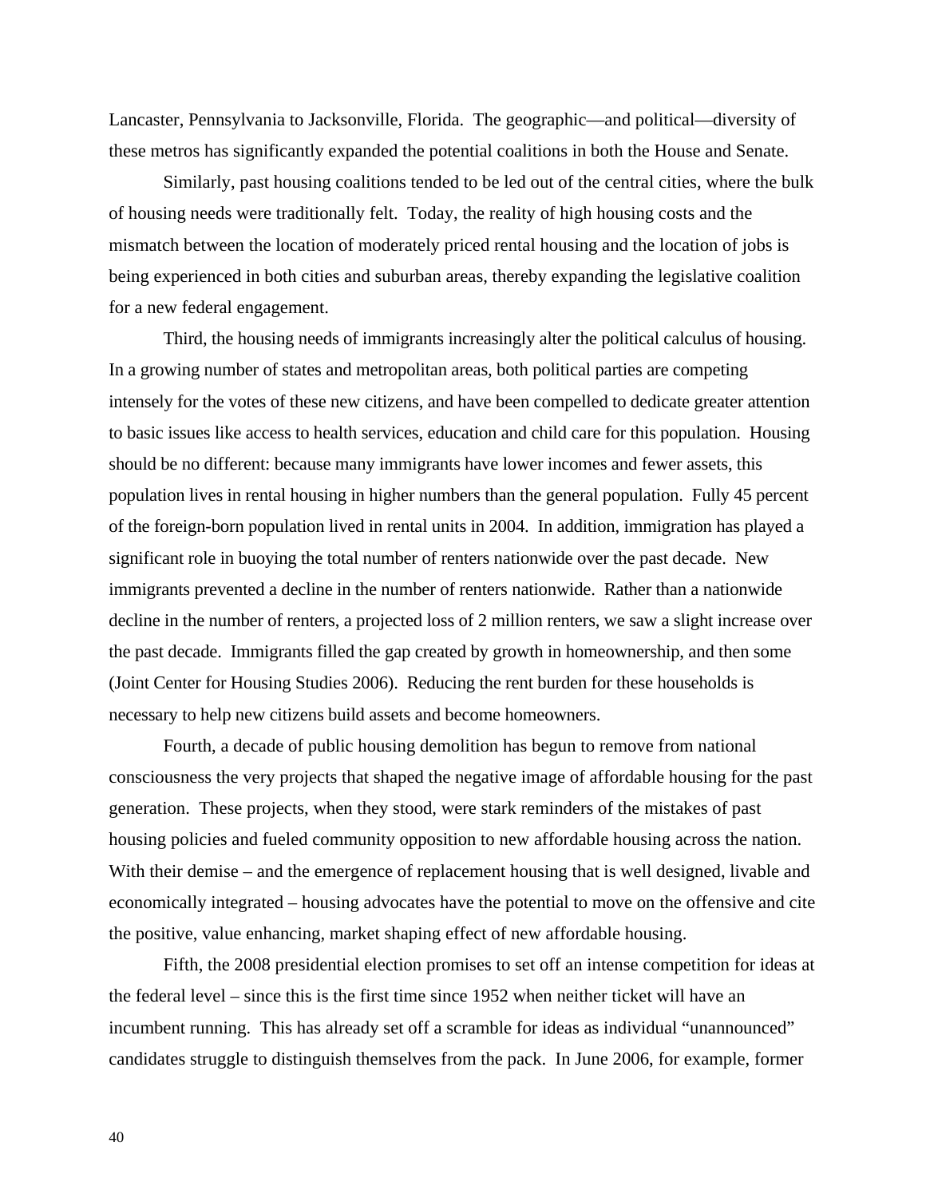Lancaster, Pennsylvania to Jacksonville, Florida. The geographic—and political—diversity of these metros has significantly expanded the potential coalitions in both the House and Senate.

Similarly, past housing coalitions tended to be led out of the central cities, where the bulk of housing needs were traditionally felt. Today, the reality of high housing costs and the mismatch between the location of moderately priced rental housing and the location of jobs is being experienced in both cities and suburban areas, thereby expanding the legislative coalition for a new federal engagement.

Third, the housing needs of immigrants increasingly alter the political calculus of housing. In a growing number of states and metropolitan areas, both political parties are competing intensely for the votes of these new citizens, and have been compelled to dedicate greater attention to basic issues like access to health services, education and child care for this population. Housing should be no different: because many immigrants have lower incomes and fewer assets, this population lives in rental housing in higher numbers than the general population. Fully 45 percent of the foreign-born population lived in rental units in 2004. In addition, immigration has played a significant role in buoying the total number of renters nationwide over the past decade. New immigrants prevented a decline in the number of renters nationwide. Rather than a nationwide decline in the number of renters, a projected loss of 2 million renters, we saw a slight increase over the past decade. Immigrants filled the gap created by growth in homeownership, and then some (Joint Center for Housing Studies 2006). Reducing the rent burden for these households is necessary to help new citizens build assets and become homeowners.

Fourth, a decade of public housing demolition has begun to remove from national consciousness the very projects that shaped the negative image of affordable housing for the past generation. These projects, when they stood, were stark reminders of the mistakes of past housing policies and fueled community opposition to new affordable housing across the nation. With their demise – and the emergence of replacement housing that is well designed, livable and economically integrated – housing advocates have the potential to move on the offensive and cite the positive, value enhancing, market shaping effect of new affordable housing.

Fifth, the 2008 presidential election promises to set off an intense competition for ideas at the federal level – since this is the first time since 1952 when neither ticket will have an incumbent running. This has already set off a scramble for ideas as individual "unannounced" candidates struggle to distinguish themselves from the pack. In June 2006, for example, former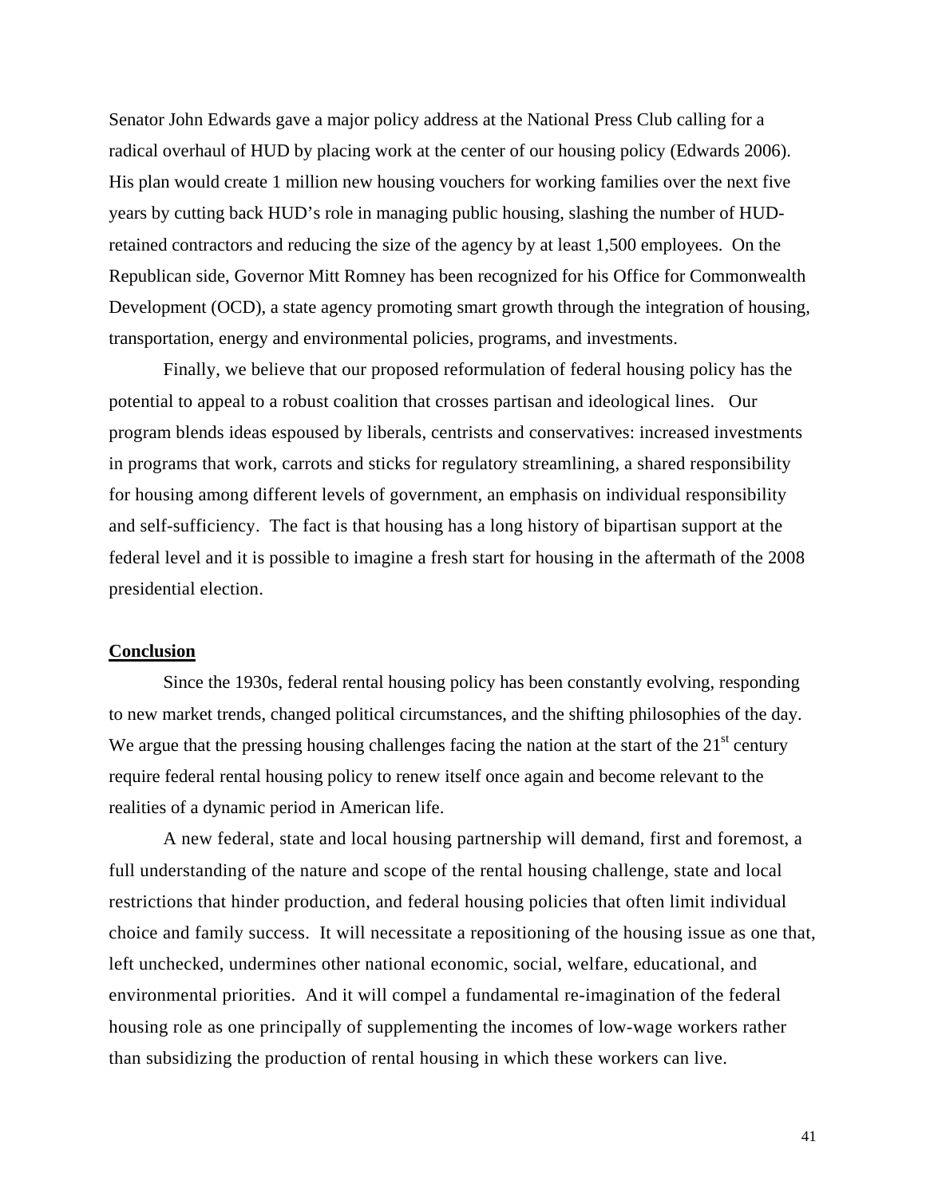Senator John Edwards gave a major policy address at the National Press Club calling for a radical overhaul of HUD by placing work at the center of our housing policy (Edwards 2006). His plan would create 1 million new housing vouchers for working families over the next five years by cutting back HUD's role in managing public housing, slashing the number of HUD-retained contractors and reducing the size of the agency by at least 1,500 employees. On the Republican side, Governor Mitt Romney has been recognized for his Office for Commonwealth Development (OCD), a state agency promoting smart growth through the integration of housing, transportation, energy and environmental policies, programs, and investments.

Finally, we believe that our proposed reformulation of federal housing policy has the potential to appeal to a robust coalition that crosses partisan and ideological lines. Our program blends ideas espoused by liberals, centrists and conservatives: increased investments in programs that work, carrots and sticks for regulatory streamlining, a shared responsibility for housing among different levels of government, an emphasis on individual responsibility and self-sufficiency. The fact is that housing has a long history of bipartisan support at the federal level and it is possible to imagine a fresh start for housing in the aftermath of the 2008 presidential election.

## Conclusion

Since the 1930s, federal rental housing policy has been constantly evolving, responding to new market trends, changed political circumstances, and the shifting philosophies of the day. We argue that the pressing housing challenges facing the nation at the start of the 21st century require federal rental housing policy to renew itself once again and become relevant to the realities of a dynamic period in American life.

A new federal, state and local housing partnership will demand, first and foremost, a full understanding of the nature and scope of the rental housing challenge, state and local restrictions that hinder production, and federal housing policies that often limit individual choice and family success. It will necessitate a repositioning of the housing issue as one that, left unchecked, undermines other national economic, social, welfare, educational, and environmental priorities. And it will compel a fundamental re-imagination of the federal housing role as one principally of supplementing the incomes of low-wage workers rather than subsidizing the production of rental housing in which these workers can live.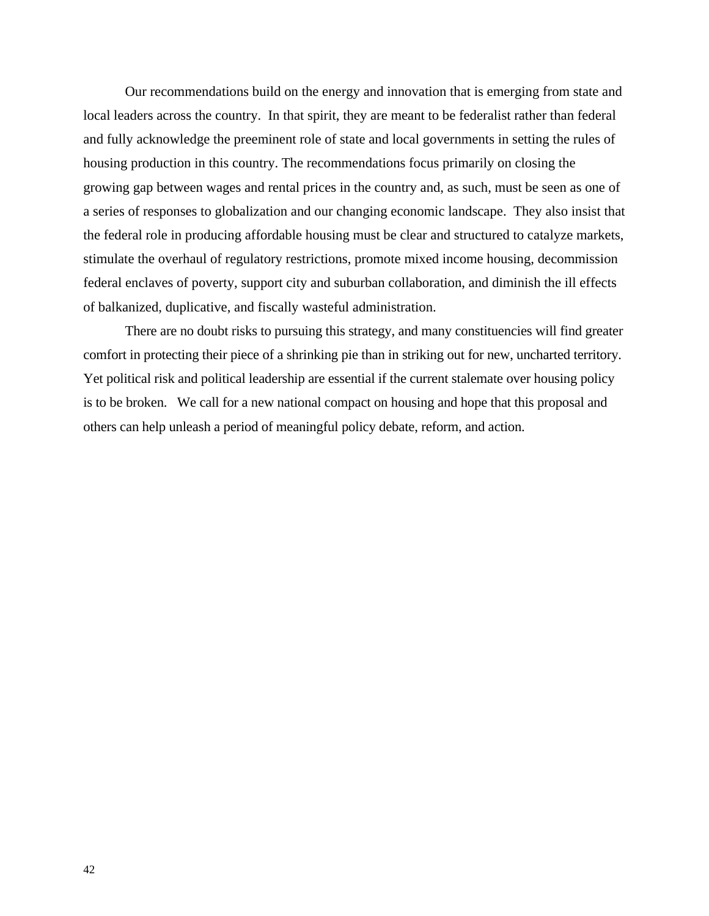Our recommendations build on the energy and innovation that is emerging from state and local leaders across the country. In that spirit, they are meant to be federalist rather than federal and fully acknowledge the preeminent role of state and local governments in setting the rules of housing production in this country. The recommendations focus primarily on closing the growing gap between wages and rental prices in the country and, as such, must be seen as one of a series of responses to globalization and our changing economic landscape. They also insist that the federal role in producing affordable housing must be clear and structured to catalyze markets, stimulate the overhaul of regulatory restrictions, promote mixed income housing, decommission federal enclaves of poverty, support city and suburban collaboration, and diminish the ill effects of balkanized, duplicative, and fiscally wasteful administration.

There are no doubt risks to pursuing this strategy, and many constituencies will find greater comfort in protecting their piece of a shrinking pie than in striking out for new, uncharted territory. Yet political risk and political leadership are essential if the current stalemate over housing policy is to be broken. We call for a new national compact on housing and hope that this proposal and others can help unleash a period of meaningful policy debate, reform, and action.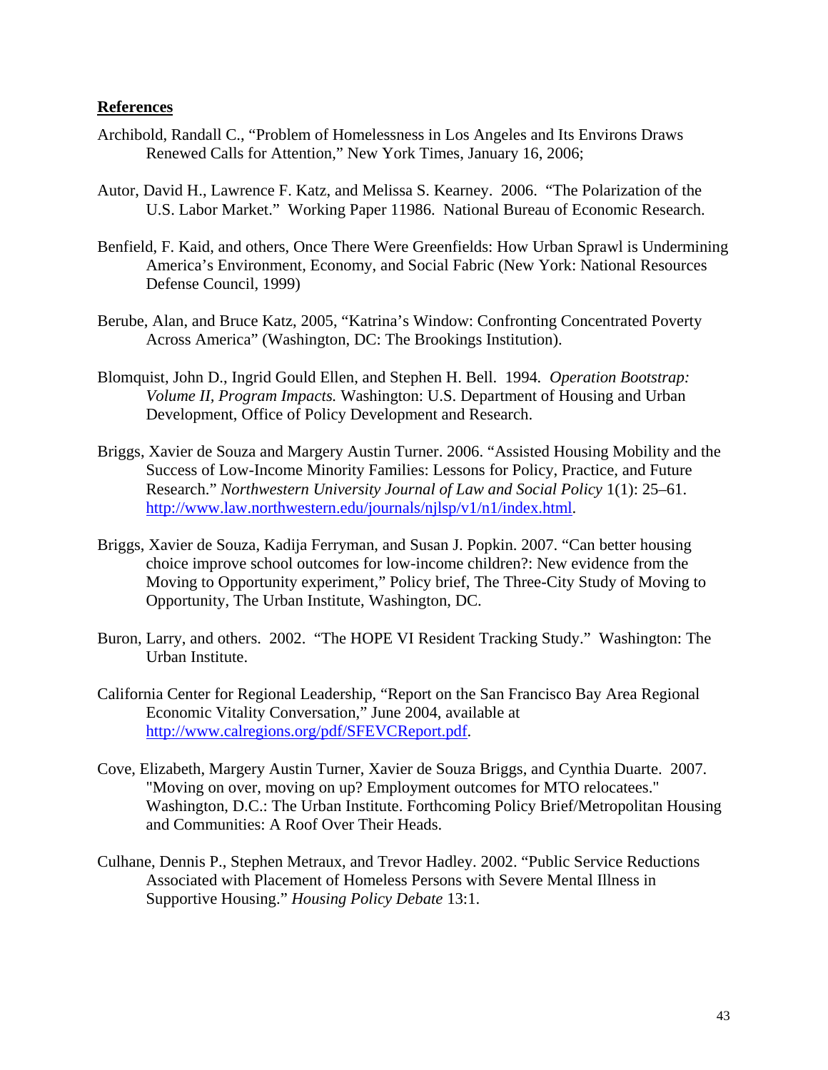**References**

Archibold, Randall C., "Problem of Homelessness in Los Angeles and Its Environs Draws Renewed Calls for Attention," New York Times, January 16, 2006;

Autor, David H., Lawrence F. Katz, and Melissa S. Kearney. 2006. "The Polarization of the U.S. Labor Market." Working Paper 11986. National Bureau of Economic Research.

Benfield, F. Kaid, and others, Once There Were Greenfields: How Urban Sprawl is Undermining America's Environment, Economy, and Social Fabric (New York: National Resources Defense Council, 1999)

Berube, Alan, and Bruce Katz, 2005, "Katrina's Window: Confronting Concentrated Poverty Across America" (Washington, DC: The Brookings Institution).

Blomquist, John D., Ingrid Gould Ellen, and Stephen H. Bell. 1994. *Operation Bootstrap: Volume II, Program Impacts.* Washington: U.S. Department of Housing and Urban Development, Office of Policy Development and Research.

Briggs, Xavier de Souza and Margery Austin Turner. 2006. "Assisted Housing Mobility and the Success of Low-Income Minority Families: Lessons for Policy, Practice, and Future Research." *Northwestern University Journal of Law and Social Policy* 1(1): 25–61. http://www.law.northwestern.edu/journals/njlsp/v1/n1/index.html.

Briggs, Xavier de Souza, Kadija Ferryman, and Susan J. Popkin. 2007. "Can better housing choice improve school outcomes for low-income children?: New evidence from the Moving to Opportunity experiment," Policy brief, The Three-City Study of Moving to Opportunity, The Urban Institute, Washington, DC.

Buron, Larry, and others. 2002. "The HOPE VI Resident Tracking Study." Washington: The Urban Institute.

California Center for Regional Leadership, "Report on the San Francisco Bay Area Regional Economic Vitality Conversation," June 2004, available at http://www.calregions.org/pdf/SFEVCReport.pdf.

Cove, Elizabeth, Margery Austin Turner, Xavier de Souza Briggs, and Cynthia Duarte. 2007. "Moving on over, moving on up? Employment outcomes for MTO relocatees." Washington, D.C.: The Urban Institute. Forthcoming Policy Brief/Metropolitan Housing and Communities: A Roof Over Their Heads.

Culhane, Dennis P., Stephen Metraux, and Trevor Hadley. 2002. "Public Service Reductions Associated with Placement of Homeless Persons with Severe Mental Illness in Supportive Housing." *Housing Policy Debate* 13:1.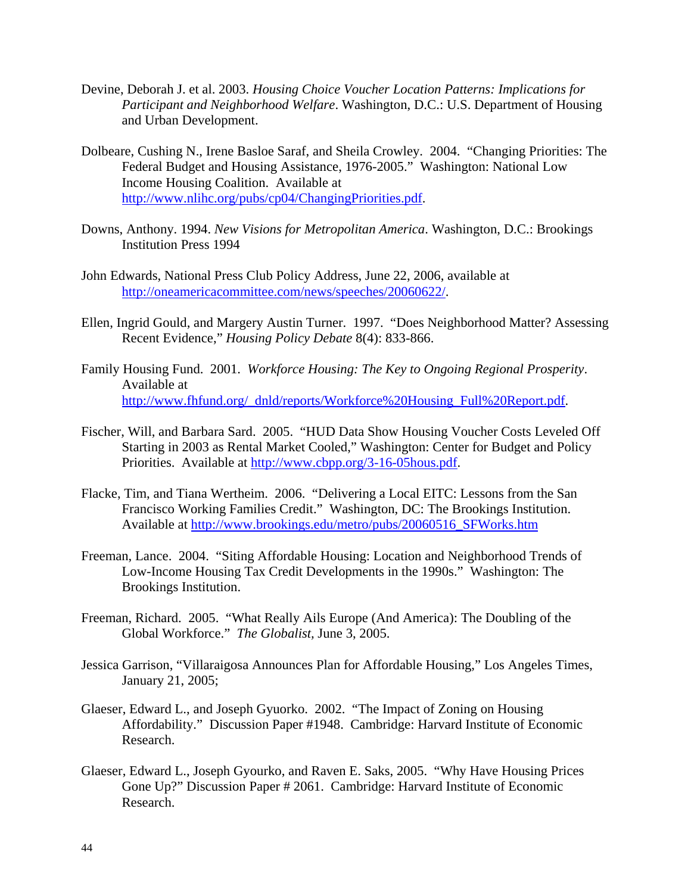Devine, Deborah J. et al. 2003. *Housing Choice Voucher Location Patterns: Implications for Participant and Neighborhood Welfare*. Washington, D.C.: U.S. Department of Housing and Urban Development.

Dolbeare, Cushing N., Irene Basloe Saraf, and Sheila Crowley. 2004. "Changing Priorities: The Federal Budget and Housing Assistance, 1976-2005." Washington: National Low Income Housing Coalition. Available at http://www.nlihc.org/pubs/cp04/ChangingPriorities.pdf.

Downs, Anthony. 1994. *New Visions for Metropolitan America*. Washington, D.C.: Brookings Institution Press 1994

John Edwards, National Press Club Policy Address, June 22, 2006, available at http://oneamericacommittee.com/news/speeches/20060622/.

Ellen, Ingrid Gould, and Margery Austin Turner. 1997. "Does Neighborhood Matter? Assessing Recent Evidence," *Housing Policy Debate* 8(4): 833-866.

Family Housing Fund. 2001. *Workforce Housing: The Key to Ongoing Regional Prosperity*. Available at http://www.fhfund.org/_dnld/reports/Workforce%20Housing_Full%20Report.pdf.

Fischer, Will, and Barbara Sard. 2005. "HUD Data Show Housing Voucher Costs Leveled Off Starting in 2003 as Rental Market Cooled," Washington: Center for Budget and Policy Priorities. Available at http://www.cbpp.org/3-16-05hous.pdf.

Flacke, Tim, and Tiana Wertheim. 2006. "Delivering a Local EITC: Lessons from the San Francisco Working Families Credit." Washington, DC: The Brookings Institution. Available at http://www.brookings.edu/metro/pubs/20060516_SFWorks.htm

Freeman, Lance. 2004. "Siting Affordable Housing: Location and Neighborhood Trends of Low-Income Housing Tax Credit Developments in the 1990s." Washington: The Brookings Institution.

Freeman, Richard. 2005. "What Really Ails Europe (And America): The Doubling of the Global Workforce." *The Globalist,* June 3, 2005.

Jessica Garrison, "Villaraigosa Announces Plan for Affordable Housing," Los Angeles Times, January 21, 2005;

Glaeser, Edward L., and Joseph Gyuorko. 2002. "The Impact of Zoning on Housing Affordability." Discussion Paper #1948. Cambridge: Harvard Institute of Economic Research.

Glaeser, Edward L., Joseph Gyourko, and Raven E. Saks, 2005. "Why Have Housing Prices Gone Up?" Discussion Paper # 2061. Cambridge: Harvard Institute of Economic Research.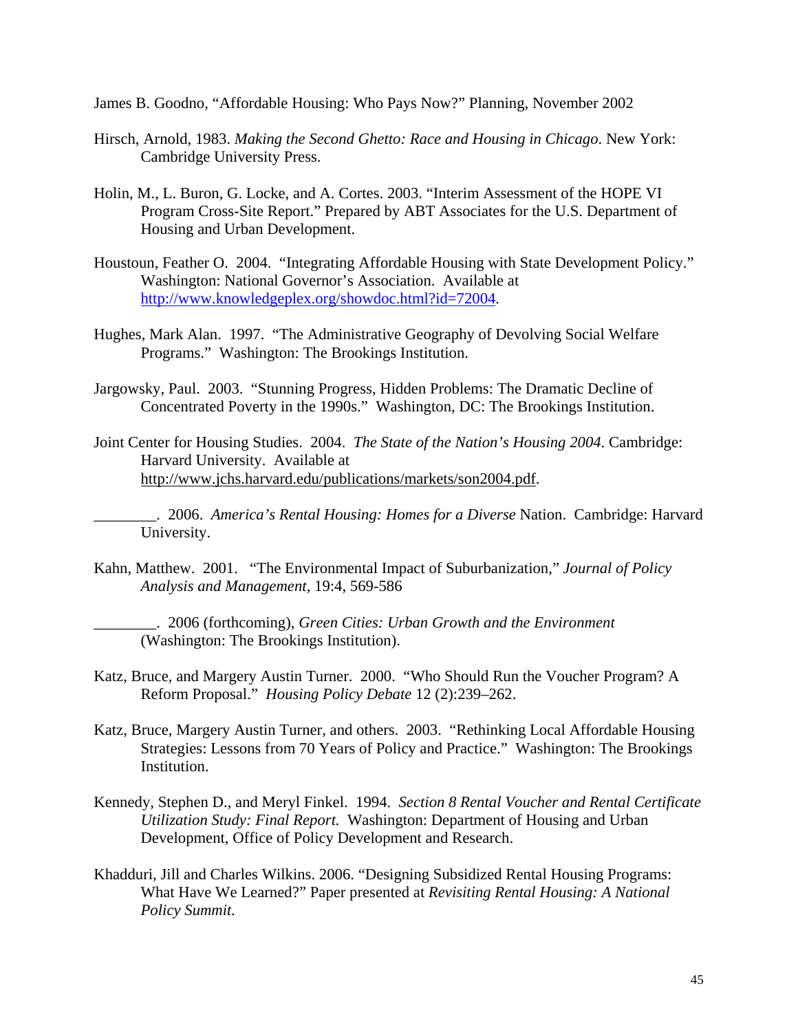James B. Goodno, "Affordable Housing: Who Pays Now?" Planning, November 2002

Hirsch, Arnold, 1983. *Making the Second Ghetto: Race and Housing in Chicago*. New York: Cambridge University Press.

Holin, M., L. Buron, G. Locke, and A. Cortes. 2003. "Interim Assessment of the HOPE VI Program Cross-Site Report." Prepared by ABT Associates for the U.S. Department of Housing and Urban Development.

Houstoun, Feather O. 2004. "Integrating Affordable Housing with State Development Policy." Washington: National Governor's Association. Available at http://www.knowledgeplex.org/showdoc.html?id=72004.

Hughes, Mark Alan. 1997. "The Administrative Geography of Devolving Social Welfare Programs." Washington: The Brookings Institution.

Jargowsky, Paul. 2003. "Stunning Progress, Hidden Problems: The Dramatic Decline of Concentrated Poverty in the 1990s." Washington, DC: The Brookings Institution.

Joint Center for Housing Studies. 2004. *The State of the Nation's Housing 2004*. Cambridge: Harvard University. Available at http://www.jchs.harvard.edu/publications/markets/son2004.pdf.

________. 2006. *America's Rental Housing: Homes for a Diverse* Nation. Cambridge: Harvard University.

Kahn, Matthew. 2001. "The Environmental Impact of Suburbanization," *Journal of Policy Analysis and Management,* 19:4, 569-586

________. 2006 (forthcoming), *Green Cities: Urban Growth and the Environment* (Washington: The Brookings Institution).

Katz, Bruce, and Margery Austin Turner. 2000. "Who Should Run the Voucher Program? A Reform Proposal." *Housing Policy Debate* 12 (2):239–262.

Katz, Bruce, Margery Austin Turner, and others. 2003. "Rethinking Local Affordable Housing Strategies: Lessons from 70 Years of Policy and Practice." Washington: The Brookings Institution.

Kennedy, Stephen D., and Meryl Finkel. 1994. *Section 8 Rental Voucher and Rental Certificate Utilization Study: Final Report.* Washington: Department of Housing and Urban Development, Office of Policy Development and Research.

Khadduri, Jill and Charles Wilkins. 2006. "Designing Subsidized Rental Housing Programs: What Have We Learned?" Paper presented at *Revisiting Rental Housing: A National Policy Summit.*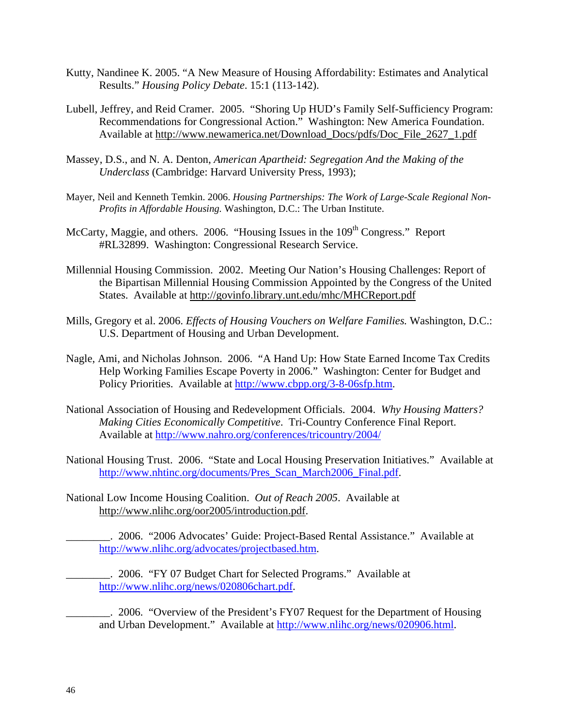Kutty, Nandinee K. 2005. "A New Measure of Housing Affordability: Estimates and Analytical Results." *Housing Policy Debate*. 15:1 (113-142).

Lubell, Jeffrey, and Reid Cramer. 2005. "Shoring Up HUD's Family Self-Sufficiency Program: Recommendations for Congressional Action." Washington: New America Foundation. Available at http://www.newamerica.net/Download_Docs/pdfs/Doc_File_2627_1.pdf

Massey, D.S., and N. A. Denton, *American Apartheid: Segregation And the Making of the Underclass* (Cambridge: Harvard University Press, 1993);

Mayer, Neil and Kenneth Temkin. 2006. *Housing Partnerships: The Work of Large-Scale Regional Non-Profits in Affordable Housing.* Washington, D.C.: The Urban Institute.

McCarty, Maggie, and others. 2006. "Housing Issues in the 109th Congress." Report #RL32899. Washington: Congressional Research Service.

Millennial Housing Commission. 2002. Meeting Our Nation's Housing Challenges: Report of the Bipartisan Millennial Housing Commission Appointed by the Congress of the United States. Available at http://govinfo.library.unt.edu/mhc/MHCReport.pdf

Mills, Gregory et al. 2006. *Effects of Housing Vouchers on Welfare Families.* Washington, D.C.: U.S. Department of Housing and Urban Development.

Nagle, Ami, and Nicholas Johnson. 2006. "A Hand Up: How State Earned Income Tax Credits Help Working Families Escape Poverty in 2006." Washington: Center for Budget and Policy Priorities. Available at http://www.cbpp.org/3-8-06sfp.htm.

National Association of Housing and Redevelopment Officials. 2004. *Why Housing Matters? Making Cities Economically Competitive*. Tri-Country Conference Final Report. Available at http://www.nahro.org/conferences/tricountry/2004/

National Housing Trust. 2006. "State and Local Housing Preservation Initiatives." Available at http://www.nhtinc.org/documents/Pres_Scan_March2006_Final.pdf.

National Low Income Housing Coalition. *Out of Reach 2005*. Available at http://www.nlihc.org/oor2005/introduction.pdf.

________. 2006. "2006 Advocates' Guide: Project-Based Rental Assistance." Available at http://www.nlihc.org/advocates/projectbased.htm.

________. 2006. "FY 07 Budget Chart for Selected Programs." Available at http://www.nlihc.org/news/020806chart.pdf.

________. 2006. "Overview of the President's FY07 Request for the Department of Housing and Urban Development." Available at http://www.nlihc.org/news/020906.html.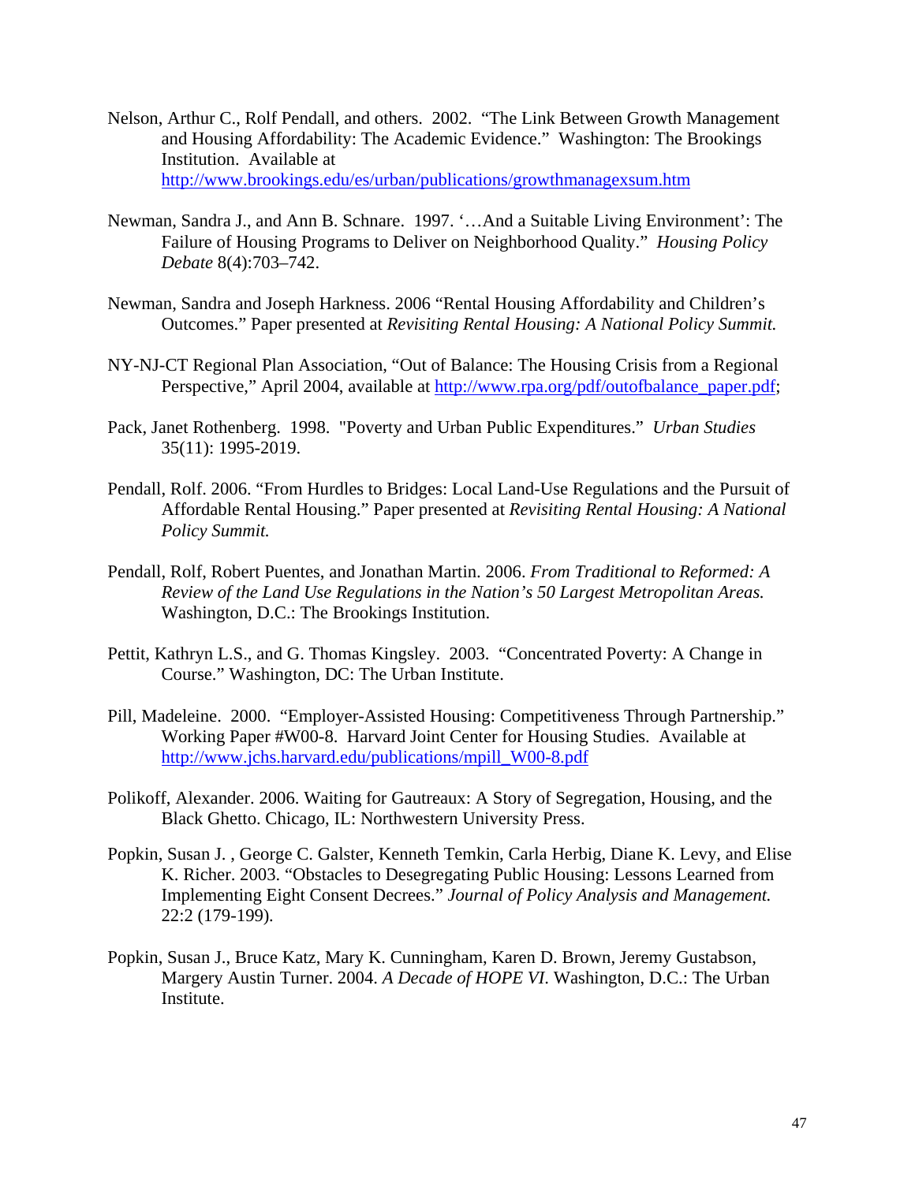Nelson, Arthur C., Rolf Pendall, and others. 2002. "The Link Between Growth Management and Housing Affordability: The Academic Evidence." Washington: The Brookings Institution. Available at http://www.brookings.edu/es/urban/publications/growthmanagexsum.htm

Newman, Sandra J., and Ann B. Schnare. 1997. '…And a Suitable Living Environment': The Failure of Housing Programs to Deliver on Neighborhood Quality." *Housing Policy Debate* 8(4):703–742.

Newman, Sandra and Joseph Harkness. 2006 "Rental Housing Affordability and Children's Outcomes." Paper presented at *Revisiting Rental Housing: A National Policy Summit.*

NY-NJ-CT Regional Plan Association, "Out of Balance: The Housing Crisis from a Regional Perspective," April 2004, available at http://www.rpa.org/pdf/outofbalance_paper.pdf;

Pack, Janet Rothenberg. 1998. "Poverty and Urban Public Expenditures." *Urban Studies* 35(11): 1995-2019.

Pendall, Rolf. 2006. "From Hurdles to Bridges: Local Land-Use Regulations and the Pursuit of Affordable Rental Housing." Paper presented at *Revisiting Rental Housing: A National Policy Summit.*

Pendall, Rolf, Robert Puentes, and Jonathan Martin. 2006. *From Traditional to Reformed: A Review of the Land Use Regulations in the Nation's 50 Largest Metropolitan Areas.* Washington, D.C.: The Brookings Institution.

Pettit, Kathryn L.S., and G. Thomas Kingsley. 2003. "Concentrated Poverty: A Change in Course." Washington, DC: The Urban Institute.

Pill, Madeleine. 2000. "Employer-Assisted Housing: Competitiveness Through Partnership." Working Paper #W00-8. Harvard Joint Center for Housing Studies. Available at http://www.jchs.harvard.edu/publications/mpill_W00-8.pdf

Polikoff, Alexander. 2006. Waiting for Gautreaux: A Story of Segregation, Housing, and the Black Ghetto. Chicago, IL: Northwestern University Press.

Popkin, Susan J. , George C. Galster, Kenneth Temkin, Carla Herbig, Diane K. Levy, and Elise K. Richer. 2003. "Obstacles to Desegregating Public Housing: Lessons Learned from Implementing Eight Consent Decrees." *Journal of Policy Analysis and Management.* 22:2 (179-199).

Popkin, Susan J., Bruce Katz, Mary K. Cunningham, Karen D. Brown, Jeremy Gustabson, Margery Austin Turner. 2004. *A Decade of HOPE VI.* Washington, D.C.: The Urban Institute.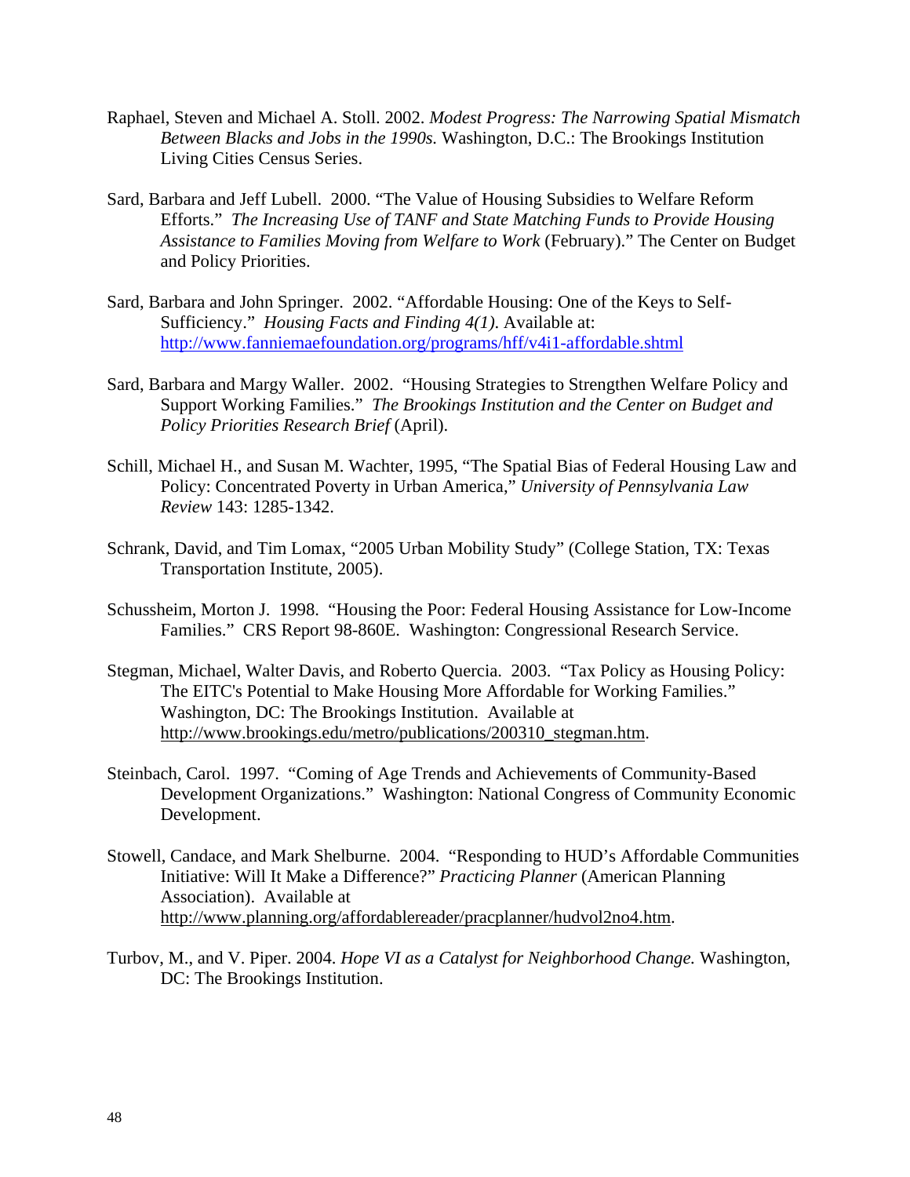Raphael, Steven and Michael A. Stoll. 2002. *Modest Progress: The Narrowing Spatial Mismatch Between Blacks and Jobs in the 1990s.* Washington, D.C.: The Brookings Institution Living Cities Census Series.

Sard, Barbara and Jeff Lubell. 2000. "The Value of Housing Subsidies to Welfare Reform Efforts." *The Increasing Use of TANF and State Matching Funds to Provide Housing Assistance to Families Moving from Welfare to Work* (February)." The Center on Budget and Policy Priorities.

Sard, Barbara and John Springer. 2002. "Affordable Housing: One of the Keys to Self-Sufficiency." *Housing Facts and Finding 4(1)*. Available at: http://www.fanniemaefoundation.org/programs/hff/v4i1-affordable.shtml

Sard, Barbara and Margy Waller. 2002. "Housing Strategies to Strengthen Welfare Policy and Support Working Families." *The Brookings Institution and the Center on Budget and Policy Priorities Research Brief* (April).

Schill, Michael H., and Susan M. Wachter, 1995, "The Spatial Bias of Federal Housing Law and Policy: Concentrated Poverty in Urban America," *University of Pennsylvania Law Review* 143: 1285-1342.

Schrank, David, and Tim Lomax, "2005 Urban Mobility Study" (College Station, TX: Texas Transportation Institute, 2005).

Schussheim, Morton J. 1998. "Housing the Poor: Federal Housing Assistance for Low-Income Families." CRS Report 98-860E. Washington: Congressional Research Service.

Stegman, Michael, Walter Davis, and Roberto Quercia. 2003. "Tax Policy as Housing Policy: The EITC's Potential to Make Housing More Affordable for Working Families." Washington, DC: The Brookings Institution. Available at http://www.brookings.edu/metro/publications/200310_stegman.htm.

Steinbach, Carol. 1997. "Coming of Age Trends and Achievements of Community-Based Development Organizations." Washington: National Congress of Community Economic Development.

Stowell, Candace, and Mark Shelburne. 2004. "Responding to HUD's Affordable Communities Initiative: Will It Make a Difference?" *Practicing Planner* (American Planning Association). Available at http://www.planning.org/affordablereader/pracplanner/hudvol2no4.htm.

Turbov, M., and V. Piper. 2004. *Hope VI as a Catalyst for Neighborhood Change.* Washington, DC: The Brookings Institution.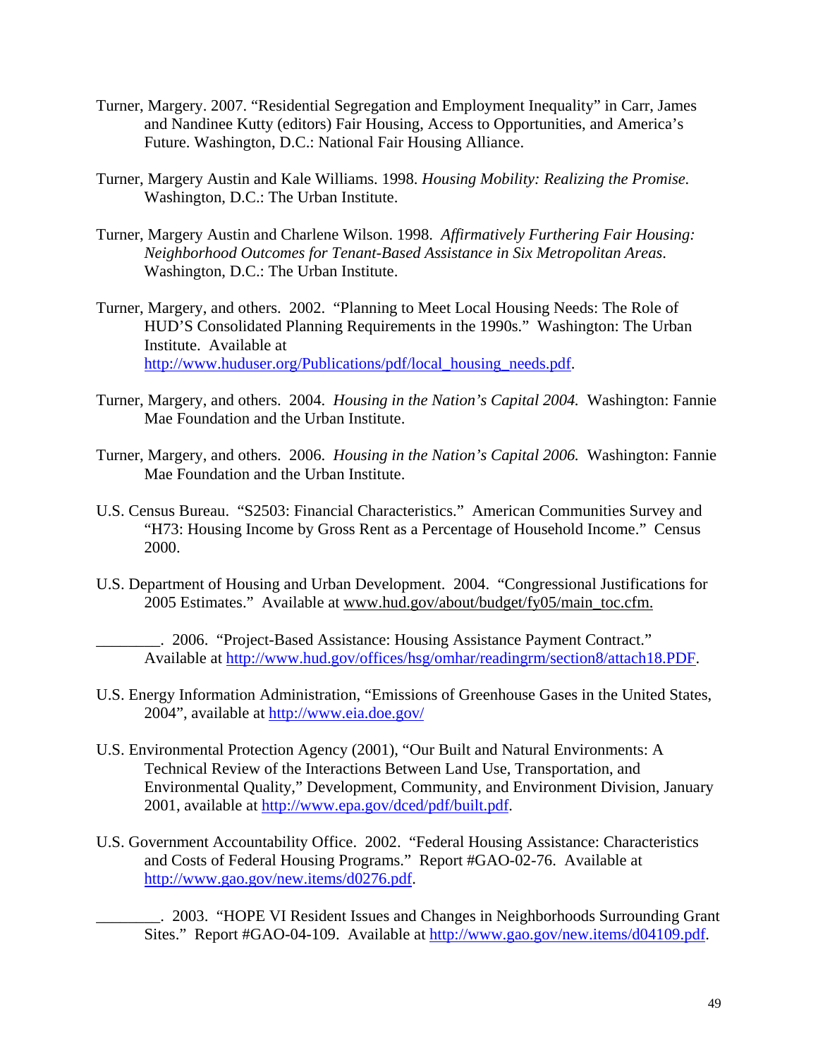Turner, Margery. 2007. “Residential Segregation and Employment Inequality” in Carr, James and Nandinee Kutty (editors) Fair Housing, Access to Opportunities, and America’s Future. Washington, D.C.: National Fair Housing Alliance.

Turner, Margery Austin and Kale Williams. 1998. *Housing Mobility: Realizing the Promise.* Washington, D.C.: The Urban Institute.

Turner, Margery Austin and Charlene Wilson. 1998. *Affirmatively Furthering Fair Housing: Neighborhood Outcomes for Tenant-Based Assistance in Six Metropolitan Areas*. Washington, D.C.: The Urban Institute.

Turner, Margery, and others. 2002. “Planning to Meet Local Housing Needs: The Role of HUD’S Consolidated Planning Requirements in the 1990s.” Washington: The Urban Institute. Available at http://www.huduser.org/Publications/pdf/local_housing_needs.pdf.

Turner, Margery, and others. 2004. *Housing in the Nation’s Capital 2004.* Washington: Fannie Mae Foundation and the Urban Institute.

Turner, Margery, and others. 2006. *Housing in the Nation’s Capital 2006.* Washington: Fannie Mae Foundation and the Urban Institute.

U.S. Census Bureau. “S2503: Financial Characteristics.” American Communities Survey and “H73: Housing Income by Gross Rent as a Percentage of Household Income.” Census 2000.

U.S. Department of Housing and Urban Development. 2004. “Congressional Justifications for 2005 Estimates.” Available at www.hud.gov/about/budget/fy05/main_toc.cfm.

________. 2006. “Project-Based Assistance: Housing Assistance Payment Contract.” Available at http://www.hud.gov/offices/hsg/omhar/readingrm/section8/attach18.PDF.

U.S. Energy Information Administration, “Emissions of Greenhouse Gases in the United States, 2004”, available at http://www.eia.doe.gov/

U.S. Environmental Protection Agency (2001), “Our Built and Natural Environments: A Technical Review of the Interactions Between Land Use, Transportation, and Environmental Quality,” Development, Community, and Environment Division, January 2001, available at http://www.epa.gov/dced/pdf/built.pdf.

U.S. Government Accountability Office. 2002. “Federal Housing Assistance: Characteristics and Costs of Federal Housing Programs.” Report #GAO-02-76. Available at http://www.gao.gov/new.items/d0276.pdf.

________. 2003. “HOPE VI Resident Issues and Changes in Neighborhoods Surrounding Grant Sites.” Report #GAO-04-109. Available at http://www.gao.gov/new.items/d04109.pdf.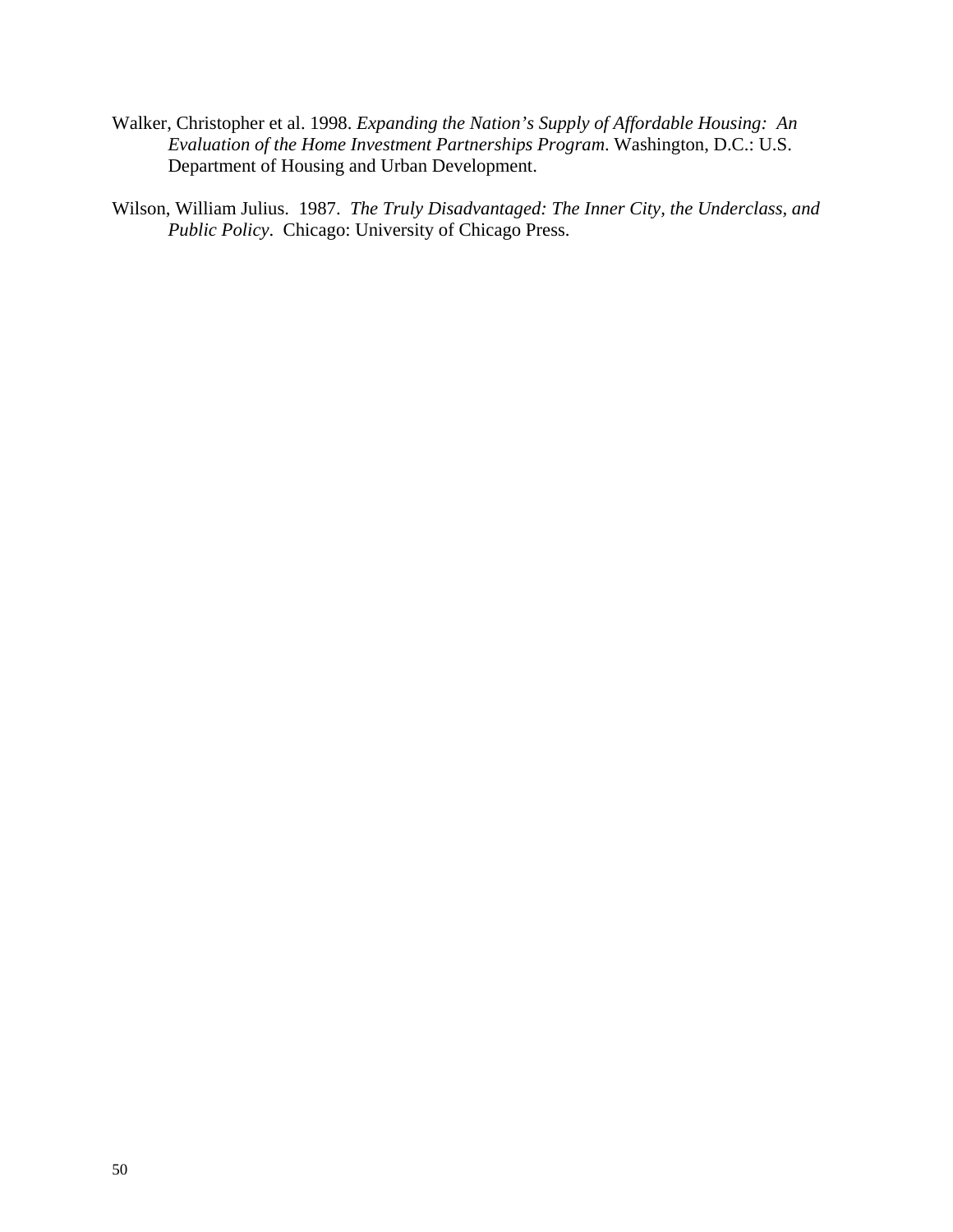Walker, Christopher et al. 1998. *Expanding the Nation's Supply of Affordable Housing: An Evaluation of the Home Investment Partnerships Program*. Washington, D.C.: U.S. Department of Housing and Urban Development.

Wilson, William Julius. 1987. *The Truly Disadvantaged: The Inner City, the Underclass, and Public Policy*. Chicago: University of Chicago Press.